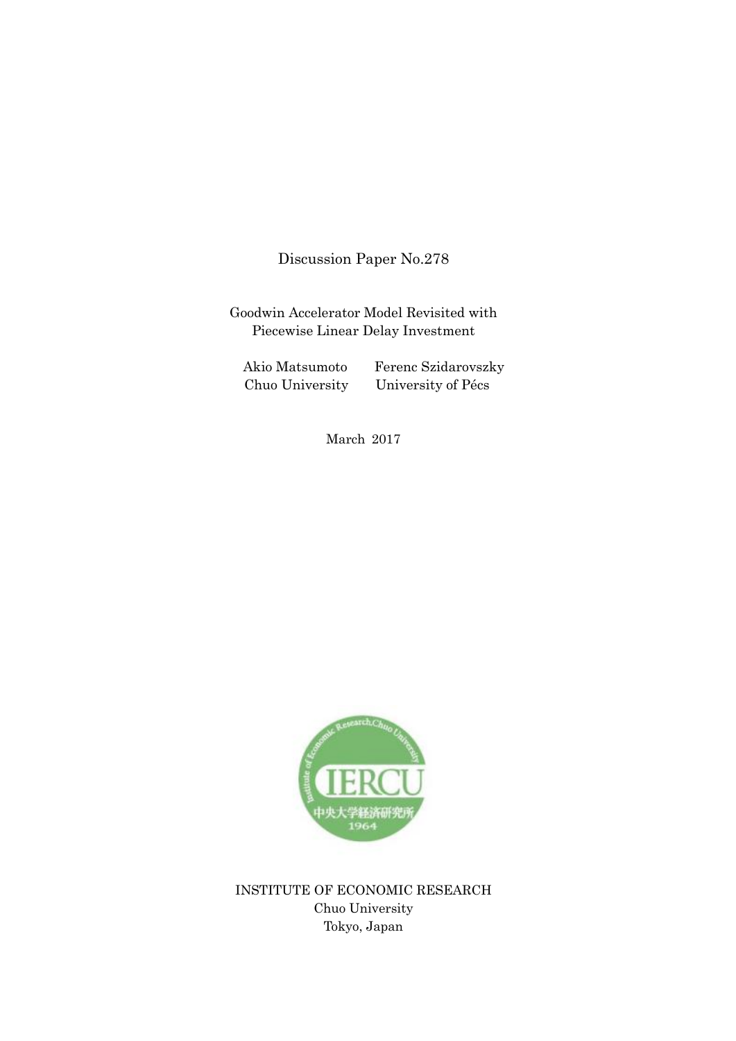Discussion Paper No.278

# Goodwin Accelerator Model Revisited with Piecewise Linear Delay Investment

Akio Matsumoto
Chuo University

Ferenc Szidarovszky
University of Pécs

March 2017

INSTITUTE OF ECONOMIC RESEARCH
Chuo University
Tokyo, Japan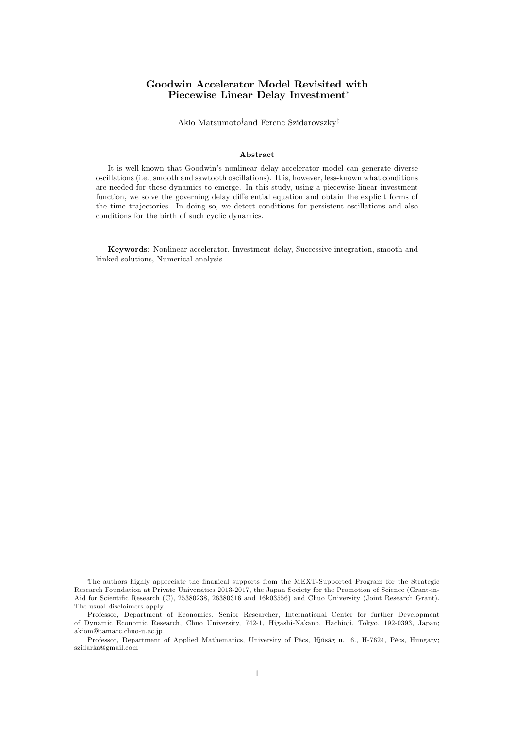# Goodwin Accelerator Model Revisited with Piecewise Linear Delay Investment*

Akio Matsumoto† and Ferenc Szidarovszky‡

### Abstract

It is well-known that Goodwin's nonlinear delay accelerator model can generate diverse oscillations (i.e., smooth and sawtooth oscillations). It is, however, less-known what conditions are needed for these dynamics to emerge. In this study, using a piecewise linear investment function, we solve the governing delay differential equation and obtain the explicit forms of the time trajectories. In doing so, we detect conditions for persistent oscillations and also conditions for the birth of such cyclic dynamics.

**Keywords**: Nonlinear accelerator, Investment delay, Successive integration, smooth and kinked solutions, Numerical analysis

---

*The authors highly appreciate the finanical supports from the MEXT-Supported Program for the Strategic Research Foundation at Private Universities 2013-2017, the Japan Society for the Promotion of Science (Grant-in-Aid for Scientific Research (C), 25380238, 26380316 and 16k03556) and Chuo University (Joint Research Grant). The usual disclaimers apply.

†Professor, Department of Economics, Senior Researcher, International Center for further Development of Dynamic Economic Research, Chuo University, 742-1, Higashi-Nakano, Hachioji, Tokyo, 192-0393, Japan; akiom@tamacc.chuo-u.ac.jp

‡Professor, Department of Applied Mathematics, University of Pécs, Ifjúság u. 6., H-7624, Pécs, Hungary; szidarka@gmail.com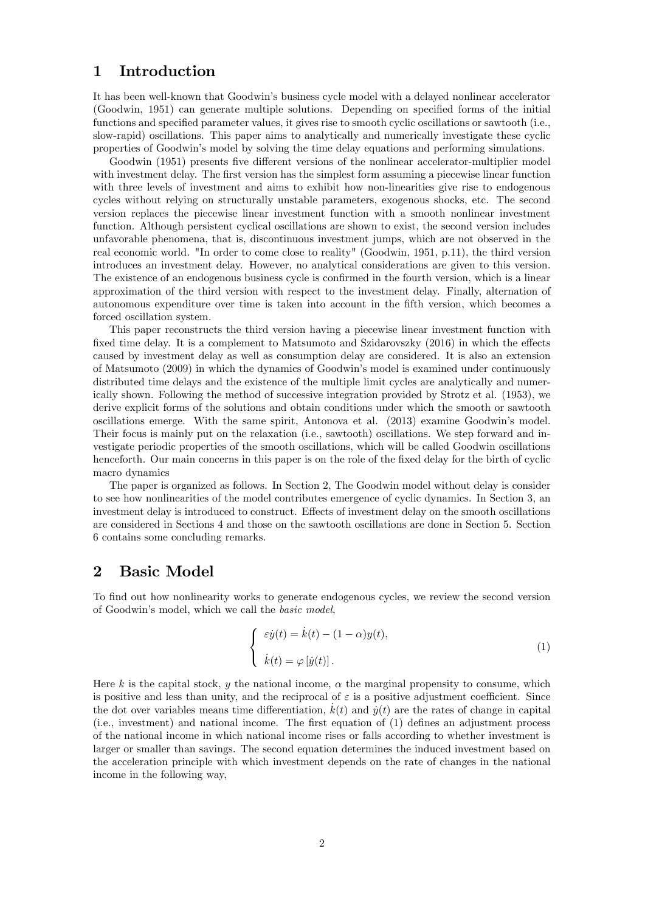## 1 Introduction

It has been well-known that Goodwin's business cycle model with a delayed nonlinear accelerator (Goodwin, 1951) can generate multiple solutions. Depending on specified forms of the initial functions and specified parameter values, it gives rise to smooth cyclic oscillations or sawtooth (i.e., slow-rapid) oscillations. This paper aims to analytically and numerically investigate these cyclic properties of Goodwin's model by solving the time delay equations and performing simulations.

Goodwin (1951) presents five different versions of the nonlinear accelerator-multiplier model with investment delay. The first version has the simplest form assuming a piecewise linear function with three levels of investment and aims to exhibit how non-linearities give rise to endogenous cycles without relying on structurally unstable parameters, exogenous shocks, etc. The second version replaces the piecewise linear investment function with a smooth nonlinear investment function. Although persistent cyclical oscillations are shown to exist, the second version includes unfavorable phenomena, that is, discontinuous investment jumps, which are not observed in the real economic world. "In order to come close to reality" (Goodwin, 1951, p.11), the third version introduces an investment delay. However, no analytical considerations are given to this version. The existence of an endogenous business cycle is confirmed in the fourth version, which is a linear approximation of the third version with respect to the investment delay. Finally, alternation of autonomous expenditure over time is taken into account in the fifth version, which becomes a forced oscillation system.

This paper reconstructs the third version having a piecewise linear investment function with fixed time delay. It is a complement to Matsumoto and Szidarovszky (2016) in which the effects caused by investment delay as well as consumption delay are considered. It is also an extension of Matsumoto (2009) in which the dynamics of Goodwin's model is examined under continuously distributed time delays and the existence of the multiple limit cycles are analytically and numerically shown. Following the method of successive integration provided by Strotz et al. (1953), we derive explicit forms of the solutions and obtain conditions under which the smooth or sawtooth oscillations emerge. With the same spirit, Antonova et al. (2013) examine Goodwin's model. Their focus is mainly put on the relaxation (i.e., sawtooth) oscillations. We step forward and investigate periodic properties of the smooth oscillations, which will be called Goodwin oscillations henceforth. Our main concerns in this paper is on the role of the fixed delay for the birth of cyclic macro dynamics

The paper is organized as follows. In Section 2, The Goodwin model without delay is consider to see how nonlinearities of the model contributes emergence of cyclic dynamics. In Section 3, an investment delay is introduced to construct. Effects of investment delay on the smooth oscillations are considered in Sections 4 and those on the sawtooth oscillations are done in Section 5. Section 6 contains some concluding remarks.

## 2 Basic Model

To find out how nonlinearity works to generate endogenous cycles, we review the second version of Goodwin's model, which we call the *basic model*,

$$
\begin{cases}
\varepsilon \dot{y}(t) = \dot{k}(t) - (1-\alpha)y(t), \\
\\
\dot{k}(t) = \varphi\left[\dot{y}(t)\right].
\end{cases}
\tag{1}
$$

Here $k$ is the capital stock, $y$ the national income, $\alpha$ the marginal propensity to consume, which is positive and less than unity, and the reciprocal of $\varepsilon$ is a positive adjustment coefficient. Since the dot over variables means time differentiation, $\dot{k}(t)$ and $\dot{y}(t)$ are the rates of change in capital (i.e., investment) and national income. The first equation of (1) defines an adjustment process of the national income in which national income rises or falls according to whether investment is larger or smaller than savings. The second equation determines the induced investment based on the acceleration principle with which investment depends on the rate of changes in the national income in the following way,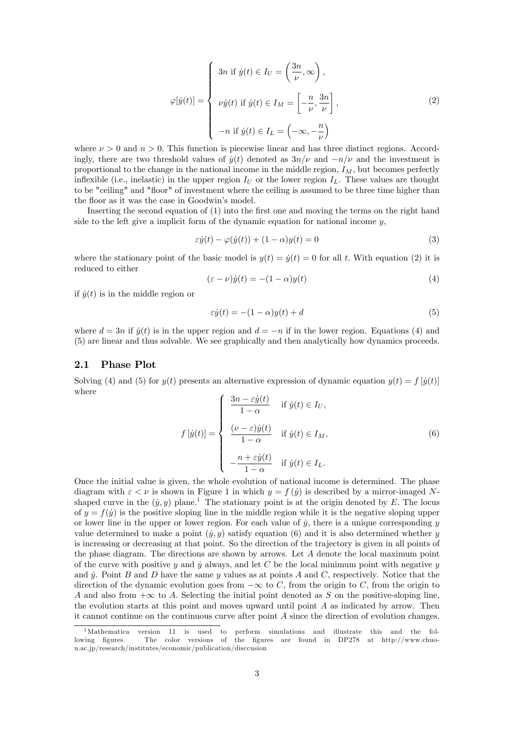$$\varphi[\dot{y}(t)] = \begin{cases} 3n \text{ if } \dot{y}(t) \in I_U = \left(\dfrac{3n}{\nu}, \infty\right), \\ \\ \nu \dot{y}(t) \text{ if } \dot{y}(t) \in I_M = \left[-\dfrac{n}{\nu}, \dfrac{3n}{\nu}\right], \\ \\ -n \text{ if } \dot{y}(t) \in I_L = \left(-\infty, -\dfrac{n}{\nu}\right) \end{cases} \tag{2}$$

where $\nu > 0$ and $n > 0$. This function is piecewise linear and has three distinct regions. Accordingly, there are two threshold values of $\dot{y}(t)$ denoted as $3n/\nu$ and $-n/\nu$ and the investment is proportional to the change in the national income in the middle region, $I_M$, but becomes perfectly inflexible (i.e., inelastic) in the upper region $I_U$ or the lower region $I_L$. These values are thought to be "ceiling" and "floor" of investment where the ceiling is assumed to be three time higher than the floor as it was the case in Goodwin's model.

Inserting the second equation of (1) into the first one and moving the terms on the right hand side to the left give a implicit form of the dynamic equation for national income $y$,

$$\varepsilon \dot{y}(t) - \varphi(\dot{y}(t)) + (1 - \alpha) y(t) = 0 \tag{3}$$

where the stationary point of the basic model is $y(t) = \dot{y}(t) = 0$ for all $t$. With equation (2) it is reduced to either

$$(\varepsilon - \nu)\dot{y}(t) = -(1 - \alpha) y(t) \tag{4}$$

if $\dot{y}(t)$ is in the middle region or

$$\varepsilon \dot{y}(t) = -(1 - \alpha) y(t) + d \tag{5}$$

where $d = 3n$ if $\dot{y}(t)$ is in the upper region and $d = -n$ if in the lower region. Equations (4) and (5) are linear and thus solvable. We see graphically and then analytically how dynamics proceeds.

## 2.1 Phase Plot

Solving (4) and (5) for $y(t)$ presents an alternative expression of dynamic equation $y(t) = f[\dot{y}(t)]$ where

$$f[\dot{y}(t)] = \begin{cases} \dfrac{3n - \varepsilon \dot{y}(t)}{1 - \alpha} & \text{if } \dot{y}(t) \in I_U, \\ \\ \dfrac{(\nu - \varepsilon)\dot{y}(t)}{1 - \alpha} & \text{if } \dot{y}(t) \in I_M, \\ \\ -\dfrac{n + \varepsilon \dot{y}(t)}{1 - \alpha} & \text{if } \dot{y}(t) \in I_L. \end{cases} \tag{6}$$

Once the initial value is given, the whole evolution of national income is determined. The phase diagram with $\varepsilon < \nu$ is shown in Figure 1 in which $y = f(\dot{y})$ is described by a mirror-imaged $N$-shaped curve in the $(\dot{y}, y)$ plane.[1] The stationary point is at the origin denoted by $E$. The locus of $y = f(\dot{y})$ is the positive sloping line in the middle region while it is the negative sloping upper or lower line in the upper or lower region. For each value of $\dot{y}$, there is a unique corresponding $y$ value determined to make a point $(\dot{y}, y)$ satisfy equation (6) and it is also determined whether $y$ is increasing or decreasing at that point. So the direction of the trajectory is given in all points of the phase diagram. The directions are shown by arrows. Let $A$ denote the local maximum point of the curve with positive $y$ and $\dot{y}$ always, and let $C$ be the local minimum point with negative $y$ and $\dot{y}$. Point $B$ and $D$ have the same $y$ values as at points $A$ and $C$, respectively. Notice that the direction of the dynamic evolution goes from $-\infty$ to $C$, from the origin to $C$, from the origin to $A$ and also from $+\infty$ to $A$. Selecting the initial point denoted as $S$ on the positive-sloping line, the evolution starts at this point and moves upward until point $A$ as indicated by arrow. Then it cannot continue on the continuous curve after point $A$ since the direction of evolution changes.

[1] Mathematica version 11 is used to perform simulations and illustrate this and the following figures. The color versions of the figures are found in DP278 at http://www.chuo-u.ac.jp/research/institutes/economic/publication/disccusion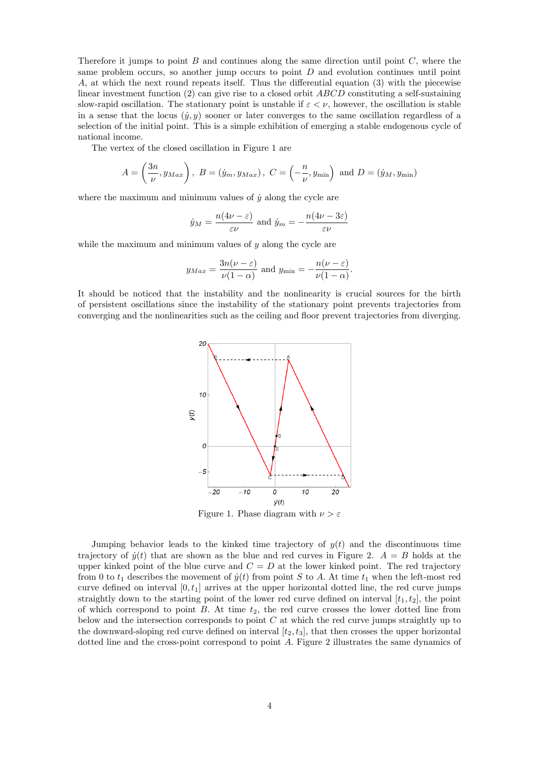Therefore it jumps to point $B$ and continues along the same direction until point $C$, where the same problem occurs, so another jump occurs to point $D$ and evolution continues until point $A$, at which the next round repeats itself. Thus the differential equation (3) with the piecewise linear investment function (2) can give rise to a closed orbit $ABCD$ constituting a self-sustaining slow-rapid oscillation. The stationary point is unstable if $\varepsilon < \nu$, however, the oscillation is stable in a sense that the locus $(\dot{y}, y)$ sooner or later converges to the same oscillation regardless of a selection of the initial point. This is a simple exhibition of emerging a stable endogenous cycle of national income.

The vertex of the closed oscillation in Figure 1 are

$$A = \left(\frac{3n}{\nu}, y_{Max}\right), \; B = (\dot{y}_m, y_{Max}), \; C = \left(-\frac{n}{\nu}, y_{\min}\right) \text{ and } D = (\dot{y}_M, y_{\min})$$

where the maximum and minimum values of $\dot{y}$ along the cycle are

$$\dot{y}_M = \frac{n(4\nu - \varepsilon)}{\varepsilon\nu} \text{ and } \dot{y}_m = -\frac{n(4\nu - 3\varepsilon)}{\varepsilon\nu}$$

while the maximum and minimum values of $y$ along the cycle are

$$y_{Max} = \frac{3n(\nu - \varepsilon)}{\nu(1-\alpha)} \text{ and } y_{\min} = -\frac{n(\nu - \varepsilon)}{\nu(1-\alpha)}.$$

It should be noticed that the instability and the nonlinearity is crucial sources for the birth of persistent oscillations since the instability of the stationary point prevents trajectories from converging and the nonlinearities such as the ceiling and floor prevent trajectories from diverging.

Figure 1. Phase diagram with $\nu > \varepsilon$

Jumping behavior leads to the kinked time trajectory of $y(t)$ and the discontinuous time trajectory of $\dot{y}(t)$ that are shown as the blue and red curves in Figure 2. $A = B$ holds at the upper kinked point of the blue curve and $C = D$ at the lower kinked point. The red trajectory from 0 to $t_1$ describes the movement of $\dot{y}(t)$ from point $S$ to $A$. At time $t_1$ when the left-most red curve defined on interval $[0, t_1]$ arrives at the upper horizontal dotted line, the red curve jumps straightly down to the starting point of the lower red curve defined on interval $[t_1, t_2]$, the point of which correspond to point $B$. At time $t_2$, the red curve crosses the lower dotted line from below and the intersection corresponds to point $C$ at which the red curve jumps straightly up to the downward-sloping red curve defined on interval $[t_2, t_3]$, that then crosses the upper horizontal dotted line and the cross-point correspond to point $A$. Figure 2 illustrates the same dynamics of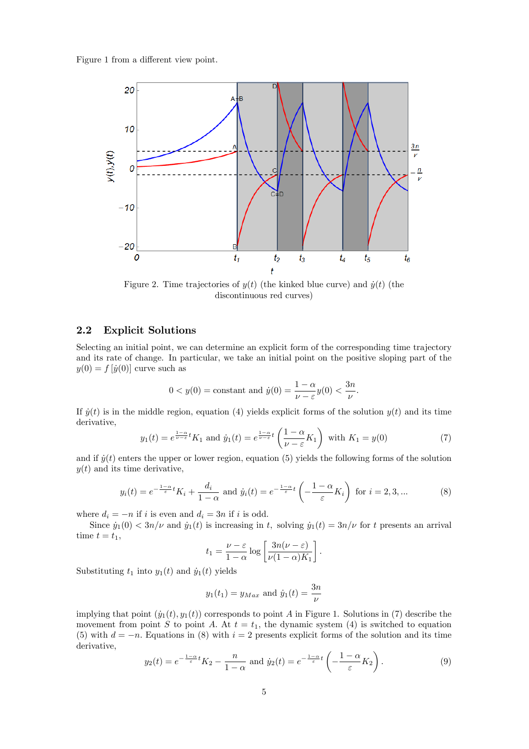Figure 1 from a different view point.

Figure 2. Time trajectories of $y(t)$ (the kinked blue curve) and $\dot{y}(t)$ (the discontinuous red curves)

## 2.2 Explicit Solutions

Selecting an initial point, we can determine an explicit form of the corresponding time trajectory and its rate of change. In particular, we take an initial point on the positive sloping part of the $y(0) = f[\dot{y}(0)]$ curve such as

$$0 < y(0) = \text{constant and } \dot{y}(0) = \frac{1-\alpha}{\nu-\varepsilon}y(0) < \frac{3n}{\nu}.$$

If $\dot{y}(t)$ is in the middle region, equation (4) yields explicit forms of the solution $y(t)$ and its time derivative,

$$y_1(t) = e^{\frac{1-\alpha}{\nu-\varepsilon}t}K_1 \text{ and } \dot{y}_1(t) = e^{\frac{1-\alpha}{\nu-\varepsilon}t}\left(\frac{1-\alpha}{\nu-\varepsilon}K_1\right) \text{ with } K_1 = y(0) \tag{7}$$

and if $\dot{y}(t)$ enters the upper or lower region, equation (5) yields the following forms of the solution $y(t)$ and its time derivative,

$$y_i(t) = e^{-\frac{1-\alpha}{\varepsilon}t}K_i + \frac{d_i}{1-\alpha} \text{ and } \dot{y}_i(t) = e^{-\frac{1-\alpha}{\varepsilon}t}\left(-\frac{1-\alpha}{\varepsilon}K_i\right) \text{ for } i = 2, 3, ... \tag{8}$$

where $d_i = -n$ if $i$ is even and $d_i = 3n$ if $i$ is odd.

Since $\dot{y}_1(0) < 3n/\nu$ and $\dot{y}_1(t)$ is increasing in $t$, solving $\dot{y}_1(t) = 3n/\nu$ for $t$ presents an arrival time $t = t_1$,

$$t_1 = \frac{\nu-\varepsilon}{1-\alpha}\log\left[\frac{3n(\nu-\varepsilon)}{\nu(1-\alpha)K_1}\right].$$

Substituting $t_1$ into $y_1(t)$ and $\dot{y}_1(t)$ yields

$$y_1(t_1) = y_{Max} \text{ and } \dot{y}_1(t) = \frac{3n}{\nu}$$

implying that point $(\dot{y}_1(t), y_1(t))$ corresponds to point $A$ in Figure 1. Solutions in (7) describe the movement from point $S$ to point $A$. At $t = t_1$, the dynamic system (4) is switched to equation (5) with $d = -n$. Equations in (8) with $i = 2$ presents explicit forms of the solution and its time derivative,

$$y_2(t) = e^{-\frac{1-\alpha}{\varepsilon}t}K_2 - \frac{n}{1-\alpha} \text{ and } \dot{y}_2(t) = e^{-\frac{1-\alpha}{\varepsilon}t}\left(-\frac{1-\alpha}{\varepsilon}K_2\right). \tag{9}$$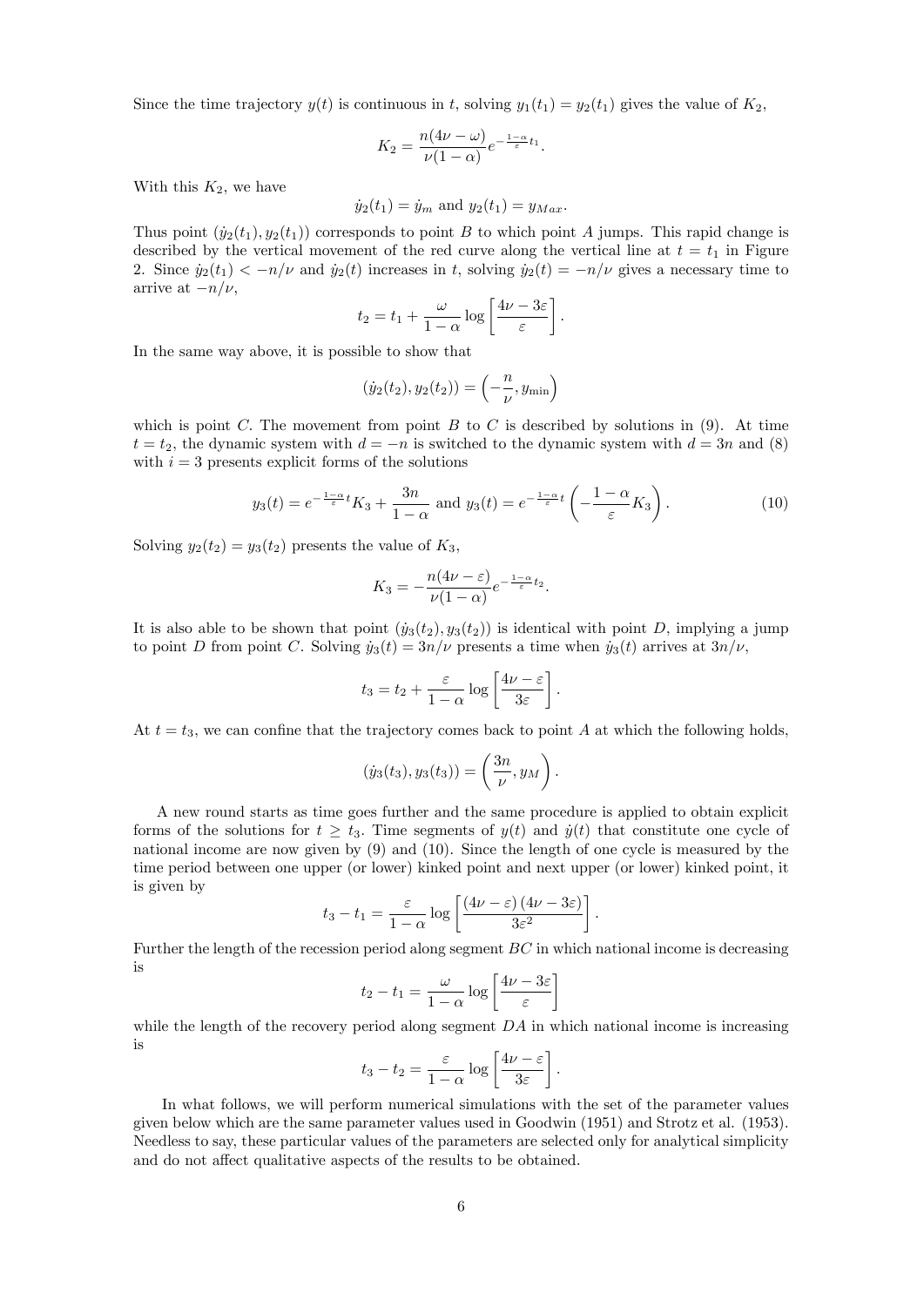Since the time trajectory $y(t)$ is continuous in $t$, solving $y_1(t_1) = y_2(t_1)$ gives the value of $K_2$,

$$K_2 = \frac{n(4\nu - \omega)}{\nu(1-\alpha)} e^{-\frac{1-\alpha}{\varepsilon}t_1}.$$

With this $K_2$, we have

$$\dot{y}_2(t_1) = \dot{y}_m \text{ and } y_2(t_1) = y_{Max}.$$

Thus point $(\dot{y}_2(t_1), y_2(t_1))$ corresponds to point $B$ to which point $A$ jumps. This rapid change is described by the vertical movement of the red curve along the vertical line at $t = t_1$ in Figure 2. Since $\dot{y}_2(t_1) < -n/\nu$ and $\dot{y}_2(t)$ increases in $t$, solving $\dot{y}_2(t) = -n/\nu$ gives a necessary time to arrive at $-n/\nu$,

$$t_2 = t_1 + \frac{\omega}{1-\alpha} \log \left[ \frac{4\nu - 3\varepsilon}{\varepsilon} \right].$$

In the same way above, it is possible to show that

$$(\dot{y}_2(t_2), y_2(t_2)) = \left( -\frac{n}{\nu}, y_{\min} \right)$$

which is point $C$. The movement from point $B$ to $C$ is described by solutions in (9). At time $t = t_2$, the dynamic system with $d = -n$ is switched to the dynamic system with $d = 3n$ and (8) with $i = 3$ presents explicit forms of the solutions

$$y_3(t) = e^{-\frac{1-\alpha}{\varepsilon}t} K_3 + \frac{3n}{1-\alpha} \text{ and } y_3(t) = e^{-\frac{1-\alpha}{\varepsilon}t} \left( -\frac{1-\alpha}{\varepsilon} K_3 \right). \tag{10}$$

Solving $y_2(t_2) = y_3(t_2)$ presents the value of $K_3$,

$$K_3 = -\frac{n(4\nu - \varepsilon)}{\nu(1-\alpha)} e^{-\frac{1-\alpha}{\varepsilon}t_2}.$$

It is also able to be shown that point $(\dot{y}_3(t_2), y_3(t_2))$ is identical with point $D$, implying a jump to point $D$ from point $C$. Solving $\dot{y}_3(t) = 3n/\nu$ presents a time when $\dot{y}_3(t)$ arrives at $3n/\nu$,

$$t_3 = t_2 + \frac{\varepsilon}{1-\alpha} \log \left[ \frac{4\nu - \varepsilon}{3\varepsilon} \right].$$

At $t = t_3$, we can confine that the trajectory comes back to point $A$ at which the following holds,

$$(\dot{y}_3(t_3), y_3(t_3)) = \left( \frac{3n}{\nu}, y_M \right).$$

A new round starts as time goes further and the same procedure is applied to obtain explicit forms of the solutions for $t \geq t_3$. Time segments of $y(t)$ and $\dot{y}(t)$ that constitute one cycle of national income are now given by (9) and (10). Since the length of one cycle is measured by the time period between one upper (or lower) kinked point and next upper (or lower) kinked point, it is given by

$$t_3 - t_1 = \frac{\varepsilon}{1-\alpha} \log \left[ \frac{(4\nu - \varepsilon)(4\nu - 3\varepsilon)}{3\varepsilon^2} \right].$$

Further the length of the recession period along segment $BC$ in which national income is decreasing is

$$t_2 - t_1 = \frac{\omega}{1-\alpha} \log \left[ \frac{4\nu - 3\varepsilon}{\varepsilon} \right]$$

while the length of the recovery period along segment $DA$ in which national income is increasing is

$$t_3 - t_2 = \frac{\varepsilon}{1-\alpha} \log \left[ \frac{4\nu - \varepsilon}{3\varepsilon} \right].$$

In what follows, we will perform numerical simulations with the set of the parameter values given below which are the same parameter values used in Goodwin (1951) and Strotz et al. (1953). Needless to say, these particular values of the parameters are selected only for analytical simplicity and do not affect qualitative aspects of the results to be obtained.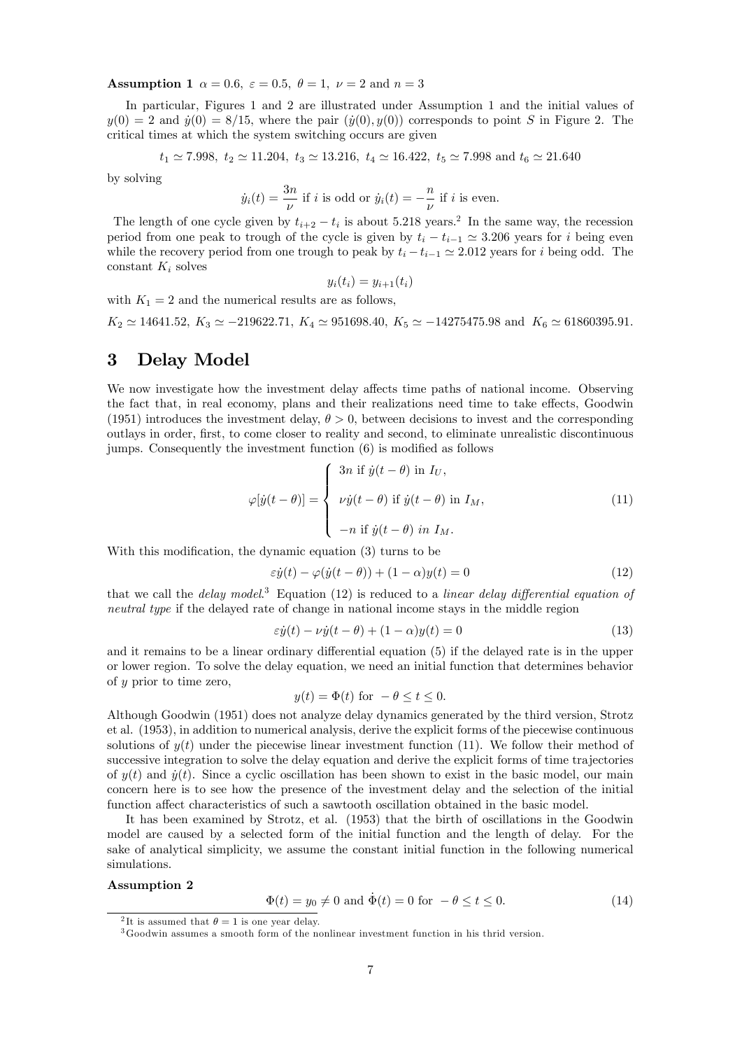**Assumption 1** $\alpha = 0.6,\ \varepsilon = 0.5,\ \theta = 1,\ \nu = 2$ and $n = 3$

In particular, Figures 1 and 2 are illustrated under Assumption 1 and the initial values of $y(0) = 2$ and $\dot{y}(0) = 8/15$, where the pair $(\dot{y}(0), y(0))$ corresponds to point $S$ in Figure 2. The critical times at which the system switching occurs are given

$$t_1 \simeq 7.998,\ t_2 \simeq 11.204,\ t_3 \simeq 13.216,\ t_4 \simeq 16.422,\ t_5 \simeq 7.998 \text{ and } t_6 \simeq 21.640$$

by solving

$$\dot{y}_i(t) = \frac{3n}{\nu} \text{ if } i \text{ is odd or } \dot{y}_i(t) = -\frac{n}{\nu} \text{ if } i \text{ is even.}$$

The length of one cycle given by $t_{i+2} - t_i$ is about 5.218 years.[2] In the same way, the recession period from one peak to trough of the cycle is given by $t_i - t_{i-1} \simeq 3.206$ years for $i$ being even while the recovery period from one trough to peak by $t_i - t_{i-1} \simeq 2.012$ years for $i$ being odd. The constant $K_i$ solves

$$y_i(t_i) = y_{i+1}(t_i)$$

with $K_1 = 2$ and the numerical results are as follows,

$K_2 \simeq 14641.52,\ K_3 \simeq -219622.71,\ K_4 \simeq 951698.40,\ K_5 \simeq -14275475.98$ and $K_6 \simeq 61860395.91.$

# 3 Delay Model

We now investigate how the investment delay affects time paths of national income. Observing the fact that, in real economy, plans and their realizations need time to take effects, Goodwin (1951) introduces the investment delay, $\theta > 0$, between decisions to invest and the corresponding outlays in order, first, to come closer to reality and second, to eliminate unrealistic discontinuous jumps. Consequently the investment function (6) is modified as follows

$$\varphi[\dot{y}(t-\theta)] = \begin{cases} 3n \text{ if } \dot{y}(t-\theta) \text{ in } I_U, \\ \nu\dot{y}(t-\theta) \text{ if } \dot{y}(t-\theta) \text{ in } I_M, \\ -n \text{ if } \dot{y}(t-\theta) \textit{ in } I_M. \end{cases} \tag{11}$$

With this modification, the dynamic equation (3) turns to be

$$\varepsilon\dot{y}(t) - \varphi(\dot{y}(t-\theta)) + (1-\alpha)y(t) = 0 \tag{12}$$

that we call the *delay model*.[3] Equation (12) is reduced to a *linear delay differential equation of neutral type* if the delayed rate of change in national income stays in the middle region

$$\varepsilon\dot{y}(t) - \nu\dot{y}(t-\theta) + (1-\alpha)y(t) = 0 \tag{13}$$

and it remains to be a linear ordinary differential equation (5) if the delayed rate is in the upper or lower region. To solve the delay equation, we need an initial function that determines behavior of $y$ prior to time zero,

$$y(t) = \Phi(t) \text{ for } -\theta \le t \le 0.$$

Although Goodwin (1951) does not analyze delay dynamics generated by the third version, Strotz et al. (1953), in addition to numerical analysis, derive the explicit forms of the piecewise continuous solutions of $y(t)$ under the piecewise linear investment function (11). We follow their method of successive integration to solve the delay equation and derive the explicit forms of time trajectories of $y(t)$ and $\dot{y}(t)$. Since a cyclic oscillation has been shown to exist in the basic model, our main concern here is to see how the presence of the investment delay and the selection of the initial function affect characteristics of such a sawtooth oscillation obtained in the basic model.

It has been examined by Strotz, et al. (1953) that the birth of oscillations in the Goodwin model are caused by a selected form of the initial function and the length of delay. For the sake of analytical simplicity, we assume the constant initial function in the following numerical simulations.

**Assumption 2**

$$\Phi(t) = y_0 \ne 0 \text{ and } \dot{\Phi}(t) = 0 \text{ for } -\theta \le t \le 0. \tag{14}$$

[2] It is assumed that $\theta = 1$ is one year delay.

[3] Goodwin assumes a smooth form of the nonlinear investment function in his thrid version.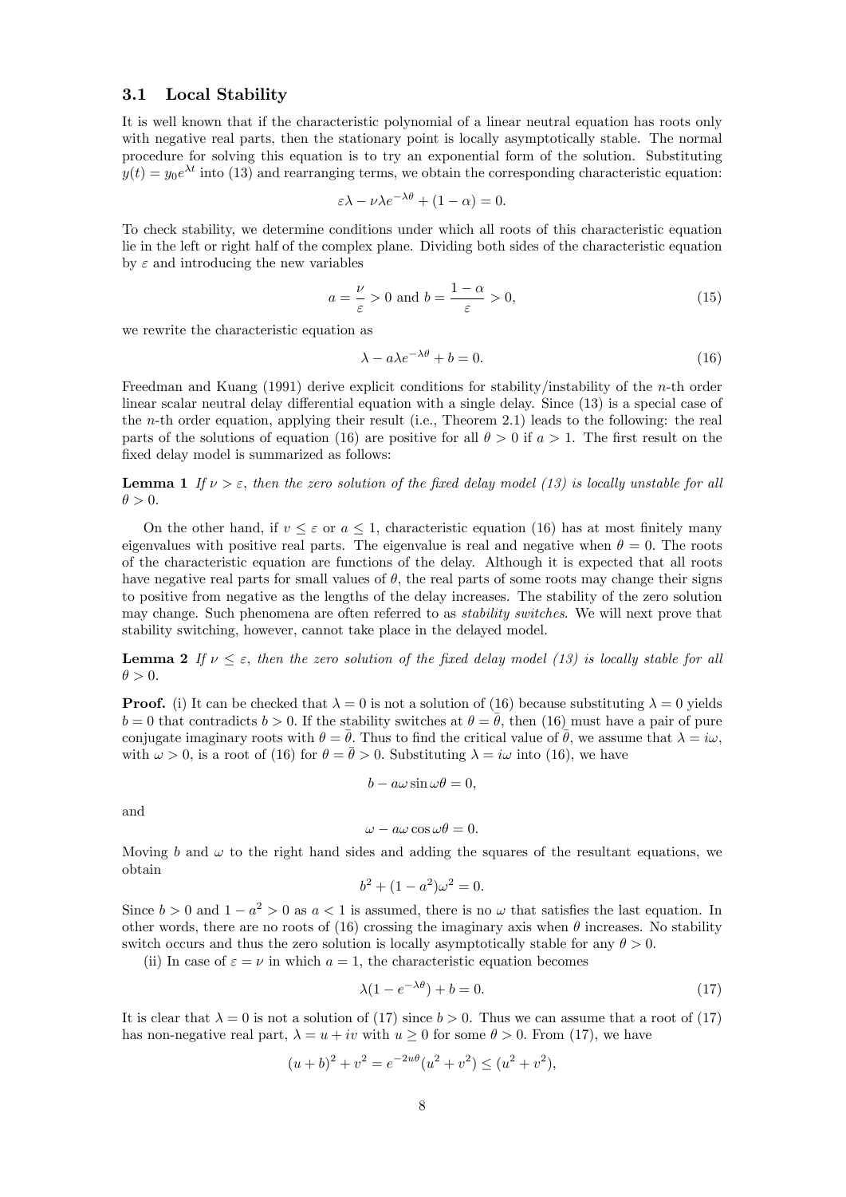### 3.1 Local Stability

It is well known that if the characteristic polynomial of a linear neutral equation has roots only with negative real parts, then the stationary point is locally asymptotically stable. The normal procedure for solving this equation is to try an exponential form of the solution. Substituting $y(t) = y_0 e^{\lambda t}$ into (13) and rearranging terms, we obtain the corresponding characteristic equation:

$$\varepsilon\lambda - \nu\lambda e^{-\lambda\theta} + (1-\alpha) = 0.$$

To check stability, we determine conditions under which all roots of this characteristic equation lie in the left or right half of the complex plane. Dividing both sides of the characteristic equation by $\varepsilon$ and introducing the new variables

$$a = \frac{\nu}{\varepsilon} > 0 \text{ and } b = \frac{1-\alpha}{\varepsilon} > 0, \tag{15}$$

we rewrite the characteristic equation as

$$\lambda - a\lambda e^{-\lambda\theta} + b = 0. \tag{16}$$

Freedman and Kuang (1991) derive explicit conditions for stability/instability of the $n$-th order linear scalar neutral delay differential equation with a single delay. Since (13) is a special case of the $n$-th order equation, applying their result (i.e., Theorem 2.1) leads to the following: the real parts of the solutions of equation (16) are positive for all $\theta > 0$ if $a > 1$. The first result on the fixed delay model is summarized as follows:

**Lemma 1** *If $\nu > \varepsilon$, then the zero solution of the fixed delay model (13) is locally unstable for all $\theta > 0$.*

On the other hand, if $v \le \varepsilon$ or $a \le 1$, characteristic equation (16) has at most finitely many eigenvalues with positive real parts. The eigenvalue is real and negative when $\theta = 0$. The roots of the characteristic equation are functions of the delay. Although it is expected that all roots have negative real parts for small values of $\theta$, the real parts of some roots may change their signs to positive from negative as the lengths of the delay increases. The stability of the zero solution may change. Such phenomena are often referred to as *stability switches*. We will next prove that stability switching, however, cannot take place in the delayed model.

**Lemma 2** *If $\nu \le \varepsilon$, then the zero solution of the fixed delay model (13) is locally stable for all $\theta > 0$.*

**Proof.** (i) It can be checked that $\lambda = 0$ is not a solution of (16) because substituting $\lambda = 0$ yields $b = 0$ that contradicts $b > 0$. If the stability switches at $\theta = \bar{\theta}$, then (16) must have a pair of pure conjugate imaginary roots with $\theta = \bar{\theta}$. Thus to find the critical value of $\bar{\theta}$, we assume that $\lambda = i\omega$, with $\omega > 0$, is a root of (16) for $\theta = \bar{\theta} > 0$. Substituting $\lambda = i\omega$ into (16), we have

$$b - a\omega \sin \omega\theta = 0,$$

and

$$\omega - a\omega \cos \omega\theta = 0.$$

Moving $b$ and $\omega$ to the right hand sides and adding the squares of the resultant equations, we obtain

$$b^2 + (1-a^2)\omega^2 = 0.$$

Since $b > 0$ and $1 - a^2 > 0$ as $a < 1$ is assumed, there is no $\omega$ that satisfies the last equation. In other words, there are no roots of (16) crossing the imaginary axis when $\theta$ increases. No stability switch occurs and thus the zero solution is locally asymptotically stable for any $\theta > 0$.

(ii) In case of $\varepsilon = \nu$ in which $a = 1$, the characteristic equation becomes

$$\lambda(1 - e^{-\lambda\theta}) + b = 0. \tag{17}$$

It is clear that $\lambda = 0$ is not a solution of (17) since $b > 0$. Thus we can assume that a root of (17) has non-negative real part, $\lambda = u + iv$ with $u \ge 0$ for some $\theta > 0$. From (17), we have

$$(u+b)^2 + v^2 = e^{-2u\theta}(u^2 + v^2) \le (u^2 + v^2),$$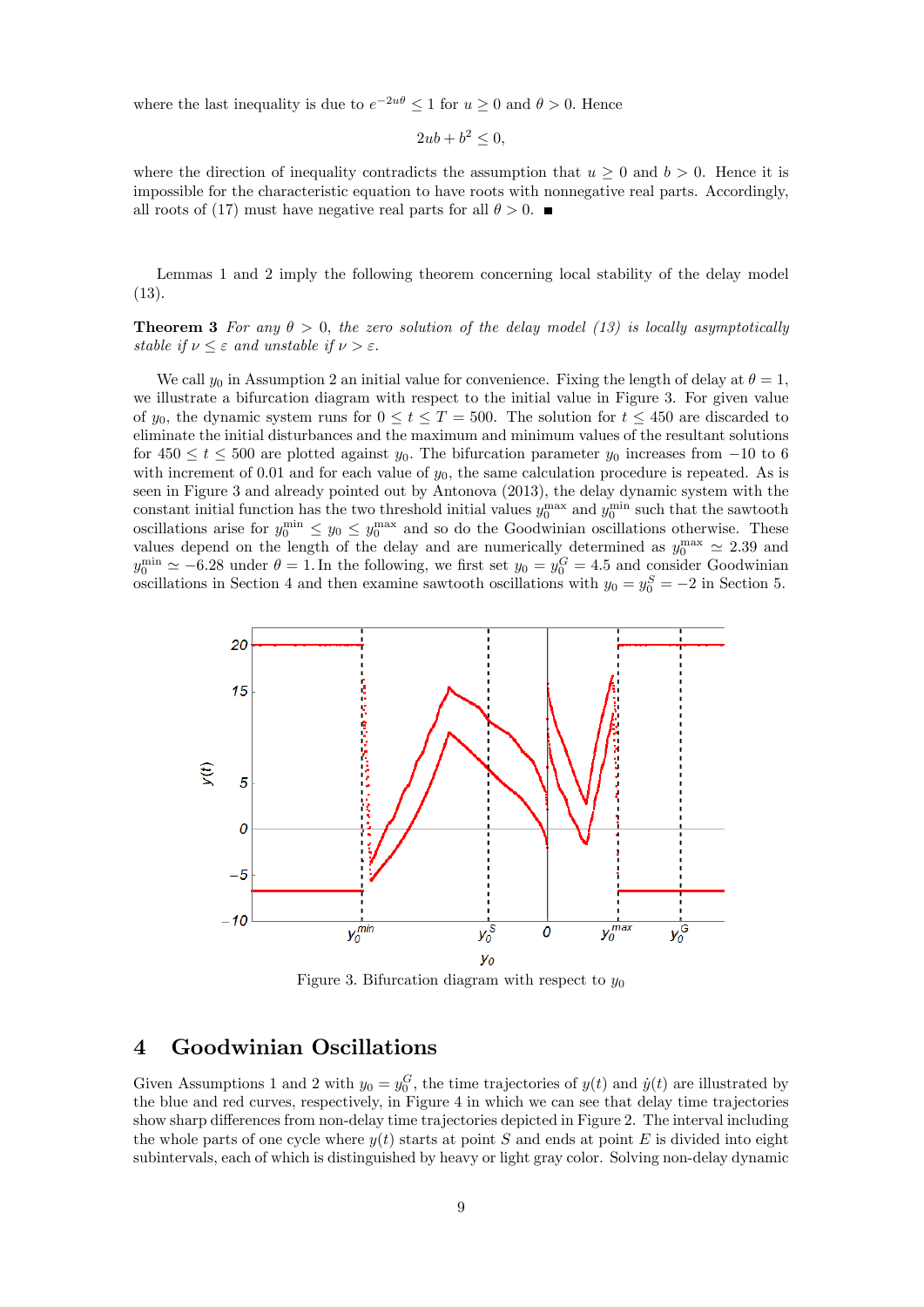where the last inequality is due to $e^{-2u\theta} \leq 1$ for $u \geq 0$ and $\theta > 0$. Hence

$$2ub + b^2 \leq 0,$$

where the direction of inequality contradicts the assumption that $u \geq 0$ and $b > 0$. Hence it is impossible for the characteristic equation to have roots with nonnegative real parts. Accordingly, all roots of (17) must have negative real parts for all $\theta > 0$. ■

Lemmas 1 and 2 imply the following theorem concerning local stability of the delay model (13).

**Theorem 3** *For any $\theta > 0$, the zero solution of the delay model (13) is locally asymptotically stable if $\nu \leq \varepsilon$ and unstable if $\nu > \varepsilon$.*

We call $y_0$ in Assumption 2 an initial value for convenience. Fixing the length of delay at $\theta = 1$, we illustrate a bifurcation diagram with respect to the initial value in Figure 3. For given value of $y_0$, the dynamic system runs for $0 \leq t \leq T = 500$. The solution for $t \leq 450$ are discarded to eliminate the initial disturbances and the maximum and minimum values of the resultant solutions for $450 \leq t \leq 500$ are plotted against $y_0$. The bifurcation parameter $y_0$ increases from $-10$ to 6 with increment of 0.01 and for each value of $y_0$, the same calculation procedure is repeated. As is seen in Figure 3 and already pointed out by Antonova (2013), the delay dynamic system with the constant initial function has the two threshold initial values $y_0^{\max}$ and $y_0^{\min}$ such that the sawtooth oscillations arise for $y_0^{\min} \leq y_0 \leq y_0^{\max}$ and so do the Goodwinian oscillations otherwise. These values depend on the length of the delay and are numerically determined as $y_0^{\max} \simeq 2.39$ and $y_0^{\min} \simeq -6.28$ under $\theta = 1$. In the following, we first set $y_0 = y_0^G = 4.5$ and consider Goodwinian oscillations in Section 4 and then examine sawtooth oscillations with $y_0 = y_0^S = -2$ in Section 5.

Figure 3. Bifurcation diagram with respect to $y_0$

## 4 Goodwinian Oscillations

Given Assumptions 1 and 2 with $y_0 = y_0^G$, the time trajectories of $y(t)$ and $\dot{y}(t)$ are illustrated by the blue and red curves, respectively, in Figure 4 in which we can see that delay time trajectories show sharp differences from non-delay time trajectories depicted in Figure 2. The interval including the whole parts of one cycle where $y(t)$ starts at point $S$ and ends at point $E$ is divided into eight subintervals, each of which is distinguished by heavy or light gray color. Solving non-delay dynamic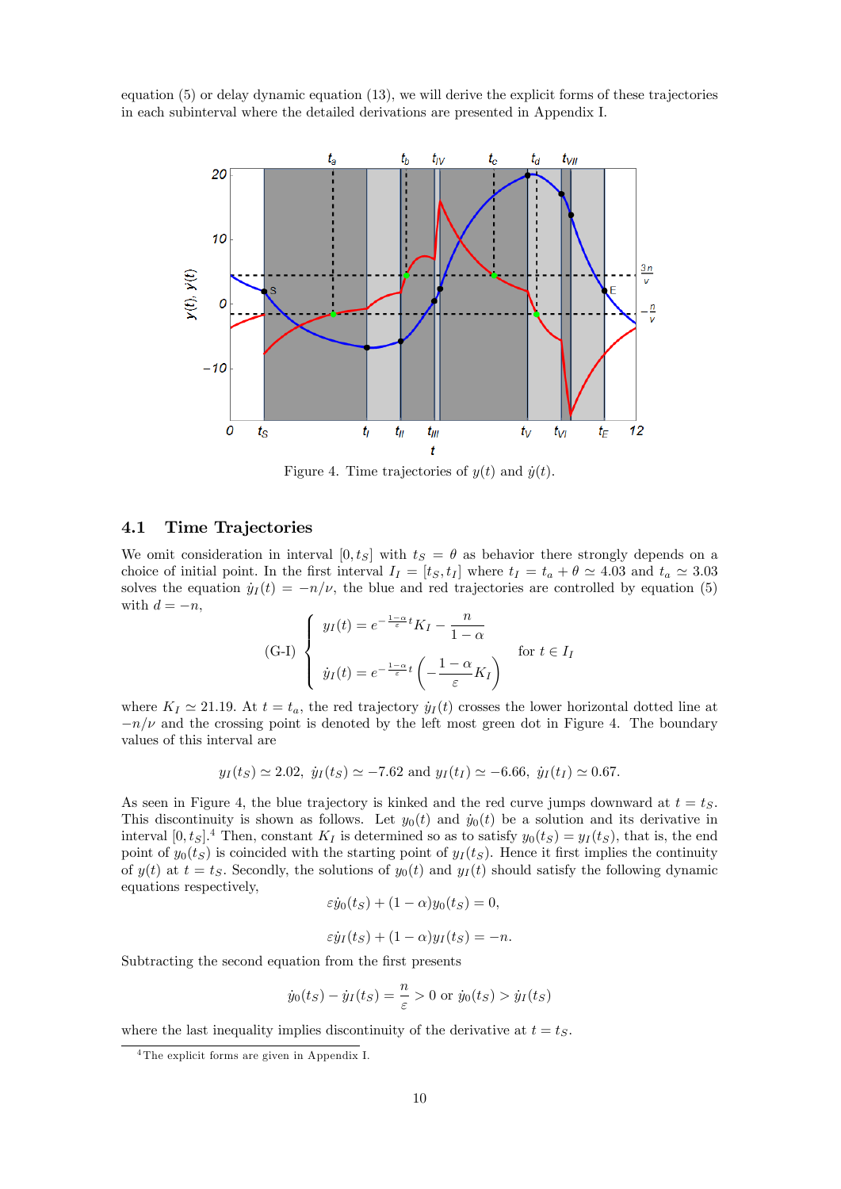equation (5) or delay dynamic equation (13), we will derive the explicit forms of these trajectories in each subinterval where the detailed derivations are presented in Appendix I.

Figure 4. Time trajectories of $y(t)$ and $\dot{y}(t)$.

### 4.1 Time Trajectories

We omit consideration in interval $[0, t_S]$ with $t_S = \theta$ as behavior there strongly depends on a choice of initial point. In the first interval $I_I = [t_S, t_I]$ where $t_I = t_a + \theta \simeq 4.03$ and $t_a \simeq 3.03$ solves the equation $\dot{y}_I(t) = -n/\nu$, the blue and red trajectories are controlled by equation (5) with $d = -n$,

$$
\text{(G-I)} \quad \begin{cases} y_I(t) = e^{-\frac{1-\alpha}{\varepsilon}t} K_I - \dfrac{n}{1-\alpha} \\ \dot{y}_I(t) = e^{-\frac{1-\alpha}{\varepsilon}t}\left(-\dfrac{1-\alpha}{\varepsilon}K_I\right) \end{cases} \quad \text{for } t \in I_I
$$

where $K_I \simeq 21.19$. At $t = t_a$, the red trajectory $\dot{y}_I(t)$ crosses the lower horizontal dotted line at $-n/\nu$ and the crossing point is denoted by the left most green dot in Figure 4. The boundary values of this interval are

$$
y_I(t_S) \simeq 2.02, \ \dot{y}_I(t_S) \simeq -7.62 \text{ and } y_I(t_I) \simeq -6.66, \ \dot{y}_I(t_I) \simeq 0.67.
$$

As seen in Figure 4, the blue trajectory is kinked and the red curve jumps downward at $t = t_S$. This discontinuity is shown as follows. Let $y_0(t)$ and $\dot{y}_0(t)$ be a solution and its derivative in interval $[0, t_S]$.[4] Then, constant $K_I$ is determined so as to satisfy $y_0(t_S) = y_I(t_S)$, that is, the end point of $y_0(t_S)$ is coincided with the starting point of $y_I(t_S)$. Hence it first implies the continuity of $y(t)$ at $t = t_S$. Secondly, the solutions of $y_0(t)$ and $y_I(t)$ should satisfy the following dynamic equations respectively,

$$
\varepsilon \dot{y}_0(t_S) + (1-\alpha)y_0(t_S) = 0,
$$

$$
\varepsilon \dot{y}_I(t_S) + (1-\alpha)y_I(t_S) = -n.
$$

Subtracting the second equation from the first presents

$$
\dot{y}_0(t_S) - \dot{y}_I(t_S) = \frac{n}{\varepsilon} > 0 \text{ or } \dot{y}_0(t_S) > \dot{y}_I(t_S)
$$

where the last inequality implies discontinuity of the derivative at $t = t_S$.

[4] The explicit forms are given in Appendix I.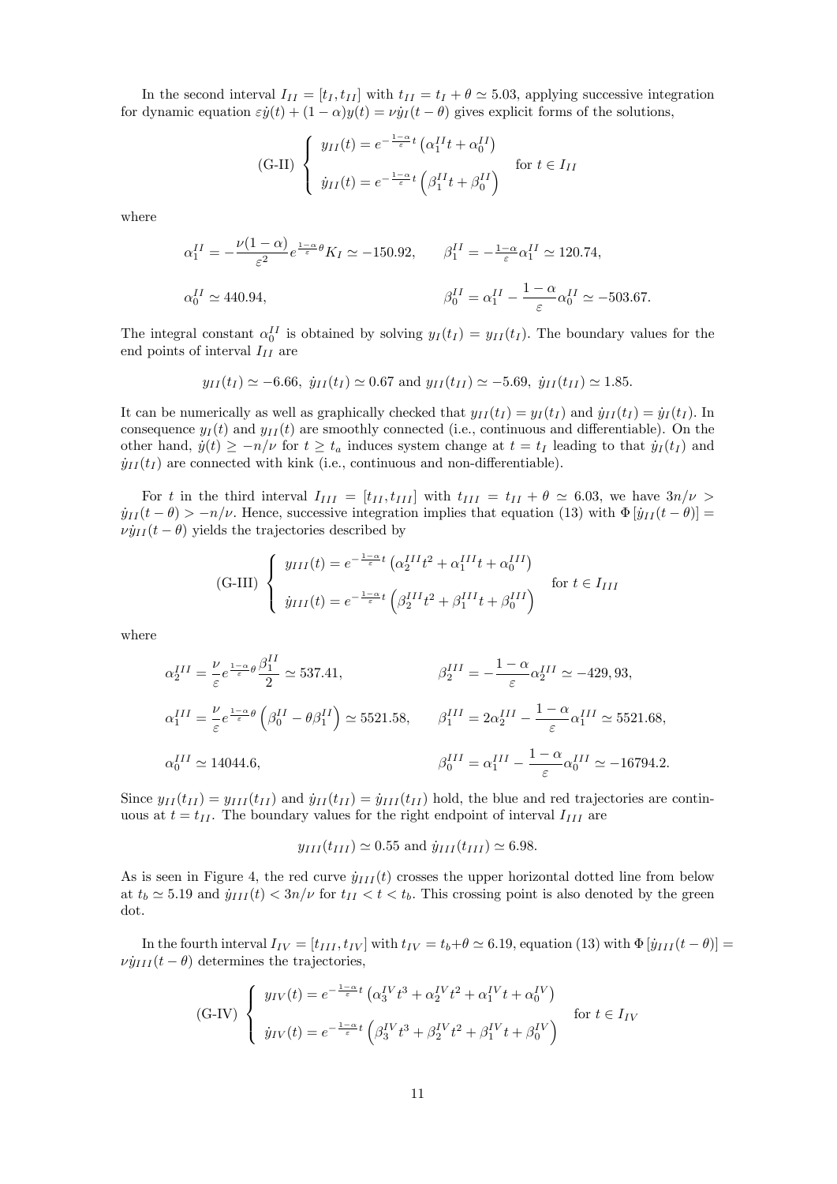In the second interval $I_{II} = [t_I, t_{II}]$ with $t_{II} = t_I + \theta \simeq 5.03$, applying successive integration for dynamic equation $\varepsilon \dot{y}(t) + (1-\alpha)y(t) = \nu \dot{y}_I(t-\theta)$ gives explicit forms of the solutions,

$$
\text{(G-II)} \quad \begin{cases} y_{II}(t) = e^{-\frac{1-\alpha}{\varepsilon}t}\left(\alpha_1^{II} t + \alpha_0^{II}\right) \\ \dot{y}_{II}(t) = e^{-\frac{1-\alpha}{\varepsilon}t}\left(\beta_1^{II} t + \beta_0^{II}\right) \end{cases} \quad \text{for } t \in I_{II}
$$

where

$$
\alpha_1^{II} = -\frac{\nu(1-\alpha)}{\varepsilon^2} e^{\frac{1-\alpha}{\varepsilon}\theta} K_I \simeq -150.92, \qquad \beta_1^{II} = -\tfrac{1-\alpha}{\varepsilon}\alpha_1^{II} \simeq 120.74,
$$

$$
\alpha_0^{II} \simeq 440.94, \qquad \beta_0^{II} = \alpha_1^{II} - \frac{1-\alpha}{\varepsilon}\alpha_0^{II} \simeq -503.67.
$$

The integral constant $\alpha_0^{II}$ is obtained by solving $y_I(t_I) = y_{II}(t_I)$. The boundary values for the end points of interval $I_{II}$ are

$$
y_{II}(t_I) \simeq -6.66, \ \dot{y}_{II}(t_I) \simeq 0.67 \text{ and } y_{II}(t_{II}) \simeq -5.69, \ \dot{y}_{II}(t_{II}) \simeq 1.85.
$$

It can be numerically as well as graphically checked that $y_{II}(t_I) = y_I(t_I)$ and $\dot{y}_{II}(t_I) = \dot{y}_I(t_I)$. In consequence $y_I(t)$ and $y_{II}(t)$ are smoothly connected (i.e., continuous and differentiable). On the other hand, $\dot{y}(t) \geq -n/\nu$ for $t \geq t_a$ induces system change at $t = t_I$ leading to that $\dot{y}_I(t_I)$ and $\dot{y}_{II}(t_I)$ are connected with kink (i.e., continuous and non-differentiable).

For $t$ in the third interval $I_{III} = [t_{II}, t_{III}]$ with $t_{III} = t_{II} + \theta \simeq 6.03$, we have $3n/\nu > \dot{y}_{II}(t-\theta) > -n/\nu$. Hence, successive integration implies that equation (13) with $\Phi\left[\dot{y}_{II}(t-\theta)\right] = \nu \dot{y}_{II}(t-\theta)$ yields the trajectories described by

$$
\text{(G-III)} \quad \begin{cases} y_{III}(t) = e^{-\frac{1-\alpha}{\varepsilon}t}\left(\alpha_2^{III} t^2 + \alpha_1^{III} t + \alpha_0^{III}\right) \\ \dot{y}_{III}(t) = e^{-\frac{1-\alpha}{\varepsilon}t}\left(\beta_2^{III} t^2 + \beta_1^{III} t + \beta_0^{III}\right) \end{cases} \quad \text{for } t \in I_{III}
$$

where

$$
\alpha_2^{III} = \frac{\nu}{\varepsilon} e^{\frac{1-\alpha}{\varepsilon}\theta} \frac{\beta_1^{II}}{2} \simeq 537.41, \qquad \beta_2^{III} = -\frac{1-\alpha}{\varepsilon}\alpha_2^{III} \simeq -429,93,
$$

$$
\alpha_1^{III} = \frac{\nu}{\varepsilon} e^{\frac{1-\alpha}{\varepsilon}\theta}\left(\beta_0^{II} - \theta\beta_1^{II}\right) \simeq 5521.58, \qquad \beta_1^{III} = 2\alpha_2^{III} - \frac{1-\alpha}{\varepsilon}\alpha_1^{III} \simeq 5521.68,
$$

$$
\alpha_0^{III} \simeq 14044.6, \qquad \beta_0^{III} = \alpha_1^{III} - \frac{1-\alpha}{\varepsilon}\alpha_0^{III} \simeq -16794.2.
$$

Since $y_{II}(t_{II}) = y_{III}(t_{II})$ and $\dot{y}_{II}(t_{II}) = \dot{y}_{III}(t_{II})$ hold, the blue and red trajectories are continuous at $t = t_{II}$. The boundary values for the right endpoint of interval $I_{III}$ are

$$
y_{III}(t_{III}) \simeq 0.55 \text{ and } \dot{y}_{III}(t_{III}) \simeq 6.98.
$$

As is seen in Figure 4, the red curve $\dot{y}_{III}(t)$ crosses the upper horizontal dotted line from below at $t_b \simeq 5.19$ and $\dot{y}_{III}(t) < 3n/\nu$ for $t_{II} < t < t_b$. This crossing point is also denoted by the green dot.

In the fourth interval $I_{IV} = [t_{III}, t_{IV}]$ with $t_{IV} = t_b + \theta \simeq 6.19$, equation (13) with $\Phi\left[\dot{y}_{III}(t-\theta)\right] = \nu \dot{y}_{III}(t-\theta)$ determines the trajectories,

$$
\text{(G-IV)} \quad \begin{cases} y_{IV}(t) = e^{-\frac{1-\alpha}{\varepsilon}t}\left(\alpha_3^{IV} t^3 + \alpha_2^{IV} t^2 + \alpha_1^{IV} t + \alpha_0^{IV}\right) \\ \dot{y}_{IV}(t) = e^{-\frac{1-\alpha}{\varepsilon}t}\left(\beta_3^{IV} t^3 + \beta_2^{IV} t^2 + \beta_1^{IV} t + \beta_0^{IV}\right) \end{cases} \quad \text{for } t \in I_{IV}
$$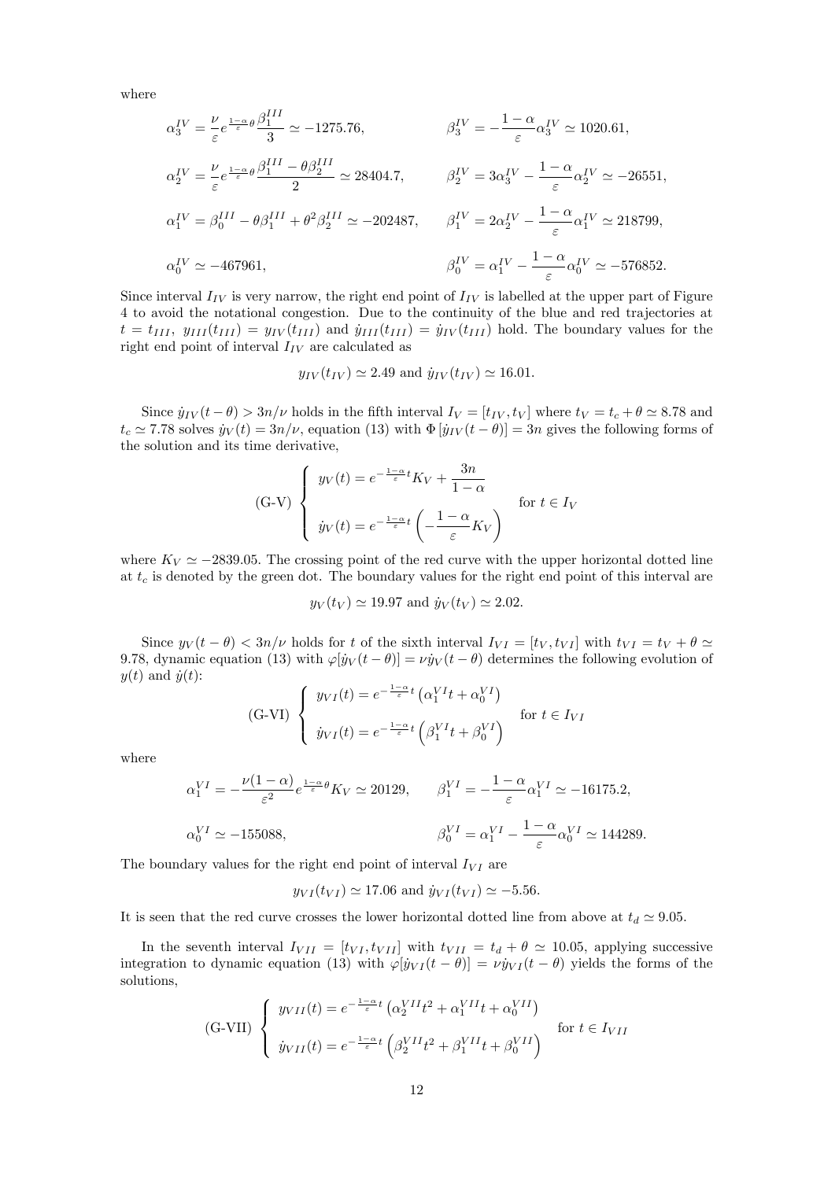where

$$\alpha_3^{IV} = \frac{\nu}{\varepsilon} e^{\frac{1-\alpha}{\varepsilon}\theta} \frac{\beta_1^{III}}{3} \simeq -1275.76, \qquad \beta_3^{IV} = -\frac{1-\alpha}{\varepsilon}\alpha_3^{IV} \simeq 1020.61,$$

$$\alpha_2^{IV} = \frac{\nu}{\varepsilon} e^{\frac{1-\alpha}{\varepsilon}\theta} \frac{\beta_1^{III} - \theta\beta_2^{III}}{2} \simeq 28404.7, \qquad \beta_2^{IV} = 3\alpha_3^{IV} - \frac{1-\alpha}{\varepsilon}\alpha_2^{IV} \simeq -26551,$$

$$\alpha_1^{IV} = \beta_0^{III} - \theta\beta_1^{III} + \theta^2\beta_2^{III} \simeq -202487, \qquad \beta_1^{IV} = 2\alpha_2^{IV} - \frac{1-\alpha}{\varepsilon}\alpha_1^{IV} \simeq 218799,$$

$$\alpha_0^{IV} \simeq -467961, \qquad \beta_0^{IV} = \alpha_1^{IV} - \frac{1-\alpha}{\varepsilon}\alpha_0^{IV} \simeq -576852.$$

Since interval $I_{IV}$ is very narrow, the right end point of $I_{IV}$ is labelled at the upper part of Figure 4 to avoid the notational congestion. Due to the continuity of the blue and red trajectories at $t = t_{III}$, $y_{III}(t_{III}) = y_{IV}(t_{III})$ and $\dot{y}_{III}(t_{III}) = \dot{y}_{IV}(t_{III})$ hold. The boundary values for the right end point of interval $I_{IV}$ are calculated as

$$y_{IV}(t_{IV}) \simeq 2.49 \text{ and } \dot{y}_{IV}(t_{IV}) \simeq 16.01.$$

Since $\dot{y}_{IV}(t-\theta) > 3n/\nu$ holds in the fifth interval $I_V = [t_{IV}, t_V]$ where $t_V = t_c + \theta \simeq 8.78$ and $t_c \simeq 7.78$ solves $\dot{y}_V(t) = 3n/\nu$, equation (13) with $\Phi[\dot{y}_{IV}(t-\theta)] = 3n$ gives the following forms of the solution and its time derivative,

$$\text{(G-V)} \begin{cases} y_V(t) = e^{-\frac{1-\alpha}{\varepsilon}t} K_V + \dfrac{3n}{1-\alpha} \\ \dot{y}_V(t) = e^{-\frac{1-\alpha}{\varepsilon}t}\left(-\dfrac{1-\alpha}{\varepsilon}K_V\right) \end{cases} \text{for } t \in I_V$$

where $K_V \simeq -2839.05$. The crossing point of the red curve with the upper horizontal dotted line at $t_c$ is denoted by the green dot. The boundary values for the right end point of this interval are

$$y_V(t_V) \simeq 19.97 \text{ and } \dot{y}_V(t_V) \simeq 2.02.$$

Since $y_V(t-\theta) < 3n/\nu$ holds for $t$ of the sixth interval $I_{VI} = [t_V, t_{VI}]$ with $t_{VI} = t_V + \theta \simeq 9.78$, dynamic equation (13) with $\varphi[\dot{y}_V(t-\theta)] = \nu\dot{y}_V(t-\theta)$ determines the following evolution of $y(t)$ and $\dot{y}(t)$:

$$\text{(G-VI)} \begin{cases} y_{VI}(t) = e^{-\frac{1-\alpha}{\varepsilon}t}\left(\alpha_1^{VI}t + \alpha_0^{VI}\right) \\ \dot{y}_{VI}(t) = e^{-\frac{1-\alpha}{\varepsilon}t}\left(\beta_1^{VI}t + \beta_0^{VI}\right) \end{cases} \text{for } t \in I_{VI}$$

where

$$\alpha_1^{VI} = -\frac{\nu(1-\alpha)}{\varepsilon^2} e^{\frac{1-\alpha}{\varepsilon}\theta} K_V \simeq 20129, \qquad \beta_1^{VI} = -\frac{1-\alpha}{\varepsilon}\alpha_1^{VI} \simeq -16175.2,$$

$$\alpha_0^{VI} \simeq -155088, \qquad \beta_0^{VI} = \alpha_1^{VI} - \frac{1-\alpha}{\varepsilon}\alpha_0^{VI} \simeq 144289.$$

The boundary values for the right end point of interval $I_{VI}$ are

$$y_{VI}(t_{VI}) \simeq 17.06 \text{ and } \dot{y}_{VI}(t_{VI}) \simeq -5.56.$$

It is seen that the red curve crosses the lower horizontal dotted line from above at $t_d \simeq 9.05$.

In the seventh interval $I_{VII} = [t_{VI}, t_{VII}]$ with $t_{VII} = t_d + \theta \simeq 10.05$, applying successive integration to dynamic equation (13) with $\varphi[\dot{y}_{VI}(t-\theta)] = \nu\dot{y}_{VI}(t-\theta)$ yields the forms of the solutions,

$$\text{(G-VII)} \begin{cases} y_{VII}(t) = e^{-\frac{1-\alpha}{\varepsilon}t}\left(\alpha_2^{VII}t^2 + \alpha_1^{VII}t + \alpha_0^{VII}\right) \\ \dot{y}_{VII}(t) = e^{-\frac{1-\alpha}{\varepsilon}t}\left(\beta_2^{VII}t^2 + \beta_1^{VII}t + \beta_0^{VII}\right) \end{cases} \text{for } t \in I_{VII}$$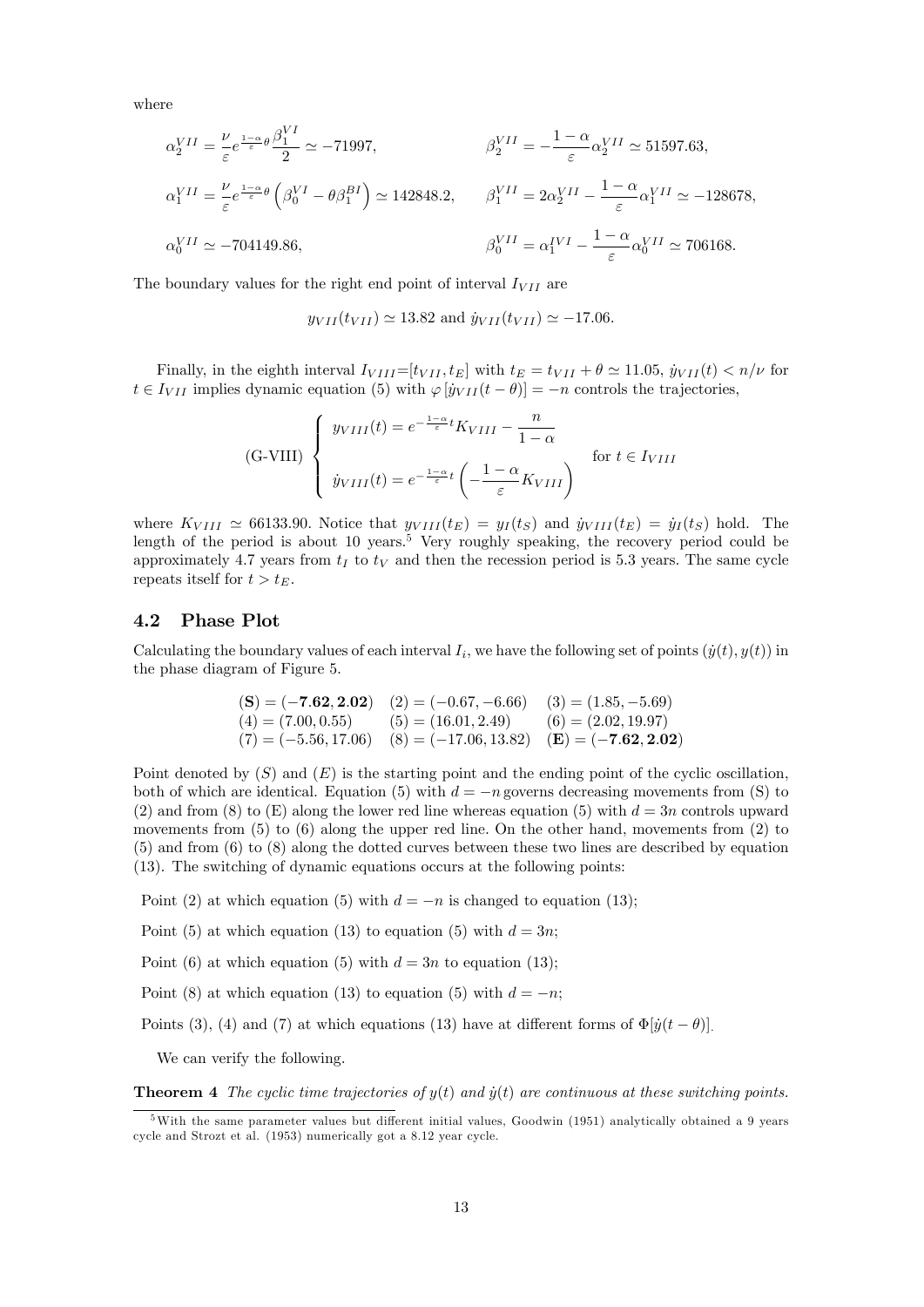where

$$\alpha_2^{VII} = \frac{\nu}{\varepsilon} e^{\frac{1-\alpha}{\varepsilon}\theta} \frac{\beta_1^{VI}}{2} \simeq -71997, \qquad \beta_2^{VII} = -\frac{1-\alpha}{\varepsilon}\alpha_2^{VII} \simeq 51597.63,$$

$$\alpha_1^{VII} = \frac{\nu}{\varepsilon} e^{\frac{1-\alpha}{\varepsilon}\theta} \left(\beta_0^{VI} - \theta\beta_1^{BI}\right) \simeq 142848.2, \qquad \beta_1^{VII} = 2\alpha_2^{VII} - \frac{1-\alpha}{\varepsilon}\alpha_1^{VII} \simeq -128678,$$

$$\alpha_0^{VII} \simeq -704149.86, \qquad \beta_0^{VII} = \alpha_1^{IVI} - \frac{1-\alpha}{\varepsilon}\alpha_0^{VII} \simeq 706168.$$

The boundary values for the right end point of interval $I_{VII}$ are

$$y_{VII}(t_{VII}) \simeq 13.82 \text{ and } \dot{y}_{VII}(t_{VII}) \simeq -17.06.$$

Finally, in the eighth interval $I_{VIII}$=$[t_{VII}, t_E]$ with $t_E = t_{VII} + \theta \simeq 11.05$, $\dot{y}_{VII}(t) < n/\nu$ for $t \in I_{VII}$ implies dynamic equation (5) with $\varphi\left[\dot{y}_{VII}(t-\theta)\right] = -n$ controls the trajectories,

$$\text{(G-VIII)} \left\{ \begin{array}{l} y_{VIII}(t) = e^{-\frac{1-\alpha}{\varepsilon}t} K_{VIII} - \dfrac{n}{1-\alpha} \\ \\ \dot{y}_{VIII}(t) = e^{-\frac{1-\alpha}{\varepsilon}t} \left( -\dfrac{1-\alpha}{\varepsilon} K_{VIII} \right) \end{array} \right. \quad \text{for } t \in I_{VIII}$$

where $K_{VIII} \simeq 66133.90$. Notice that $y_{VIII}(t_E) = y_I(t_S)$ and $\dot{y}_{VIII}(t_E) = \dot{y}_I(t_S)$ hold. The length of the period is about 10 years.[5] Very roughly speaking, the recovery period could be approximately 4.7 years from $t_I$ to $t_V$ and then the recession period is 5.3 years. The same cycle repeats itself for $t > t_E$.

## 4.2 Phase Plot

Calculating the boundary values of each interval $I_i$, we have the following set of points $(\dot{y}(t), y(t))$ in the phase diagram of Figure 5.

| | | |
|---|---|---|
| **(S)** = **(−7.62, 2.02)** | (2) = (−0.67, −6.66) | (3) = (1.85, −5.69) |
| (4) = (7.00, 0.55) | (5) = (16.01, 2.49) | (6) = (2.02, 19.97) |
| (7) = (−5.56, 17.06) | (8) = (−17.06, 13.82) | **(E)** = **(−7.62, 2.02)** |

Point denoted by $(S)$ and $(E)$ is the starting point and the ending point of the cyclic oscillation, both of which are identical. Equation (5) with $d = -n$ governs decreasing movements from (S) to (2) and from (8) to (E) along the lower red line whereas equation (5) with $d = 3n$ controls upward movements from (5) to (6) along the upper red line. On the other hand, movements from (2) to (5) and from (6) to (8) along the dotted curves between these two lines are described by equation (13). The switching of dynamic equations occurs at the following points:

Point (2) at which equation (5) with $d = -n$ is changed to equation (13);

Point (5) at which equation (13) to equation (5) with $d = 3n$;

Point (6) at which equation (5) with $d = 3n$ to equation (13);

Point (8) at which equation (13) to equation (5) with $d = -n$;

Points (3), (4) and (7) at which equations (13) have at different forms of $\Phi[\dot{y}(t-\theta)]$.

We can verify the following.

**Theorem 4** *The cyclic time trajectories of $y(t)$ and $\dot{y}(t)$ are continuous at these switching points.*

[5] With the same parameter values but different initial values, Goodwin (1951) analytically obtained a 9 years cycle and Strozt et al. (1953) numerically got a 8.12 year cycle.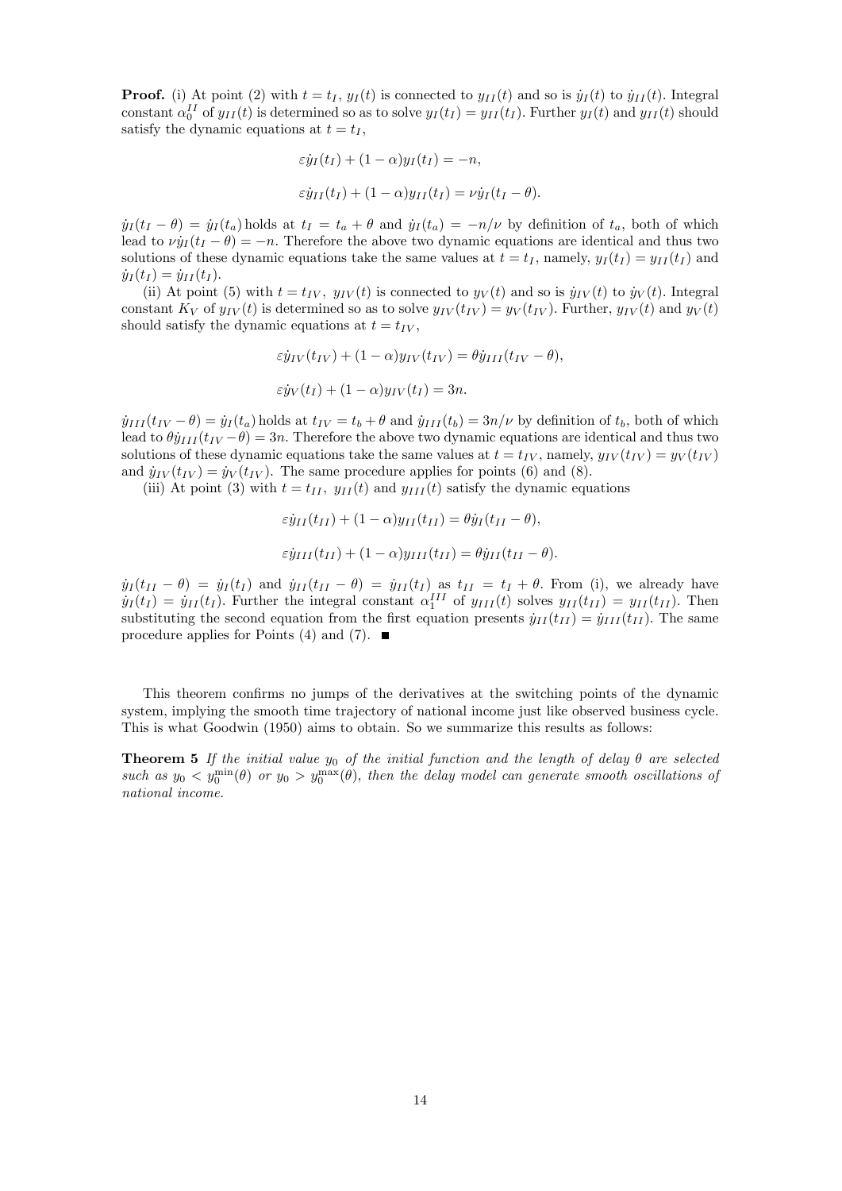**Proof.** (i) At point (2) with $t = t_I$, $y_I(t)$ is connected to $y_{II}(t)$ and so is $\dot{y}_I(t)$ to $\dot{y}_{II}(t)$. Integral constant $\alpha_0^{II}$ of $y_{II}(t)$ is determined so as to solve $y_I(t_I) = y_{II}(t_I)$. Further $y_I(t)$ and $y_{II}(t)$ should satisfy the dynamic equations at $t = t_I$,

$$\varepsilon \dot{y}_I(t_I) + (1-\alpha) y_I(t_I) = -n,$$

$$\varepsilon \dot{y}_{II}(t_I) + (1-\alpha) y_{II}(t_I) = \nu \dot{y}_I(t_I - \theta).$$

$\dot{y}_I(t_I - \theta) = \dot{y}_I(t_a)$ holds at $t_I = t_a + \theta$ and $\dot{y}_I(t_a) = -n/\nu$ by definition of $t_a$, both of which lead to $\nu \dot{y}_I(t_I - \theta) = -n$. Therefore the above two dynamic equations are identical and thus two solutions of these dynamic equations take the same values at $t = t_I$, namely, $y_I(t_I) = y_{II}(t_I)$ and $\dot{y}_I(t_I) = \dot{y}_{II}(t_I)$.

(ii) At point (5) with $t = t_{IV}$, $y_{IV}(t)$ is connected to $y_V(t)$ and so is $\dot{y}_{IV}(t)$ to $\dot{y}_V(t)$. Integral constant $K_V$ of $y_{IV}(t)$ is determined so as to solve $y_{IV}(t_{IV}) = y_V(t_{IV})$. Further, $y_{IV}(t)$ and $y_V(t)$ should satisfy the dynamic equations at $t = t_{IV}$,

$$\varepsilon \dot{y}_{IV}(t_{IV}) + (1-\alpha) y_{IV}(t_{IV}) = \theta \dot{y}_{III}(t_{IV} - \theta),$$

$$\varepsilon \dot{y}_V(t_I) + (1-\alpha) y_{IV}(t_I) = 3n.$$

$\dot{y}_{III}(t_{IV} - \theta) = \dot{y}_I(t_a)$ holds at $t_{IV} = t_b + \theta$ and $\dot{y}_{III}(t_b) = 3n/\nu$ by definition of $t_b$, both of which lead to $\theta \dot{y}_{III}(t_{IV} - \theta) = 3n$. Therefore the above two dynamic equations are identical and thus two solutions of these dynamic equations take the same values at $t = t_{IV}$, namely, $y_{IV}(t_{IV}) = y_V(t_{IV})$ and $\dot{y}_{IV}(t_{IV}) = \dot{y}_V(t_{IV})$. The same procedure applies for points (6) and (8).

(iii) At point (3) with $t = t_{II}$, $y_{II}(t)$ and $y_{III}(t)$ satisfy the dynamic equations

$$\varepsilon \dot{y}_{II}(t_{II}) + (1-\alpha) y_{II}(t_{II}) = \theta \dot{y}_I(t_{II} - \theta),$$

$$\varepsilon \dot{y}_{III}(t_{II}) + (1-\alpha) y_{III}(t_{II}) = \theta \dot{y}_{II}(t_{II} - \theta).$$

$\dot{y}_I(t_{II} - \theta) = \dot{y}_I(t_I)$ and $\dot{y}_{II}(t_{II} - \theta) = \dot{y}_{II}(t_I)$ as $t_{II} = t_I + \theta$. From (i), we already have $\dot{y}_I(t_I) = \dot{y}_{II}(t_I)$. Further the integral constant $\alpha_1^{III}$ of $y_{III}(t)$ solves $y_{II}(t_{II}) = y_{II}(t_{II})$. Then substituting the second equation from the first equation presents $\dot{y}_{II}(t_{II}) = \dot{y}_{III}(t_{II})$. The same procedure applies for Points (4) and (7). ■

This theorem confirms no jumps of the derivatives at the switching points of the dynamic system, implying the smooth time trajectory of national income just like observed business cycle. This is what Goodwin (1950) aims to obtain. So we summarize this results as follows:

**Theorem 5** *If the initial value $y_0$ of the initial function and the length of delay $\theta$ are selected such as $y_0 < y_0^{\min}(\theta)$ or $y_0 > y_0^{\max}(\theta)$, then the delay model can generate smooth oscillations of national income.*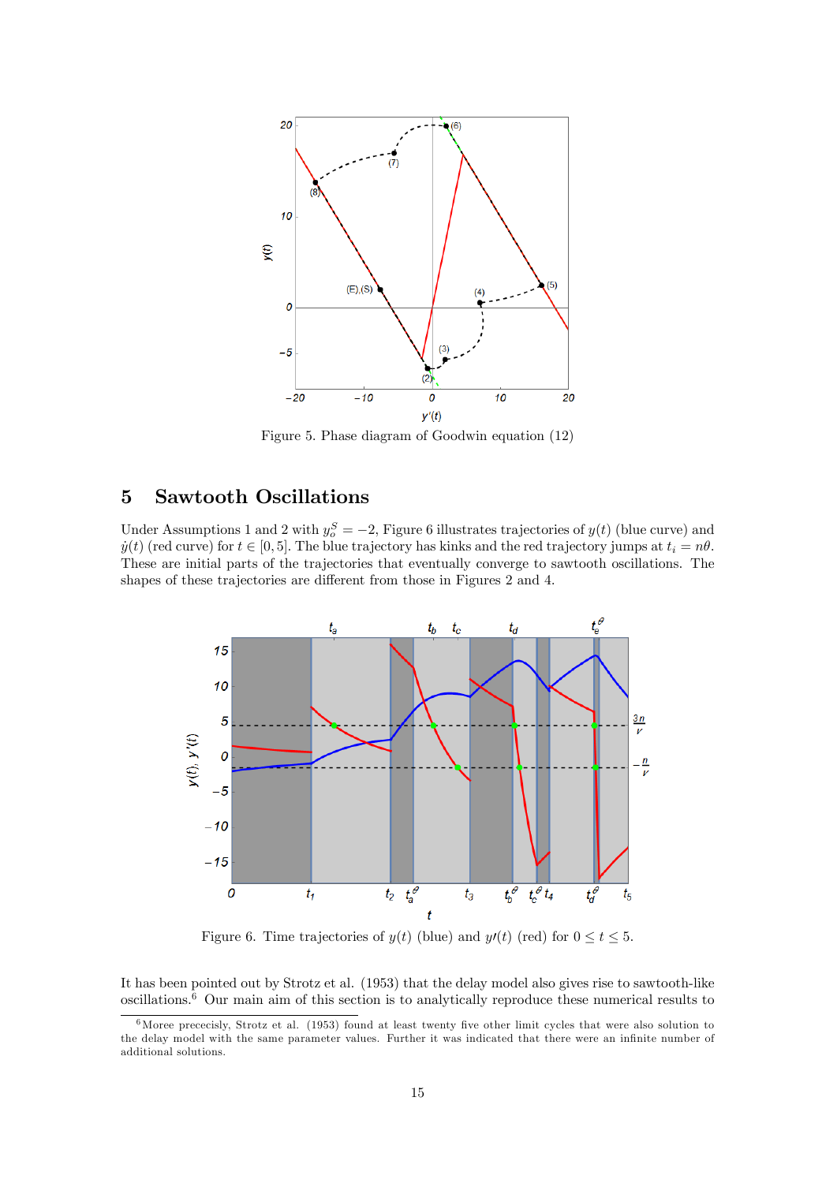Figure 5. Phase diagram of Goodwin equation (12)

## 5 Sawtooth Oscillations

Under Assumptions 1 and 2 with $y_o^S = -2$, Figure 6 illustrates trajectories of $y(t)$ (blue curve) and $\dot{y}(t)$ (red curve) for $t \in [0, 5]$. The blue trajectory has kinks and the red trajectory jumps at $t_i = n\theta$. These are initial parts of the trajectories that eventually converge to sawtooth oscillations. The shapes of these trajectories are different from those in Figures 2 and 4.

Figure 6. Time trajectories of $y(t)$ (blue) and $y\prime(t)$ (red) for $0 \leq t \leq 5$.

It has been pointed out by Strotz et al. (1953) that the delay model also gives rise to sawtooth-like oscillations.[6] Our main aim of this section is to analytically reproduce these numerical results to

[6] Moree precesicly, Strotz et al. (1953) found at least twenty five other limit cycles that were also solution to the delay model with the same parameter values. Further it was indicated that there were an infinite number of additional solutions.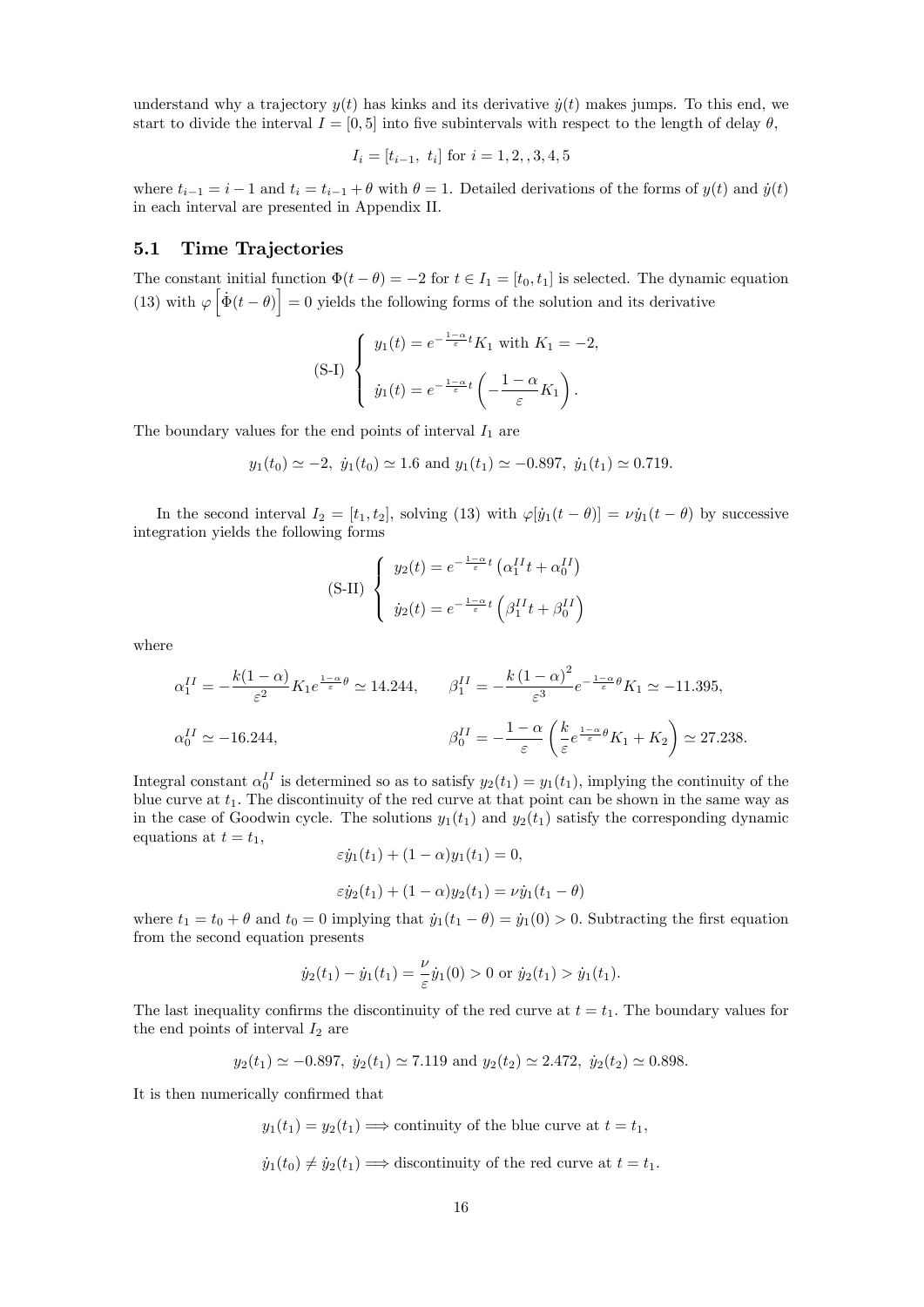understand why a trajectory $y(t)$ has kinks and its derivative $\dot{y}(t)$ makes jumps. To this end, we start to divide the interval $I = [0, 5]$ into five subintervals with respect to the length of delay $\theta$,

$$I_i = [t_{i-1},\ t_i] \text{ for } i = 1, 2, , 3, 4, 5$$

where $t_{i-1} = i - 1$ and $t_i = t_{i-1} + \theta$ with $\theta = 1$. Detailed derivations of the forms of $y(t)$ and $\dot{y}(t)$ in each interval are presented in Appendix II.

### 5.1 Time Trajectories

The constant initial function $\Phi(t - \theta) = -2$ for $t \in I_1 = [t_0, t_1]$ is selected. The dynamic equation (13) with $\varphi\left[\dot{\Phi}(t-\theta)\right] = 0$ yields the following forms of the solution and its derivative

$$\text{(S-I)} \begin{cases} y_1(t) = e^{-\frac{1-\alpha}{\varepsilon}t} K_1 \text{ with } K_1 = -2, \\ \\ \dot{y}_1(t) = e^{-\frac{1-\alpha}{\varepsilon}t}\left(-\dfrac{1-\alpha}{\varepsilon}K_1\right). \end{cases}$$

The boundary values for the end points of interval $I_1$ are

$$y_1(t_0) \simeq -2,\ \dot{y}_1(t_0) \simeq 1.6 \text{ and } y_1(t_1) \simeq -0.897,\ \dot{y}_1(t_1) \simeq 0.719.$$

In the second interval $I_2 = [t_1, t_2]$, solving (13) with $\varphi[\dot{y}_1(t-\theta)] = \nu \dot{y}_1(t-\theta)$ by successive integration yields the following forms

$$\text{(S-II)} \begin{cases} y_2(t) = e^{-\frac{1-\alpha}{\varepsilon}t}\left(\alpha_1^{II} t + \alpha_0^{II}\right) \\ \\ \dot{y}_2(t) = e^{-\frac{1-\alpha}{\varepsilon}t}\left(\beta_1^{II} t + \beta_0^{II}\right) \end{cases}$$

where

$$\alpha_1^{II} = -\frac{k(1-\alpha)}{\varepsilon^2}K_1 e^{\frac{1-\alpha}{\varepsilon}\theta} \simeq 14.244, \qquad \beta_1^{II} = -\frac{k(1-\alpha)^2}{\varepsilon^3}e^{-\frac{1-\alpha}{\varepsilon}\theta}K_1 \simeq -11.395,$$

$$\alpha_0^{II} \simeq -16.244, \qquad \beta_0^{II} = -\frac{1-\alpha}{\varepsilon}\left(\frac{k}{\varepsilon}e^{\frac{1-\alpha}{\varepsilon}\theta}K_1 + K_2\right) \simeq 27.238.$$

Integral constant $\alpha_0^{II}$ is determined so as to satisfy $y_2(t_1) = y_1(t_1)$, implying the continuity of the blue curve at $t_1$. The discontinuity of the red curve at that point can be shown in the same way as in the case of Goodwin cycle. The solutions $y_1(t_1)$ and $y_2(t_1)$ satisfy the corresponding dynamic equations at $t = t_1$,

$$\varepsilon \dot{y}_1(t_1) + (1-\alpha)y_1(t_1) = 0,$$

$$\varepsilon \dot{y}_2(t_1) + (1-\alpha)y_2(t_1) = \nu \dot{y}_1(t_1 - \theta)$$

where $t_1 = t_0 + \theta$ and $t_0 = 0$ implying that $\dot{y}_1(t_1 - \theta) = \dot{y}_1(0) > 0$. Subtracting the first equation from the second equation presents

$$\dot{y}_2(t_1) - \dot{y}_1(t_1) = \frac{\nu}{\varepsilon}\dot{y}_1(0) > 0 \text{ or } \dot{y}_2(t_1) > \dot{y}_1(t_1).$$

The last inequality confirms the discontinuity of the red curve at $t = t_1$. The boundary values for the end points of interval $I_2$ are

$$y_2(t_1) \simeq -0.897,\ \dot{y}_2(t_1) \simeq 7.119 \text{ and } y_2(t_2) \simeq 2.472,\ \dot{y}_2(t_2) \simeq 0.898.$$

It is then numerically confirmed that

$$y_1(t_1) = y_2(t_1) \Longrightarrow \text{continuity of the blue curve at } t = t_1,$$

$$\dot{y}_1(t_0) \neq \dot{y}_2(t_1) \Longrightarrow \text{discontinuity of the red curve at } t = t_1.$$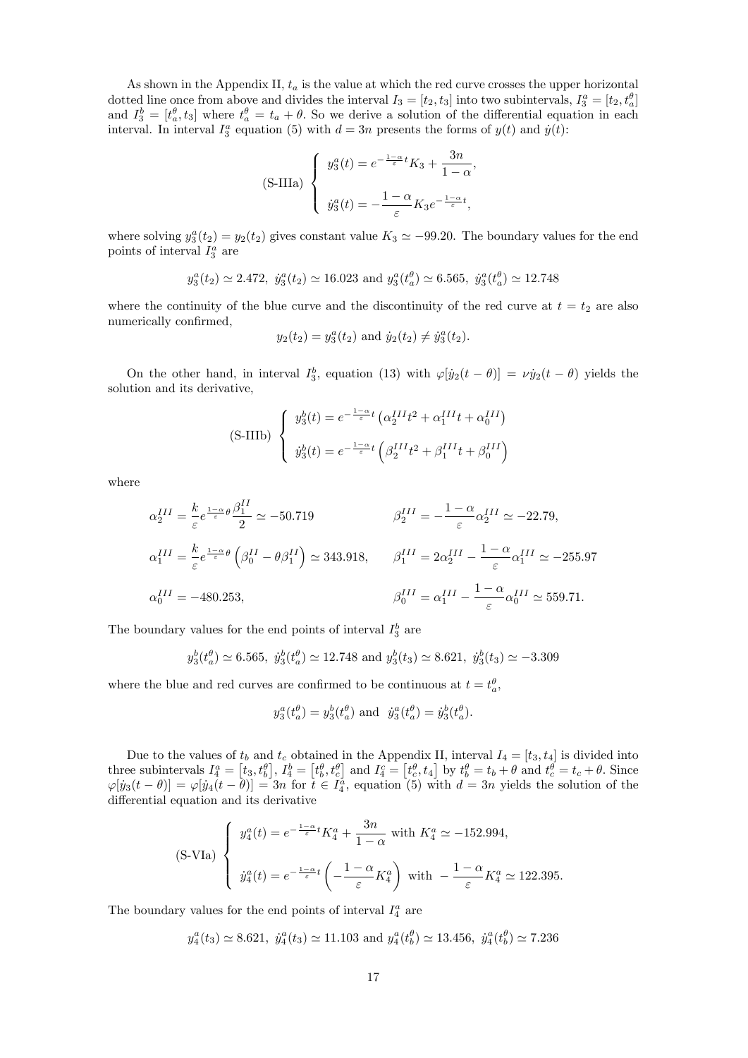As shown in the Appendix II, $t_a$ is the value at which the red curve crosses the upper horizontal dotted line once from above and divides the interval $I_3 = [t_2, t_3]$ into two subintervals, $I_3^a = [t_2, t_a^\theta]$ and $I_3^b = [t_a^\theta, t_3]$ where $t_a^\theta = t_a + \theta$. So we derive a solution of the differential equation in each interval. In interval $I_3^a$ equation (5) with $d = 3n$ presents the forms of $y(t)$ and $\dot{y}(t)$:

$$
\text{(S-IIIa)} \quad \begin{cases} y_3^a(t) = e^{-\frac{1-\alpha}{\varepsilon}t} K_3 + \dfrac{3n}{1-\alpha}, \\[2ex] \dot{y}_3^a(t) = -\dfrac{1-\alpha}{\varepsilon} K_3 e^{-\frac{1-\alpha}{\varepsilon}t}, \end{cases}
$$

where solving $y_3^a(t_2) = y_2(t_2)$ gives constant value $K_3 \simeq -99.20$. The boundary values for the end points of interval $I_3^a$ are

$$
y_3^a(t_2) \simeq 2.472,\ \dot{y}_3^a(t_2) \simeq 16.023 \text{ and } y_3^a(t_a^\theta) \simeq 6.565,\ \dot{y}_3^a(t_a^\theta) \simeq 12.748
$$

where the continuity of the blue curve and the discontinuity of the red curve at $t = t_2$ are also numerically confirmed,

$$
y_2(t_2) = y_3^a(t_2) \text{ and } \dot{y}_2(t_2) \neq \dot{y}_3^a(t_2).
$$

On the other hand, in interval $I_3^b$, equation (13) with $\varphi[\dot{y}_2(t-\theta)] = \nu \dot{y}_2(t-\theta)$ yields the solution and its derivative,

$$
\text{(S-IIIb)} \quad \begin{cases} y_3^b(t) = e^{-\frac{1-\alpha}{\varepsilon}t} \left( \alpha_2^{III} t^2 + \alpha_1^{III} t + \alpha_0^{III} \right) \\[2ex] \dot{y}_3^b(t) = e^{-\frac{1-\alpha}{\varepsilon}t} \left( \beta_2^{III} t^2 + \beta_1^{III} t + \beta_0^{III} \right) \end{cases}
$$

where

$$
\begin{aligned}
\alpha_2^{III} &= \frac{k}{\varepsilon} e^{\frac{1-\alpha}{\varepsilon}\theta} \frac{\beta_1^{II}}{2} \simeq -50.719 & \beta_2^{III} &= -\frac{1-\alpha}{\varepsilon} \alpha_2^{III} \simeq -22.79, \\
\alpha_1^{III} &= \frac{k}{\varepsilon} e^{\frac{1-\alpha}{\varepsilon}\theta} \left( \beta_0^{II} - \theta \beta_1^{II} \right) \simeq 343.918, & \beta_1^{III} &= 2\alpha_2^{III} - \frac{1-\alpha}{\varepsilon} \alpha_1^{III} \simeq -255.97 \\
\alpha_0^{III} &= -480.253, & \beta_0^{III} &= \alpha_1^{III} - \frac{1-\alpha}{\varepsilon} \alpha_0^{III} \simeq 559.71.
\end{aligned}
$$

The boundary values for the end points of interval $I_3^b$ are

$$
y_3^b(t_a^\theta) \simeq 6.565,\ \dot{y}_3^b(t_a^\theta) \simeq 12.748 \text{ and } y_3^b(t_3) \simeq 8.621,\ \dot{y}_3^b(t_3) \simeq -3.309
$$

where the blue and red curves are confirmed to be continuous at $t = t_a^\theta$,

$$
y_3^a(t_a^\theta) = y_3^b(t_a^\theta) \text{ and } \dot{y}_3^a(t_a^\theta) = \dot{y}_3^b(t_a^\theta).
$$

Due to the values of $t_b$ and $t_c$ obtained in the Appendix II, interval $I_4 = [t_3, t_4]$ is divided into three subintervals $I_4^a = [t_3, t_b^\theta]$, $I_4^b = [t_b^\theta, t_c^\theta]$ and $I_4^c = [t_c^\theta, t_4]$ by $t_b^\theta = t_b + \theta$ and $t_c^\theta = t_c + \theta$. Since $\varphi[\dot{y}_3(t-\theta)] = \varphi[\dot{y}_4(t-\theta)] = 3n$ for $t \in I_4^a$, equation (5) with $d = 3n$ yields the solution of the differential equation and its derivative

$$
\text{(S-VIa)} \quad \begin{cases} y_4^a(t) = e^{-\frac{1-\alpha}{\varepsilon}t} K_4^a + \dfrac{3n}{1-\alpha} \text{ with } K_4^a \simeq -152.994, \\[2ex] \dot{y}_4^a(t) = e^{-\frac{1-\alpha}{\varepsilon}t} \left( -\dfrac{1-\alpha}{\varepsilon} K_4^a \right) \text{ with } -\dfrac{1-\alpha}{\varepsilon} K_4^a \simeq 122.395. \end{cases}
$$

The boundary values for the end points of interval $I_4^a$ are

$$
y_4^a(t_3) \simeq 8.621,\ \dot{y}_4^a(t_3) \simeq 11.103 \text{ and } y_4^a(t_b^\theta) \simeq 13.456,\ \dot{y}_4^a(t_b^\theta) \simeq 7.236
$$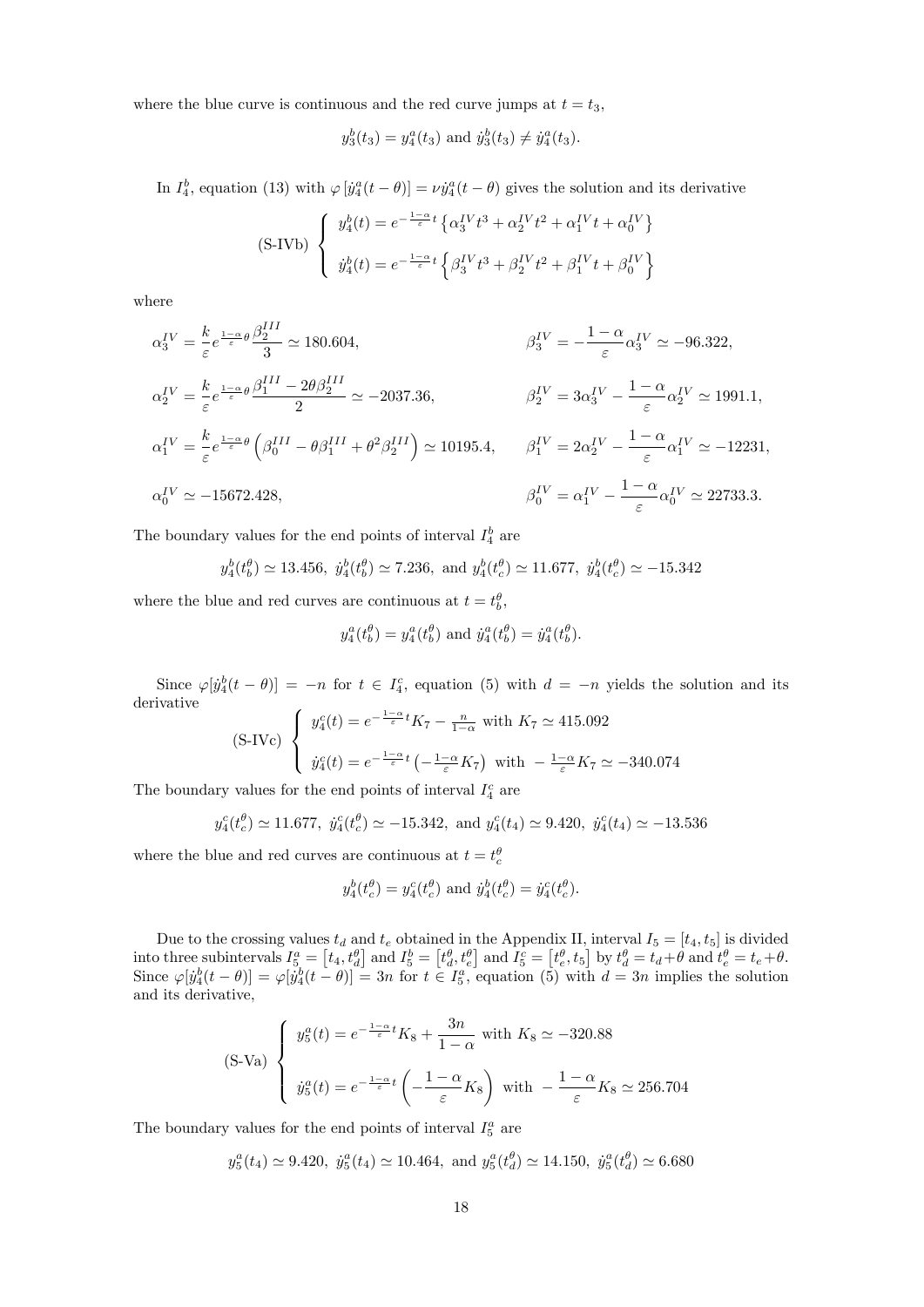where the blue curve is continuous and the red curve jumps at $t = t_3$,

$$y_3^b(t_3) = y_4^a(t_3) \text{ and } \dot{y}_3^b(t_3) \neq \dot{y}_4^a(t_3).$$

In $I_4^b$, equation (13) with $\varphi\left[\dot{y}_4^a(t-\theta)\right] = \nu \dot{y}_4^a(t-\theta)$ gives the solution and its derivative

$$\text{(S-IVb)} \begin{cases} y_4^b(t) = e^{-\frac{1-\alpha}{\varepsilon}t}\left\{\alpha_3^{IV}t^3 + \alpha_2^{IV}t^2 + \alpha_1^{IV}t + \alpha_0^{IV}\right\} \\ \dot{y}_4^b(t) = e^{-\frac{1-\alpha}{\varepsilon}t}\left\{\beta_3^{IV}t^3 + \beta_2^{IV}t^2 + \beta_1^{IV}t + \beta_0^{IV}\right\} \end{cases}$$

where

$$\alpha_3^{IV} = \frac{k}{\varepsilon}e^{\frac{1-\alpha}{\varepsilon}\theta}\frac{\beta_2^{III}}{3} \simeq 180.604, \qquad \beta_3^{IV} = -\frac{1-\alpha}{\varepsilon}\alpha_3^{IV} \simeq -96.322,$$

$$\alpha_2^{IV} = \frac{k}{\varepsilon}e^{\frac{1-\alpha}{\varepsilon}\theta}\frac{\beta_1^{III} - 2\theta\beta_2^{III}}{2} \simeq -2037.36, \qquad \beta_2^{IV} = 3\alpha_3^{IV} - \frac{1-\alpha}{\varepsilon}\alpha_2^{IV} \simeq 1991.1,$$

$$\alpha_1^{IV} = \frac{k}{\varepsilon}e^{\frac{1-\alpha}{\varepsilon}\theta}\left(\beta_0^{III} - \theta\beta_1^{III} + \theta^2\beta_2^{III}\right) \simeq 10195.4, \qquad \beta_1^{IV} = 2\alpha_2^{IV} - \frac{1-\alpha}{\varepsilon}\alpha_1^{IV} \simeq -12231,$$

$$\alpha_0^{IV} \simeq -15672.428, \qquad \beta_0^{IV} = \alpha_1^{IV} - \frac{1-\alpha}{\varepsilon}\alpha_0^{IV} \simeq 22733.3.$$

The boundary values for the end points of interval $I_4^b$ are

$$y_4^b(t_b^\theta) \simeq 13.456, \; \dot{y}_4^b(t_b^\theta) \simeq 7.236, \text{ and } y_4^b(t_c^\theta) \simeq 11.677, \; \dot{y}_4^b(t_c^\theta) \simeq -15.342$$

where the blue and red curves are continuous at $t = t_b^\theta$,

$$y_4^a(t_b^\theta) = y_4^a(t_b^\theta) \text{ and } \dot{y}_4^a(t_b^\theta) = \dot{y}_4^a(t_b^\theta).$$

Since $\varphi[\dot{y}_4^b(t-\theta)] = -n$ for $t \in I_4^c$, equation (5) with $d = -n$ yields the solution and its derivative

$$\text{(S-IVc)} \begin{cases} y_4^c(t) = e^{-\frac{1-\alpha}{\varepsilon}t}K_7 - \frac{n}{1-\alpha} \text{ with } K_7 \simeq 415.092 \\ \dot{y}_4^c(t) = e^{-\frac{1-\alpha}{\varepsilon}t}\left(-\frac{1-\alpha}{\varepsilon}K_7\right) \text{ with } -\frac{1-\alpha}{\varepsilon}K_7 \simeq -340.074 \end{cases}$$

The boundary values for the end points of interval $I_4^c$ are

$$y_4^c(t_c^\theta) \simeq 11.677, \; \dot{y}_4^c(t_c^\theta) \simeq -15.342, \text{ and } y_4^c(t_4) \simeq 9.420, \; \dot{y}_4^c(t_4) \simeq -13.536$$

where the blue and red curves are continuous at $t = t_c^\theta$

$$y_4^b(t_c^\theta) = y_4^c(t_c^\theta) \text{ and } \dot{y}_4^b(t_c^\theta) = \dot{y}_4^c(t_c^\theta).$$

Due to the crossing values $t_d$ and $t_e$ obtained in the Appendix II, interval $I_5 = [t_4, t_5]$ is divided into three subintervals $I_5^a = \left[t_4, t_d^\theta\right]$ and $I_5^b = \left[t_d^\theta, t_e^\theta\right]$ and $I_5^c = \left[t_e^\theta, t_5\right]$ by $t_d^\theta = t_d + \theta$ and $t_e^\theta = t_e + \theta$. Since $\varphi[\dot{y}_4^b(t-\theta)] = \varphi[\dot{y}_4^b(t-\theta)] = 3n$ for $t \in I_5^a$, equation (5) with $d = 3n$ implies the solution and its derivative,

$$\text{(S-Va)} \begin{cases} y_5^a(t) = e^{-\frac{1-\alpha}{\varepsilon}t}K_8 + \dfrac{3n}{1-\alpha} \text{ with } K_8 \simeq -320.88 \\ \dot{y}_5^a(t) = e^{-\frac{1-\alpha}{\varepsilon}t}\left(-\dfrac{1-\alpha}{\varepsilon}K_8\right) \text{ with } -\dfrac{1-\alpha}{\varepsilon}K_8 \simeq 256.704 \end{cases}$$

The boundary values for the end points of interval $I_5^a$ are

$$y_5^a(t_4) \simeq 9.420, \; \dot{y}_5^a(t_4) \simeq 10.464, \text{ and } y_5^a(t_d^\theta) \simeq 14.150, \; \dot{y}_5^a(t_d^\theta) \simeq 6.680$$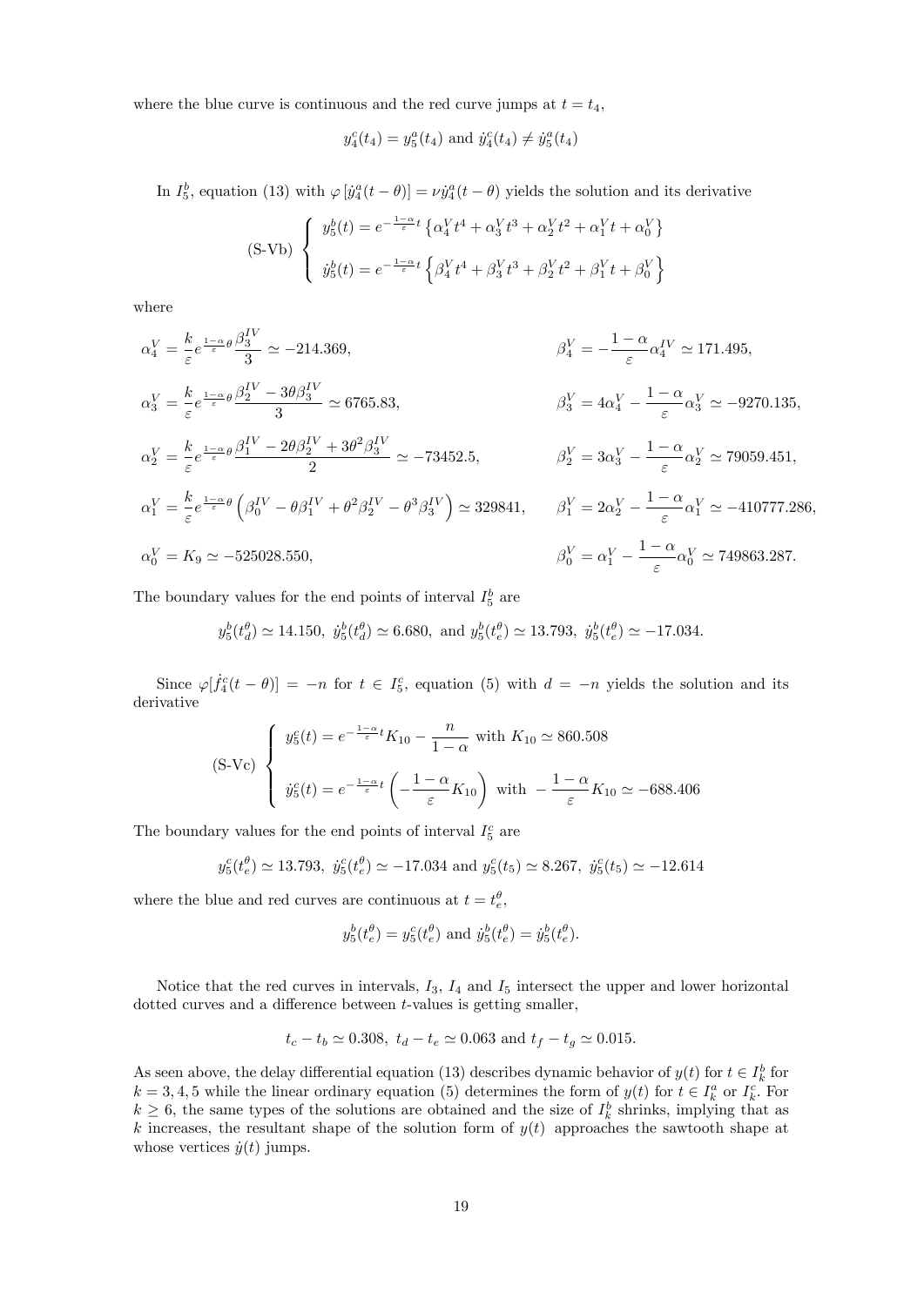where the blue curve is continuous and the red curve jumps at $t = t_4$,

$$y_4^c(t_4) = y_5^a(t_4) \text{ and } \dot{y}_4^c(t_4) \neq \dot{y}_5^a(t_4)$$

In $I_5^b$, equation (13) with $\varphi\left[\dot{y}_4^a(t-\theta)\right] = \nu \dot{y}_4^a(t-\theta)$ yields the solution and its derivative

$$\text{(S-Vb)} \left\{ \begin{array}{l} y_5^b(t) = e^{-\frac{1-\alpha}{\varepsilon}t} \left\{ \alpha_4^V t^4 + \alpha_3^V t^3 + \alpha_2^V t^2 + \alpha_1^V t + \alpha_0^V \right\} \\ \\ \dot{y}_5^b(t) = e^{-\frac{1-\alpha}{\varepsilon}t} \left\{ \beta_4^V t^4 + \beta_3^V t^3 + \beta_2^V t^2 + \beta_1^V t + \beta_0^V \right\} \end{array} \right.$$

where

$$\alpha_4^V = \frac{k}{\varepsilon} e^{\frac{1-\alpha}{\varepsilon}\theta} \frac{\beta_3^{IV}}{3} \simeq -214.369, \qquad \beta_4^V = -\frac{1-\alpha}{\varepsilon}\alpha_4^{IV} \simeq 171.495,$$

$$\alpha_3^V = \frac{k}{\varepsilon} e^{\frac{1-\alpha}{\varepsilon}\theta} \frac{\beta_2^{IV} - 3\theta\beta_3^{IV}}{3} \simeq 6765.83, \qquad \beta_3^V = 4\alpha_4^V - \frac{1-\alpha}{\varepsilon}\alpha_3^V \simeq -9270.135,$$

$$\alpha_2^V = \frac{k}{\varepsilon} e^{\frac{1-\alpha}{\varepsilon}\theta} \frac{\beta_1^{IV} - 2\theta\beta_2^{IV} + 3\theta^2\beta_3^{IV}}{2} \simeq -73452.5, \qquad \beta_2^V = 3\alpha_3^V - \frac{1-\alpha}{\varepsilon}\alpha_2^V \simeq 79059.451,$$

$$\alpha_1^V = \frac{k}{\varepsilon} e^{\frac{1-\alpha}{\varepsilon}\theta} \left( \beta_0^{IV} - \theta\beta_1^{IV} + \theta^2\beta_2^{IV} - \theta^3\beta_3^{IV} \right) \simeq 329841, \qquad \beta_1^V = 2\alpha_2^V - \frac{1-\alpha}{\varepsilon}\alpha_1^V \simeq -410777.286,$$

$$\alpha_0^V = K_9 \simeq -525028.550, \qquad \beta_0^V = \alpha_1^V - \frac{1-\alpha}{\varepsilon}\alpha_0^V \simeq 749863.287.$$

The boundary values for the end points of interval $I_5^b$ are

$$y_5^b(t_d^\theta) \simeq 14.150, \; \dot{y}_5^b(t_d^\theta) \simeq 6.680, \text{ and } y_5^b(t_e^\theta) \simeq 13.793, \; \dot{y}_5^b(t_e^\theta) \simeq -17.034.$$

Since $\varphi[\dot{f}_4^c(t-\theta)] = -n$ for $t \in I_5^c$, equation (5) with $d = -n$ yields the solution and its derivative

$$\text{(S-Vc)} \left\{ \begin{array}{l} y_5^c(t) = e^{-\frac{1-\alpha}{\varepsilon}t} K_{10} - \dfrac{n}{1-\alpha} \text{ with } K_{10} \simeq 860.508 \\ \\ \dot{y}_5^c(t) = e^{-\frac{1-\alpha}{\varepsilon}t} \left( -\dfrac{1-\alpha}{\varepsilon} K_{10} \right) \text{ with } -\dfrac{1-\alpha}{\varepsilon} K_{10} \simeq -688.406 \end{array} \right.$$

The boundary values for the end points of interval $I_5^c$ are

$$y_5^c(t_e^\theta) \simeq 13.793, \; \dot{y}_5^c(t_e^\theta) \simeq -17.034 \text{ and } y_5^c(t_5) \simeq 8.267, \; \dot{y}_5^c(t_5) \simeq -12.614$$

where the blue and red curves are continuous at $t = t_e^\theta$,

$$y_5^b(t_e^\theta) = y_5^c(t_e^\theta) \text{ and } \dot{y}_5^b(t_e^\theta) = \dot{y}_5^b(t_e^\theta).$$

Notice that the red curves in intervals, $I_3$, $I_4$ and $I_5$ intersect the upper and lower horizontal dotted curves and a difference between $t$-values is getting smaller,

$$t_c - t_b \simeq 0.308, \; t_d - t_e \simeq 0.063 \text{ and } t_f - t_g \simeq 0.015.$$

As seen above, the delay differential equation (13) describes dynamic behavior of $y(t)$ for $t \in I_k^b$ for $k = 3, 4, 5$ while the linear ordinary equation (5) determines the form of $y(t)$ for $t \in I_k^a$ or $I_k^c$. For $k \geq 6$, the same types of the solutions are obtained and the size of $I_k^b$ shrinks, implying that as $k$ increases, the resultant shape of the solution form of $y(t)$ approaches the sawtooth shape at whose vertices $\dot{y}(t)$ jumps.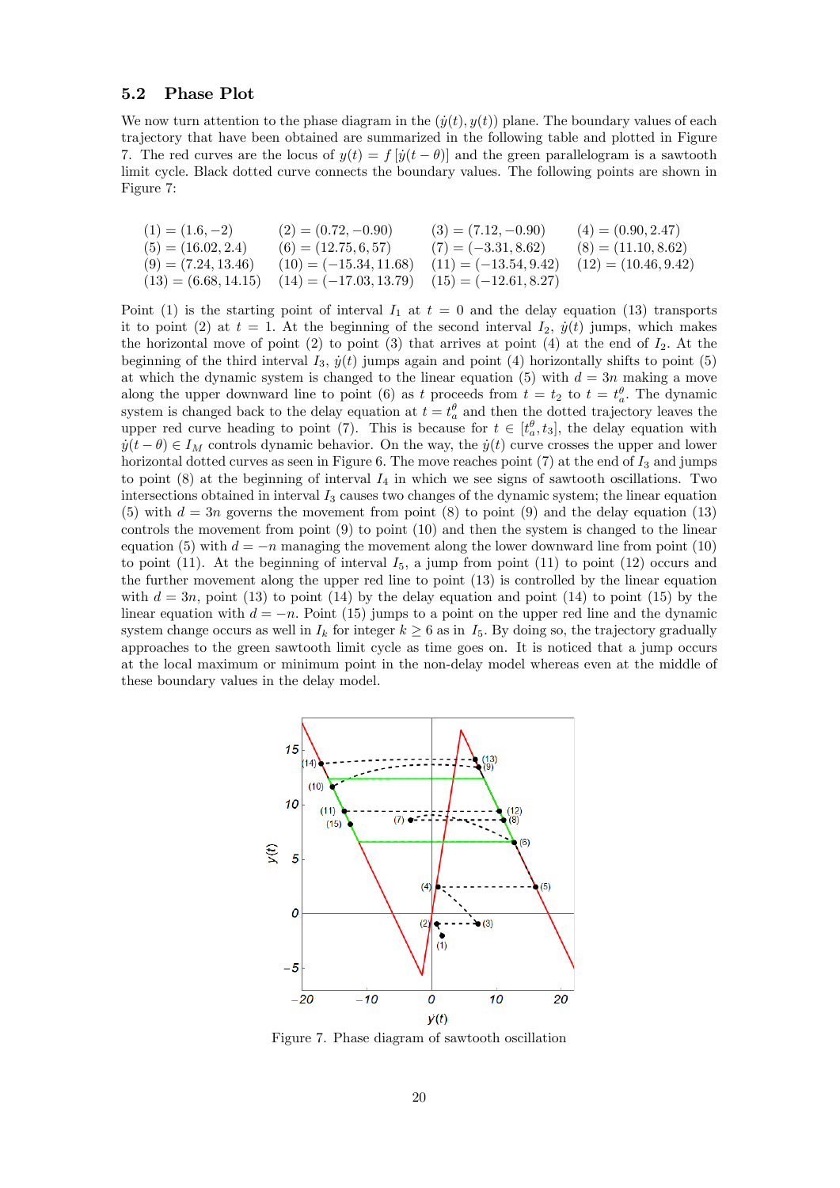### 5.2 Phase Plot

We now turn attention to the phase diagram in the $(\dot{y}(t), y(t))$ plane. The boundary values of each trajectory that have been obtained are summarized in the following table and plotted in Figure 7. The red curves are the locus of $y(t) = f[\dot{y}(t-\theta)]$ and the green parallelogram is a sawtooth limit cycle. Black dotted curve connects the boundary values. The following points are shown in Figure 7:

| | | | |
|---|---|---|---|
| $(1) = (1.6, -2)$ | $(2) = (0.72, -0.90)$ | $(3) = (7.12, -0.90)$ | $(4) = (0.90, 2.47)$ |
| $(5) = (16.02, 2.4)$ | $(6) = (12.75, 6, 57)$ | $(7) = (-3.31, 8.62)$ | $(8) = (11.10, 8.62)$ |
| $(9) = (7.24, 13.46)$ | $(10) = (-15.34, 11.68)$ | $(11) = (-13.54, 9.42)$ | $(12) = (10.46, 9.42)$ |
| $(13) = (6.68, 14.15)$ | $(14) = (-17.03, 13.79)$ | $(15) = (-12.61, 8.27)$ | |

Point (1) is the starting point of interval $I_1$ at $t = 0$ and the delay equation (13) transports it to point (2) at $t = 1$. At the beginning of the second interval $I_2$, $\dot{y}(t)$ jumps, which makes the horizontal move of point (2) to point (3) that arrives at point (4) at the end of $I_2$. At the beginning of the third interval $I_3$, $\dot{y}(t)$ jumps again and point (4) horizontally shifts to point (5) at which the dynamic system is changed to the linear equation (5) with $d = 3n$ making a move along the upper downward line to point (6) as $t$ proceeds from $t = t_2$ to $t = t_a^\theta$. The dynamic system is changed back to the delay equation at $t = t_a^\theta$ and then the dotted trajectory leaves the upper red curve heading to point (7). This is because for $t \in [t_a^\theta, t_3]$, the delay equation with $\dot{y}(t-\theta) \in I_M$ controls dynamic behavior. On the way, the $\dot{y}(t)$ curve crosses the upper and lower horizontal dotted curves as seen in Figure 6. The move reaches point (7) at the end of $I_3$ and jumps to point (8) at the beginning of interval $I_4$ in which we see signs of sawtooth oscillations. Two intersections obtained in interval $I_3$ causes two changes of the dynamic system; the linear equation (5) with $d = 3n$ governs the movement from point (8) to point (9) and the delay equation (13) controls the movement from point (9) to point (10) and then the system is changed to the linear equation (5) with $d = -n$ managing the movement along the lower downward line from point (10) to point (11). At the beginning of interval $I_5$, a jump from point (11) to point (12) occurs and the further movement along the upper red line to point (13) is controlled by the linear equation with $d = 3n$, point (13) to point (14) by the delay equation and point (14) to point (15) by the linear equation with $d = -n$. Point (15) jumps to a point on the upper red line and the dynamic system change occurs as well in $I_k$ for integer $k \geq 6$ as in $I_5$. By doing so, the trajectory gradually approaches to the green sawtooth limit cycle as time goes on. It is noticed that a jump occurs at the local maximum or minimum point in the non-delay model whereas even at the middle of these boundary values in the delay model.

Figure 7. Phase diagram of sawtooth oscillation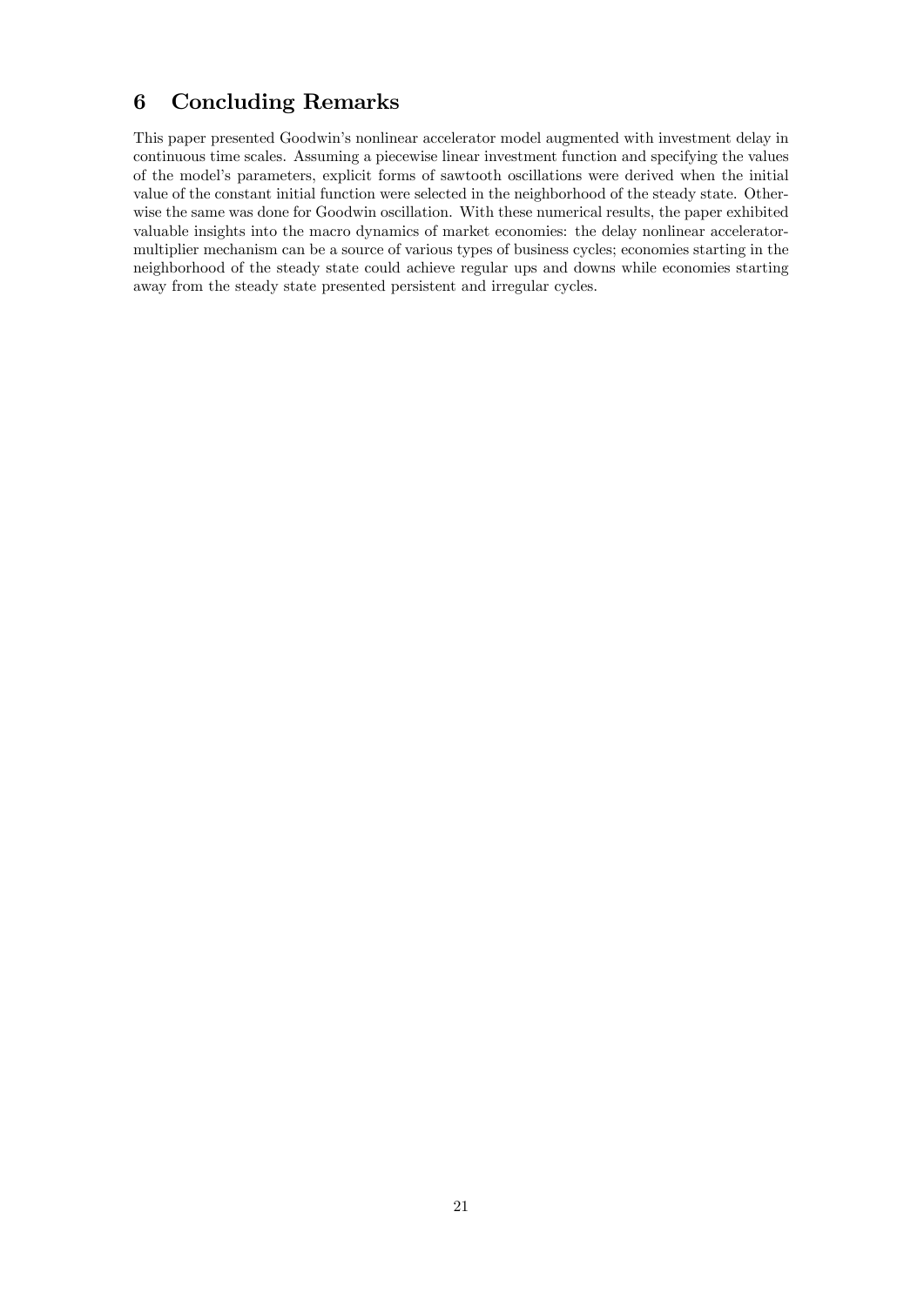## 6 Concluding Remarks

This paper presented Goodwin's nonlinear accelerator model augmented with investment delay in continuous time scales. Assuming a piecewise linear investment function and specifying the values of the model's parameters, explicit forms of sawtooth oscillations were derived when the initial value of the constant initial function were selected in the neighborhood of the steady state. Otherwise the same was done for Goodwin oscillation. With these numerical results, the paper exhibited valuable insights into the macro dynamics of market economies: the delay nonlinear accelerator-multiplier mechanism can be a source of various types of business cycles; economies starting in the neighborhood of the steady state could achieve regular ups and downs while economies starting away from the steady state presented persistent and irregular cycles.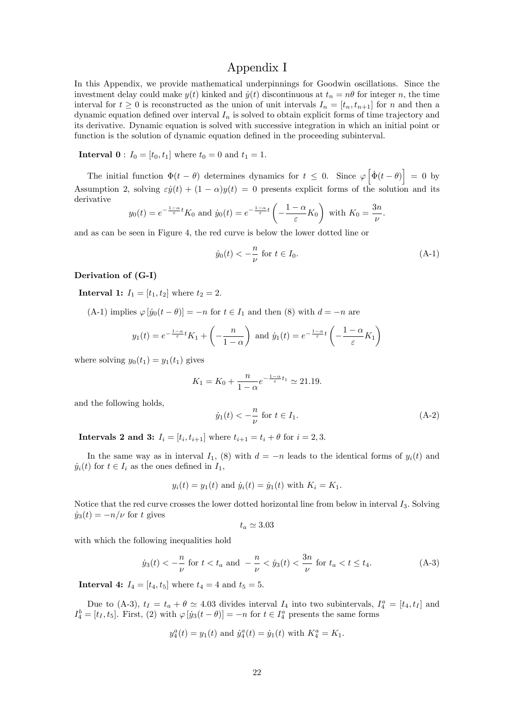# Appendix I

In this Appendix, we provide mathematical underpinnings for Goodwin oscillations. Since the investment delay could make $y(t)$ kinked and $\dot{y}(t)$ discontinuous at $t_n = n\theta$ for integer $n$, the time interval for $t \geq 0$ is reconstructed as the union of unit intervals $I_n = [t_n, t_{n+1}]$ for $n$ and then a dynamic equation defined over interval $I_n$ is solved to obtain explicit forms of time trajectory and its derivative. Dynamic equation is solved with successive integration in which an initial point or function is the solution of dynamic equation defined in the proceeding subinterval.

**Interval 0** : $I_0 = [t_0, t_1]$ where $t_0 = 0$ and $t_1 = 1$.

The initial function $\Phi(t - \theta)$ determines dynamics for $t \leq 0$. Since $\varphi\left[\dot{\Phi}(t-\theta)\right] = 0$ by Assumption 2, solving $\varepsilon\dot{y}(t) + (1-\alpha)y(t) = 0$ presents explicit forms of the solution and its derivative

$$y_0(t) = e^{-\frac{1-\alpha}{\varepsilon}t}K_0 \text{ and } \dot{y}_0(t) = e^{-\frac{1-\alpha}{\varepsilon}t}\left(-\frac{1-\alpha}{\varepsilon}K_0\right) \text{ with } K_0 = \frac{3n}{\nu}.$$

and as can be seen in Figure 4, the red curve is below the lower dotted line or

$$\dot{y}_0(t) < -\frac{n}{\nu} \text{ for } t \in I_0. \tag{A-1}$$

**Derivation of (G-I)**

**Interval 1:** $I_1 = [t_1, t_2]$ where $t_2 = 2$.

(A-1) implies $\varphi\left[\dot{y}_0(t-\theta)\right] = -n$ for $t \in I_1$ and then (8) with $d = -n$ are

$$y_1(t) = e^{-\frac{1-\alpha}{\varepsilon}t}K_1 + \left(-\frac{n}{1-\alpha}\right) \text{ and } \dot{y}_1(t) = e^{-\frac{1-\alpha}{\varepsilon}t}\left(-\frac{1-\alpha}{\varepsilon}K_1\right)$$

where solving $y_0(t_1) = y_1(t_1)$ gives

$$K_1 = K_0 + \frac{n}{1-\alpha}e^{-\frac{1-\alpha}{\varepsilon}t_1} \simeq 21.19.$$

and the following holds,

$$\dot{y}_1(t) < -\frac{n}{\nu} \text{ for } t \in I_1. \tag{A-2}$$

**Intervals 2 and 3:** $I_i = [t_i, t_{i+1}]$ where $t_{i+1} = t_i + \theta$ for $i = 2, 3$.

In the same way as in interval $I_1$, (8) with $d = -n$ leads to the identical forms of $y_i(t)$ and $\dot{y}_i(t)$ for $t \in I_i$ as the ones defined in $I_1$,

$$y_i(t) = y_1(t) \text{ and } \dot{y}_i(t) = \dot{y}_1(t) \text{ with } K_i = K_1.$$

Notice that the red curve crosses the lower dotted horizontal line from below in interval $I_3$. Solving $\dot{y}_3(t) = -n/\nu$ for $t$ gives

$$t_a \simeq 3.03$$

with which the following inequalities hold

$$\dot{y}_3(t) < -\frac{n}{\nu} \text{ for } t < t_a \text{ and } -\frac{n}{\nu} < \dot{y}_3(t) < \frac{3n}{\nu} \text{ for } t_a < t \leq t_4. \tag{A-3}$$

**Interval 4:** $I_4 = [t_4, t_5]$ where $t_4 = 4$ and $t_5 = 5$.

Due to (A-3), $t_I = t_a + \theta \simeq 4.03$ divides interval $I_4$ into two subintervals, $I_4^a = [t_4, t_I]$ and $I_4^b = [t_I, t_5]$. First, (2) with $\varphi\left[\dot{y}_3(t-\theta)\right] = -n$ for $t \in I_4^a$ presents the same forms

$$y_4^a(t) = y_1(t) \text{ and } \dot{y}_4^a(t) = \dot{y}_1(t) \text{ with } K_4^a = K_1.$$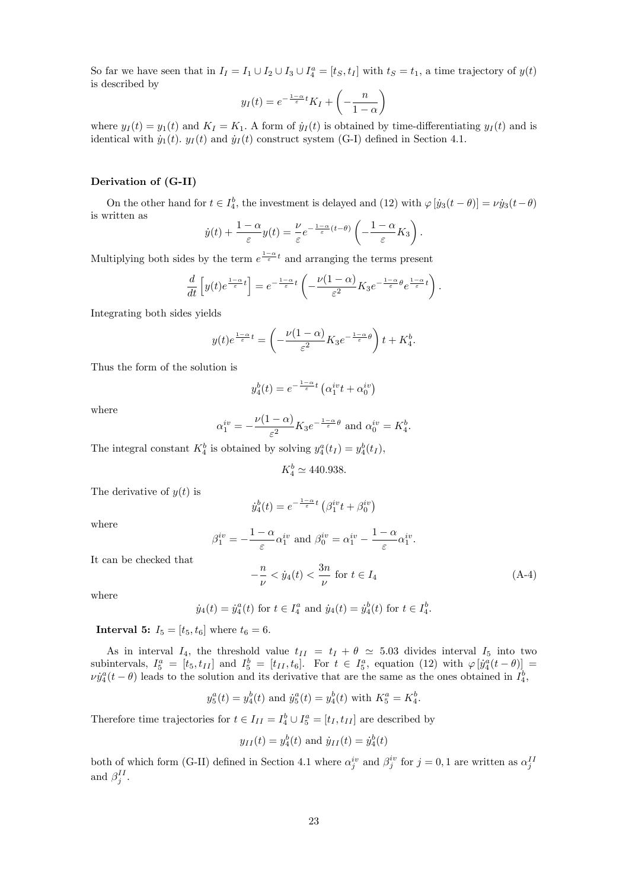So far we have seen that in $I_I = I_1 \cup I_2 \cup I_3 \cup I_4^a = [t_S, t_I]$ with $t_S = t_1$, a time trajectory of $y(t)$ is described by

$$y_I(t) = e^{-\frac{1-\alpha}{\varepsilon}t} K_I + \left(-\frac{n}{1-\alpha}\right)$$

where $y_I(t) = y_1(t)$ and $K_I = K_1$. A form of $\dot{y}_I(t)$ is obtained by time-differentiating $y_I(t)$ and is identical with $\dot{y}_1(t)$. $y_I(t)$ and $\dot{y}_I(t)$ construct system (G-I) defined in Section 4.1.

**Derivation of (G-II)**

On the other hand for $t \in I_4^b$, the investment is delayed and (12) with $\varphi[\dot{y}_3(t-\theta)] = \nu\dot{y}_3(t-\theta)$ is written as

$$\dot{y}(t) + \frac{1-\alpha}{\varepsilon}y(t) = \frac{\nu}{\varepsilon}e^{-\frac{1-\alpha}{\varepsilon}(t-\theta)}\left(-\frac{1-\alpha}{\varepsilon}K_3\right).$$

Multiplying both sides by the term $e^{\frac{1-\alpha}{\varepsilon}t}$ and arranging the terms present

$$\frac{d}{dt}\left[y(t)e^{\frac{1-\alpha}{\varepsilon}t}\right] = e^{-\frac{1-\alpha}{\varepsilon}t}\left(-\frac{\nu(1-\alpha)}{\varepsilon^2}K_3 e^{-\frac{1-\alpha}{\varepsilon}\theta}e^{\frac{1-\alpha}{\varepsilon}t}\right).$$

Integrating both sides yields

$$y(t)e^{\frac{1-\alpha}{\varepsilon}t} = \left(-\frac{\nu(1-\alpha)}{\varepsilon^2}K_3 e^{-\frac{1-\alpha}{\varepsilon}\theta}\right)t + K_4^b.$$

Thus the form of the solution is

$$y_4^b(t) = e^{-\frac{1-\alpha}{\varepsilon}t}\left(\alpha_1^{iv}t + \alpha_0^{iv}\right)$$

where

$$\alpha_1^{iv} = -\frac{\nu(1-\alpha)}{\varepsilon^2}K_3 e^{-\frac{1-\alpha}{\varepsilon}\theta} \text{ and } \alpha_0^{iv} = K_4^b.$$

The integral constant $K_4^b$ is obtained by solving $y_4^a(t_I) = y_4^b(t_I)$,

$$K_4^b \simeq 440.938.$$

The derivative of $y(t)$ is

$$\dot{y}_4^b(t) = e^{-\frac{1-\alpha}{\varepsilon}t}\left(\beta_1^{iv}t + \beta_0^{iv}\right)$$

where

$$\beta_1^{iv} = -\frac{1-\alpha}{\varepsilon}\alpha_1^{iv} \text{ and } \beta_0^{iv} = \alpha_1^{iv} - \frac{1-\alpha}{\varepsilon}\alpha_1^{iv}.$$

It can be checked that

$$-\frac{n}{\nu} < \dot{y}_4(t) < \frac{3n}{\nu} \text{ for } t \in I_4 \tag{A-4}$$

where

$$\dot{y}_4(t) = \dot{y}_4^a(t) \text{ for } t \in I_4^a \text{ and } \dot{y}_4(t) = \dot{y}_4^b(t) \text{ for } t \in I_4^b.$$

**Interval 5:** $I_5 = [t_5, t_6]$ where $t_6 = 6$.

As in interval $I_4$, the threshold value $t_{II} = t_I + \theta \simeq 5.03$ divides interval $I_5$ into two subintervals, $I_5^a = [t_5, t_{II}]$ and $I_5^b = [t_{II}, t_6]$. For $t \in I_5^a$, equation (12) with $\varphi[\dot{y}_4^a(t-\theta)] = \nu\dot{y}_4^a(t-\theta)$ leads to the solution and its derivative that are the same as the ones obtained in $I_4^b$,

$$y_5^a(t) = y_4^b(t) \text{ and } \dot{y}_5^a(t) = y_4^b(t) \text{ with } K_5^a = K_4^b.$$

Therefore time trajectories for $t \in I_{II} = I_4^b \cup I_5^a = [t_I, t_{II}]$ are described by

$$y_{II}(t) = y_4^b(t) \text{ and } \dot{y}_{II}(t) = \dot{y}_4^b(t)$$

both of which form (G-II) defined in Section 4.1 where $\alpha_j^{iv}$ and $\beta_j^{iv}$ for $j = 0, 1$ are written as $\alpha_j^{II}$ and $\beta_j^{II}$.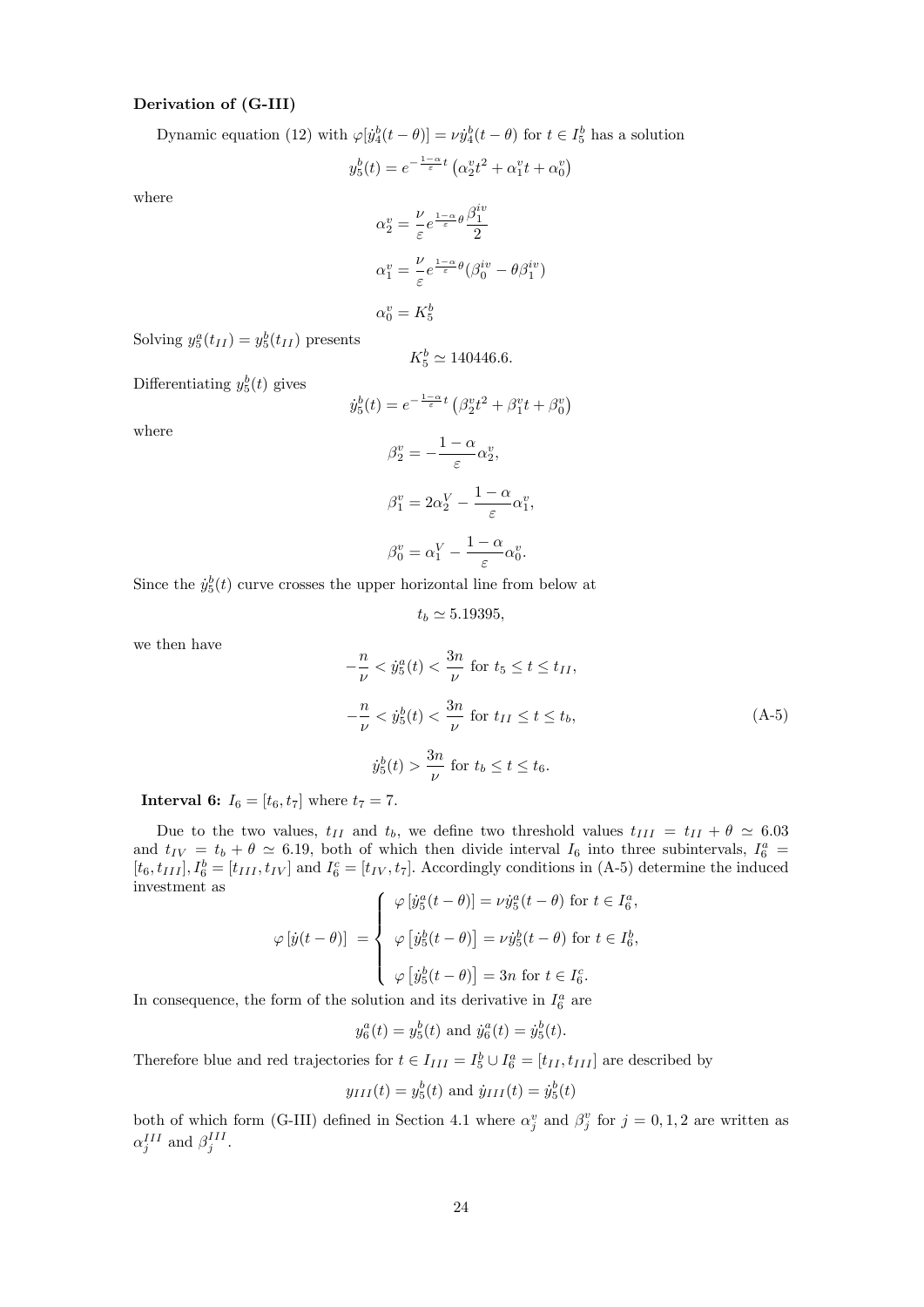**Derivation of (G-III)**

Dynamic equation (12) with $\varphi[\dot{y}_4^b(t-\theta)] = \nu \dot{y}_4^b(t-\theta)$ for $t \in I_5^b$ has a solution

$$y_5^b(t) = e^{-\frac{1-\alpha}{\varepsilon}t}\left(\alpha_2^v t^2 + \alpha_1^v t + \alpha_0^v\right)$$

where

$$\alpha_2^v = \frac{\nu}{\varepsilon} e^{\frac{1-\alpha}{\varepsilon}\theta} \frac{\beta_1^{iv}}{2}$$

$$\alpha_1^v = \frac{\nu}{\varepsilon} e^{\frac{1-\alpha}{\varepsilon}\theta} (\beta_0^{iv} - \theta \beta_1^{iv})$$

$$\alpha_0^v = K_5^b$$

Solving $y_5^a(t_{II}) = y_5^b(t_{II})$ presents

$$K_5^b \simeq 140446.6.$$

Differentiating $y_5^b(t)$ gives

$$\dot{y}_5^b(t) = e^{-\frac{1-\alpha}{\varepsilon}t}\left(\beta_2^v t^2 + \beta_1^v t + \beta_0^v\right)$$

where

$$\beta_2^v = -\frac{1-\alpha}{\varepsilon}\alpha_2^v,$$

$$\beta_1^v = 2\alpha_2^V - \frac{1-\alpha}{\varepsilon}\alpha_1^v,$$

$$\beta_0^v = \alpha_1^V - \frac{1-\alpha}{\varepsilon}\alpha_0^v.$$

Since the $\dot{y}_5^b(t)$ curve crosses the upper horizontal line from below at

$$t_b \simeq 5.19395,$$

we then have

$$-\frac{n}{\nu} < \dot{y}_5^a(t) < \frac{3n}{\nu} \text{ for } t_5 \le t \le t_{II},$$

$$-\frac{n}{\nu} < \dot{y}_5^b(t) < \frac{3n}{\nu} \text{ for } t_{II} \le t \le t_b, \tag{A-5}$$

$$\dot{y}_5^b(t) > \frac{3n}{\nu} \text{ for } t_b \le t \le t_6.$$

**Interval 6:** $I_6 = [t_6, t_7]$ where $t_7 = 7$.

Due to the two values, $t_{II}$ and $t_b$, we define two threshold values $t_{III} = t_{II} + \theta \simeq 6.03$ and $t_{IV} = t_b + \theta \simeq 6.19$, both of which then divide interval $I_6$ into three subintervals, $I_6^a = [t_6, t_{III}], I_6^b = [t_{III}, t_{IV}]$ and $I_6^c = [t_{IV}, t_7]$. Accordingly conditions in (A-5) determine the induced investment as

$$\varphi\left[\dot{y}(t-\theta)\right] = \begin{cases} \varphi\left[\dot{y}_5^a(t-\theta)\right] = \nu \dot{y}_5^a(t-\theta) \text{ for } t \in I_6^a, \\ \varphi\left[\dot{y}_5^b(t-\theta)\right] = \nu \dot{y}_5^b(t-\theta) \text{ for } t \in I_6^b, \\ \varphi\left[\dot{y}_5^b(t-\theta)\right] = 3n \text{ for } t \in I_6^c. \end{cases}$$

In consequence, the form of the solution and its derivative in $I_6^a$ are

$$y_6^a(t) = y_5^b(t) \text{ and } \dot{y}_6^a(t) = \dot{y}_5^b(t).$$

Therefore blue and red trajectories for $t \in I_{III} = I_5^b \cup I_6^a = [t_{II}, t_{III}]$ are described by

$$y_{III}(t) = y_5^b(t) \text{ and } \dot{y}_{III}(t) = \dot{y}_5^b(t)$$

both of which form (G-III) defined in Section 4.1 where $\alpha_j^v$ and $\beta_j^v$ for $j = 0, 1, 2$ are written as $\alpha_j^{III}$ and $\beta_j^{III}$.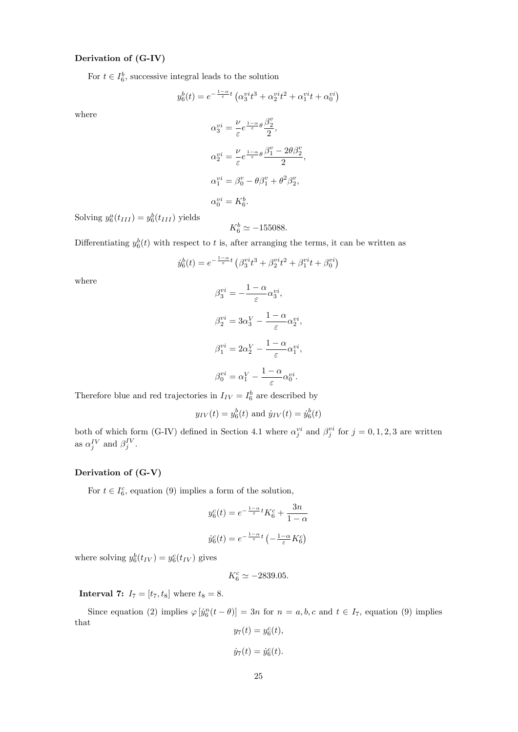**Derivation of (G-IV)**

For $t \in I_6^b$, successive integral leads to the solution

$$y_6^b(t) = e^{-\frac{1-\alpha}{\varepsilon}t}\left(\alpha_3^{vi}t^3 + \alpha_2^{vi}t^2 + \alpha_1^{vi}t + \alpha_0^{vi}\right)$$

where

$$\alpha_3^{vi} = \frac{\nu}{\varepsilon}e^{\frac{1-\alpha}{\varepsilon}\theta}\frac{\beta_2^v}{2},$$

$$\alpha_2^{vi} = \frac{\nu}{\varepsilon}e^{\frac{1-\alpha}{\varepsilon}\theta}\frac{\beta_1^v - 2\theta\beta_2^v}{2},$$

$$\alpha_1^{vi} = \beta_0^v - \theta\beta_1^v + \theta^2\beta_2^v,$$

$$\alpha_0^{vi} = K_6^b.$$

Solving $y_6^a(t_{III}) = y_6^b(t_{III})$ yields

$$K_6^b \simeq -155088.$$

Differentiating $y_6^b(t)$ with respect to $t$ is, after arranging the terms, it can be written as

$$\dot{y}_6^b(t) = e^{-\frac{1-\alpha}{\varepsilon}t}\left(\beta_3^{vi}t^3 + \beta_2^{vi}t^2 + \beta_1^{vi}t + \beta_0^{vi}\right)$$

where

$$\beta_3^{vi} = -\frac{1-\alpha}{\varepsilon}\alpha_3^{vi},$$

$$\beta_2^{vi} = 3\alpha_3^V - \frac{1-\alpha}{\varepsilon}\alpha_2^{vi},$$

$$\beta_1^{vi} = 2\alpha_2^V - \frac{1-\alpha}{\varepsilon}\alpha_1^{vi},$$

$$\beta_0^{vi} = \alpha_1^V - \frac{1-\alpha}{\varepsilon}\alpha_0^{vi}.$$

Therefore blue and red trajectories in $I_{IV} = I_6^b$ are described by

$$y_{IV}(t) = y_6^b(t) \text{ and } \dot{y}_{IV}(t) = \dot{y}_6^b(t)$$

both of which form (G-IV) defined in Section 4.1 where $\alpha_j^{vi}$ and $\beta_j^{vi}$ for $j = 0, 1, 2, 3$ are written as $\alpha_j^{IV}$ and $\beta_j^{IV}$.

**Derivation of (G-V)**

For $t \in I_6^c$, equation (9) implies a form of the solution,

$$y_6^c(t) = e^{-\frac{1-\alpha}{\varepsilon}t}K_6^c + \frac{3n}{1-\alpha}$$

$$\dot{y}_6^c(t) = e^{-\frac{1-\alpha}{\varepsilon}t}\left(-\tfrac{1-\alpha}{\varepsilon}K_6^c\right)$$

where solving $y_6^b(t_{IV}) = y_6^c(t_{IV})$ gives

$$K_6^c \simeq -2839.05.$$

**Interval 7:** $I_7 = [t_7, t_8]$ where $t_8 = 8$.

Since equation (2) implies $\varphi\left[\dot{y}_6^n(t-\theta)\right] = 3n$ for $n = a, b, c$ and $t \in I_7$, equation (9) implies that

$$y_7(t) = y_6^c(t),$$

$$\dot{y}_7(t) = \dot{y}_6^c(t).$$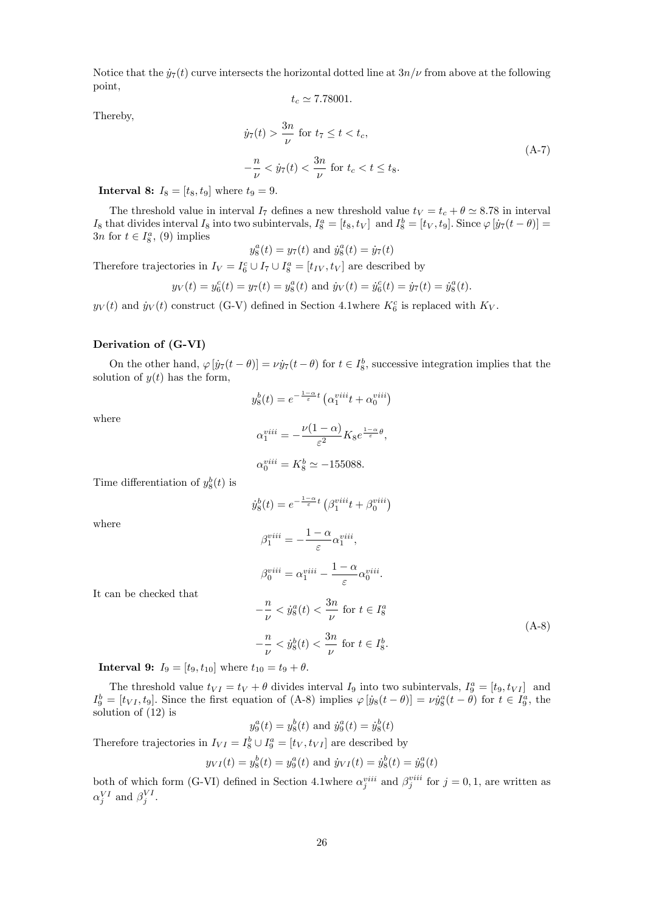Notice that the $\dot{y}_7(t)$ curve intersects the horizontal dotted line at $3n/\nu$ from above at the following point,

$$t_c \simeq 7.78001.$$

Thereby,

$$\begin{aligned}
&\dot{y}_7(t) > \frac{3n}{\nu} \text{ for } t_7 \leq t < t_c, \\
&-\frac{n}{\nu} < \dot{y}_7(t) < \frac{3n}{\nu} \text{ for } t_c < t \leq t_8.
\end{aligned} \tag{A-7}$$

**Interval 8:** $I_8 = [t_8, t_9]$ where $t_9 = 9$.

The threshold value in interval $I_7$ defines a new threshold value $t_V = t_c + \theta \simeq 8.78$ in interval $I_8$ that divides interval $I_8$ into two subintervals, $I_8^a = [t_8, t_V]$ and $I_8^b = [t_V, t_9]$. Since $\varphi\left[\dot{y}_7(t-\theta)\right] = 3n$ for $t \in I_8^a$, (9) implies

$$y_8^a(t) = y_7(t) \text{ and } \dot{y}_8^a(t) = \dot{y}_7(t)$$

Therefore trajectories in $I_V = I_6^c \cup I_7 \cup I_8^a = [t_{IV}, t_V]$ are described by

$$y_V(t) = y_6^c(t) = y_7(t) = y_8^a(t) \text{ and } \dot{y}_V(t) = \dot{y}_6^c(t) = \dot{y}_7(t) = \dot{y}_8^a(t).$$

$y_V(t)$ and $\dot{y}_V(t)$ construct (G-V) defined in Section 4.1where $K_6^c$ is replaced with $K_V$.

### Derivation of (G-VI)

On the other hand, $\varphi\left[\dot{y}_7(t-\theta)\right] = \nu\dot{y}_7(t-\theta)$ for $t \in I_8^b$, successive integration implies that the solution of $y(t)$ has the form,

$$y_8^b(t) = e^{-\frac{1-\alpha}{\varepsilon}t}\left(\alpha_1^{viii}t + \alpha_0^{viii}\right)$$

where

$$\alpha_1^{viii} = -\frac{\nu(1-\alpha)}{\varepsilon^2}K_8 e^{\frac{1-\alpha}{\varepsilon}\theta},$$

$$\alpha_0^{viii} = K_8^b \simeq -155088.$$

Time differentiation of $y_8^b(t)$ is

$$\dot{y}_8^b(t) = e^{-\frac{1-\alpha}{\varepsilon}t}\left(\beta_1^{viii}t + \beta_0^{viii}\right)$$

where

$$\beta_1^{viii} = -\frac{1-\alpha}{\varepsilon}\alpha_1^{viii},$$

$$\beta_0^{viii} = \alpha_1^{viii} - \frac{1-\alpha}{\varepsilon}\alpha_0^{viii}.$$

It can be checked that

$$\begin{aligned}
&-\frac{n}{\nu} < \dot{y}_8^a(t) < \frac{3n}{\nu} \text{ for } t \in I_8^a \\
&-\frac{n}{\nu} < \dot{y}_8^b(t) < \frac{3n}{\nu} \text{ for } t \in I_8^b.
\end{aligned} \tag{A-8}$$

**Interval 9:** $I_9 = [t_9, t_{10}]$ where $t_{10} = t_9 + \theta$.

The threshold value $t_{VI} = t_V + \theta$ divides interval $I_9$ into two subintervals, $I_9^a = [t_9, t_{VI}]$ and $I_9^b = [t_{VI}, t_9]$. Since the first equation of (A-8) implies $\varphi\left[\dot{y}_8(t-\theta)\right] = \nu\dot{y}_8^a(t-\theta)$ for $t \in I_9^a$, the solution of (12) is

$$y_9^a(t) = y_8^b(t) \text{ and } \dot{y}_9^a(t) = \dot{y}_8^b(t)$$

Therefore trajectories in $I_{VI} = I_8^b \cup I_9^a = [t_V, t_{VI}]$ are described by

$$y_{VI}(t) = y_8^b(t) = y_9^a(t) \text{ and } \dot{y}_{VI}(t) = \dot{y}_8^b(t) = \dot{y}_9^a(t)$$

both of which form (G-VI) defined in Section 4.1where $\alpha_j^{viii}$ and $\beta_j^{viii}$ for $j = 0, 1$, are written as $\alpha_j^{VI}$ and $\beta_j^{VI}$.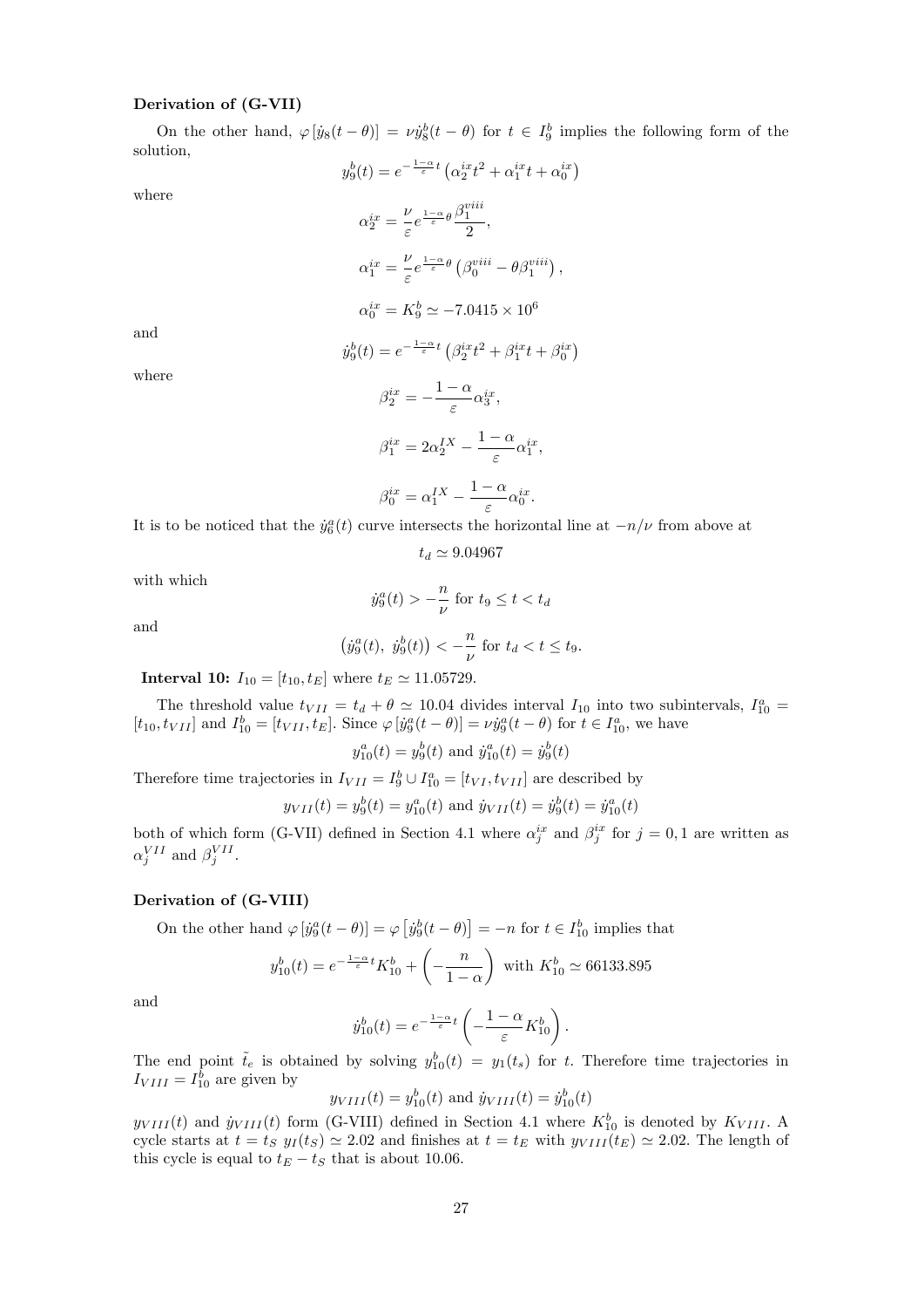**Derivation of (G-VII)**

On the other hand, $\varphi\left[\dot{y}_8(t-\theta)\right] = \nu \dot{y}_8^b(t-\theta)$ for $t \in I_9^b$ implies the following form of the solution,

$$y_9^b(t) = e^{-\frac{1-\alpha}{\varepsilon}t}\left(\alpha_2^{ix}t^2 + \alpha_1^{ix}t + \alpha_0^{ix}\right)$$

where

$$\alpha_2^{ix} = \frac{\nu}{\varepsilon}e^{\frac{1-\alpha}{\varepsilon}\theta}\frac{\beta_1^{viii}}{2},$$

$$\alpha_1^{ix} = \frac{\nu}{\varepsilon}e^{\frac{1-\alpha}{\varepsilon}\theta}\left(\beta_0^{viii} - \theta\beta_1^{viii}\right),$$

$$\alpha_0^{ix} = K_9^b \simeq -7.0415 \times 10^6$$

and

$$\dot{y}_9^b(t) = e^{-\frac{1-\alpha}{\varepsilon}t}\left(\beta_2^{ix}t^2 + \beta_1^{ix}t + \beta_0^{ix}\right)$$

where

$$\beta_2^{ix} = -\frac{1-\alpha}{\varepsilon}\alpha_3^{ix},$$

$$\beta_1^{ix} = 2\alpha_2^{IX} - \frac{1-\alpha}{\varepsilon}\alpha_1^{ix},$$

$$\beta_0^{ix} = \alpha_1^{IX} - \frac{1-\alpha}{\varepsilon}\alpha_0^{ix}.$$

It is to be noticed that the $\dot{y}_6^a(t)$ curve intersects the horizontal line at $-n/\nu$ from above at

$$t_d \simeq 9.04967$$

with which

$$\dot{y}_9^a(t) > -\frac{n}{\nu} \text{ for } t_9 \leq t < t_d$$

and

$$\left(\dot{y}_9^a(t),\ \dot{y}_9^b(t)\right) < -\frac{n}{\nu} \text{ for } t_d < t \leq t_9.$$

**Interval 10:** $I_{10} = [t_{10}, t_E]$ where $t_E \simeq 11.05729$.

The threshold value $t_{VII} = t_d + \theta \simeq 10.04$ divides interval $I_{10}$ into two subintervals, $I_{10}^a = [t_{10}, t_{VII}]$ and $I_{10}^b = [t_{VII}, t_E]$. Since $\varphi\left[\dot{y}_9^a(t-\theta)\right] = \nu\dot{y}_9^a(t-\theta)$ for $t \in I_{10}^a$, we have

$$y_{10}^a(t) = y_9^b(t) \text{ and } \dot{y}_{10}^a(t) = \dot{y}_9^b(t)$$

Therefore time trajectories in $I_{VII} = I_9^b \cup I_{10}^a = [t_{VI}, t_{VII}]$ are described by

$$y_{VII}(t) = y_9^b(t) = y_{10}^a(t) \text{ and } \dot{y}_{VII}(t) = \dot{y}_9^b(t) = \dot{y}_{10}^a(t)$$

both of which form (G-VII) defined in Section 4.1 where $\alpha_j^{ix}$ and $\beta_j^{ix}$ for $j = 0, 1$ are written as $\alpha_j^{VII}$ and $\beta_j^{VII}$.

**Derivation of (G-VIII)**

On the other hand $\varphi\left[\dot{y}_9^a(t-\theta)\right] = \varphi\left[\dot{y}_9^b(t-\theta)\right] = -n$ for $t \in I_{10}^b$ implies that

$$y_{10}^b(t) = e^{-\frac{1-\alpha}{\varepsilon}t}K_{10}^b + \left(-\frac{n}{1-\alpha}\right) \text{ with } K_{10}^b \simeq 66133.895$$

and

$$\dot{y}_{10}^b(t) = e^{-\frac{1-\alpha}{\varepsilon}t}\left(-\frac{1-\alpha}{\varepsilon}K_{10}^b\right).$$

The end point $\tilde{t}_e$ is obtained by solving $y_{10}^b(t) = y_1(t_s)$ for $t$. Therefore time trajectories in $I_{VIII} = I_{10}^b$ are given by

$$y_{VIII}(t) = y_{10}^b(t) \text{ and } \dot{y}_{VIII}(t) = \dot{y}_{10}^b(t)$$

$y_{VIII}(t)$ and $\dot{y}_{VIII}(t)$ form (G-VIII) defined in Section 4.1 where $K_{10}^b$ is denoted by $K_{VIII}$. A cycle starts at $t = t_S$ $y_I(t_S) \simeq 2.02$ and finishes at $t = t_E$ with $y_{VIII}(t_E) \simeq 2.02$. The length of this cycle is equal to $t_E - t_S$ that is about 10.06.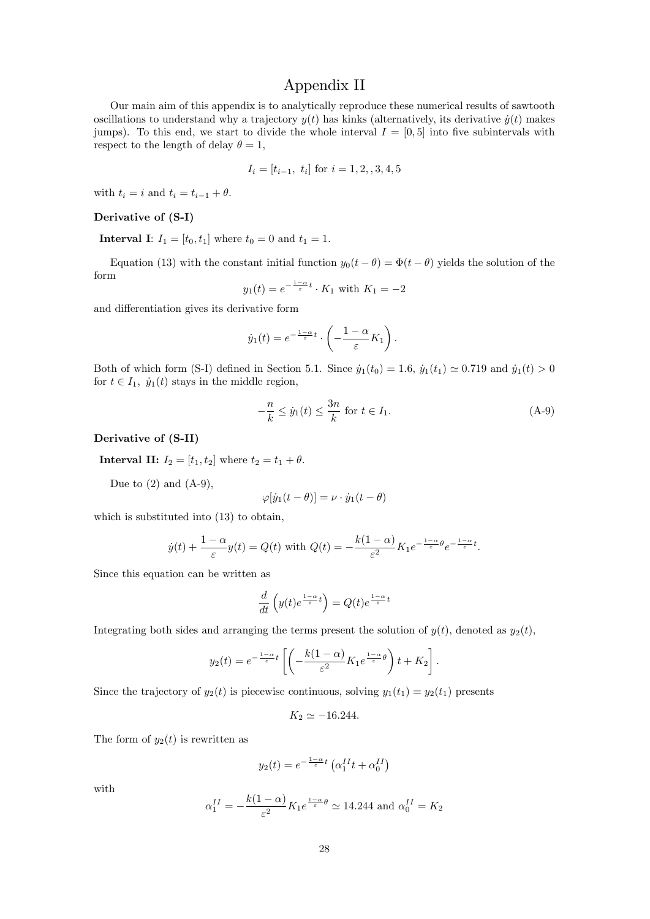# Appendix II

Our main aim of this appendix is to analytically reproduce these numerical results of sawtooth oscillations to understand why a trajectory $y(t)$ has kinks (alternatively, its derivative $\dot{y}(t)$ makes jumps). To this end, we start to divide the whole interval $I = [0, 5]$ into five subintervals with respect to the length of delay $\theta = 1$,

$$I_i = [t_{i-1},\ t_i] \text{ for } i = 1, 2, , 3, 4, 5$$

with $t_i = i$ and $t_i = t_{i-1} + \theta$.

**Derivative of (S-I)**

**Interval I**: $I_1 = [t_0, t_1]$ where $t_0 = 0$ and $t_1 = 1$.

Equation (13) with the constant initial function $y_0(t - \theta) = \Phi(t - \theta)$ yields the solution of the form

$$y_1(t) = e^{-\frac{1-\alpha}{\varepsilon}t} \cdot K_1 \text{ with } K_1 = -2$$

and differentiation gives its derivative form

$$\dot{y}_1(t) = e^{-\frac{1-\alpha}{\varepsilon}t} \cdot \left( -\frac{1-\alpha}{\varepsilon} K_1 \right).$$

Both of which form (S-I) defined in Section 5.1. Since $\dot{y}_1(t_0) = 1.6$, $\dot{y}_1(t_1) \simeq 0.719$ and $\dot{y}_1(t) > 0$ for $t \in I_1$, $\dot{y}_1(t)$ stays in the middle region,

$$-\frac{n}{k} \leq \dot{y}_1(t) \leq \frac{3n}{k} \text{ for } t \in I_1. \tag{A-9}$$

**Derivative of (S-II)**

**Interval II:** $I_2 = [t_1, t_2]$ where $t_2 = t_1 + \theta$.

Due to (2) and (A-9),

$$\varphi[\dot{y}_1(t - \theta)] = \nu \cdot \dot{y}_1(t - \theta)$$

which is substituted into (13) to obtain,

$$\dot{y}(t) + \frac{1-\alpha}{\varepsilon} y(t) = Q(t) \text{ with } Q(t) = -\frac{k(1-\alpha)}{\varepsilon^2} K_1 e^{-\frac{1-\alpha}{\varepsilon}\theta} e^{-\frac{1-\alpha}{\varepsilon}t}.$$

Since this equation can be written as

$$\frac{d}{dt}\left( y(t) e^{\frac{1-\alpha}{\varepsilon}t} \right) = Q(t) e^{\frac{1-\alpha}{\varepsilon}t}$$

Integrating both sides and arranging the terms present the solution of $y(t)$, denoted as $y_2(t)$,

$$y_2(t) = e^{-\frac{1-\alpha}{\varepsilon}t} \left[ \left( -\frac{k(1-\alpha)}{\varepsilon^2} K_1 e^{\frac{1-\alpha}{\varepsilon}\theta} \right) t + K_2 \right].$$

Since the trajectory of $y_2(t)$ is piecewise continuous, solving $y_1(t_1) = y_2(t_1)$ presents

$$K_2 \simeq -16.244.$$

The form of $y_2(t)$ is rewritten as

$$y_2(t) = e^{-\frac{1-\alpha}{\varepsilon}t} \left( \alpha_1^{II} t + \alpha_0^{II} \right)$$

with

$$\alpha_1^{II} = -\frac{k(1-\alpha)}{\varepsilon^2} K_1 e^{\frac{1-\alpha}{\varepsilon}\theta} \simeq 14.244 \text{ and } \alpha_0^{II} = K_2$$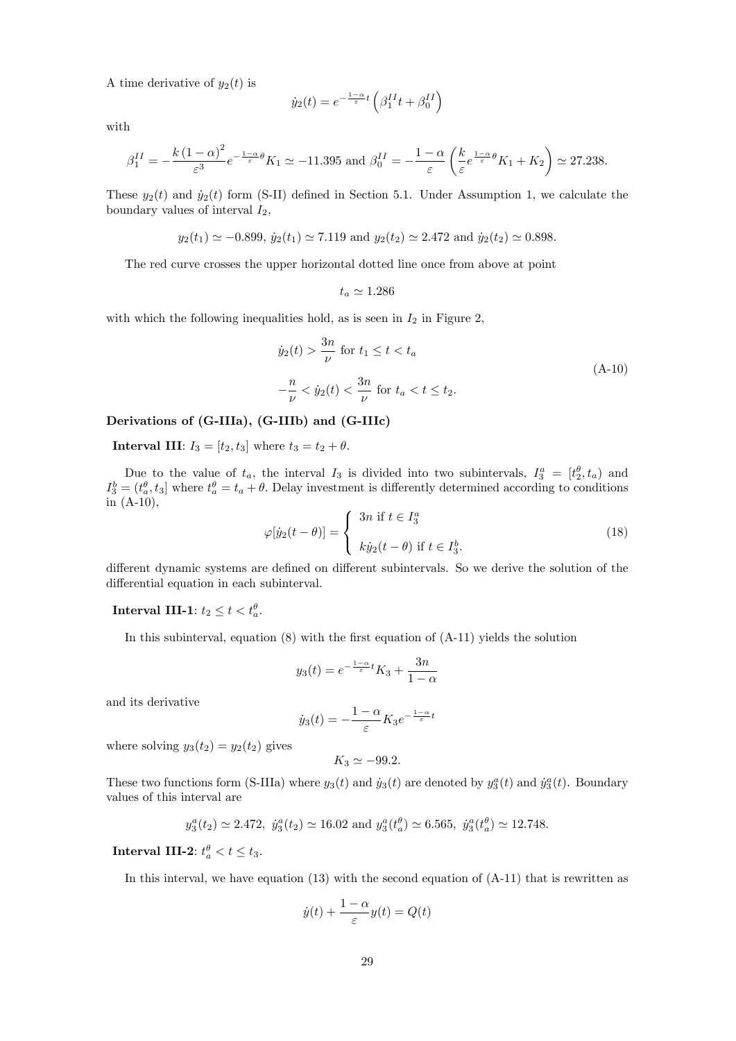A time derivative of $y_2(t)$ is

$$\dot{y}_2(t) = e^{-\frac{1-\alpha}{\varepsilon}t}\left(\beta_1^{II}t + \beta_0^{II}\right)$$

with

$$\beta_1^{II} = -\frac{k\,(1-\alpha)^2}{\varepsilon^3}e^{-\frac{1-\alpha}{\varepsilon}\theta}K_1 \simeq -11.395 \text{ and } \beta_0^{II} = -\frac{1-\alpha}{\varepsilon}\left(\frac{k}{\varepsilon}e^{\frac{1-\alpha}{\varepsilon}\theta}K_1 + K_2\right) \simeq 27.238.$$

These $y_2(t)$ and $\dot{y}_2(t)$ form (S-II) defined in Section 5.1. Under Assumption 1, we calculate the boundary values of interval $I_2$,

$$y_2(t_1) \simeq -0.899,\ \dot{y}_2(t_1) \simeq 7.119 \text{ and } y_2(t_2) \simeq 2.472 \text{ and } \dot{y}_2(t_2) \simeq 0.898.$$

The red curve crosses the upper horizontal dotted line once from above at point

$$t_a \simeq 1.286$$

with which the following inequalities hold, as is seen in $I_2$ in Figure 2,

$$\begin{aligned} &\dot{y}_2(t) > \frac{3n}{\nu} \text{ for } t_1 \leq t < t_a \\ &-\frac{n}{\nu} < \dot{y}_2(t) < \frac{3n}{\nu} \text{ for } t_a < t \leq t_2. \end{aligned} \tag{A-10}$$

**Derivations of (G-IIIa), (G-IIIb) and (G-IIIc)**

**Interval III**: $I_3 = [t_2, t_3]$ where $t_3 = t_2 + \theta$.

Due to the value of $t_a$, the interval $I_3$ is divided into two subintervals, $I_3^a = [t_2^\theta, t_a)$ and $I_3^b = (t_a^\theta, t_3]$ where $t_a^\theta = t_a + \theta$. Delay investment is differently determined according to conditions in (A-10),

$$\varphi[\dot{y}_2(t-\theta)] = \begin{cases} 3n \text{ if } t \in I_3^a \\ \\ k\dot{y}_2(t-\theta) \text{ if } t \in I_3^b. \end{cases} \tag{18}$$

different dynamic systems are defined on different subintervals. So we derive the solution of the differential equation in each subinterval.

**Interval III-1**: $t_2 \leq t < t_a^\theta$.

In this subinterval, equation (8) with the first equation of (A-11) yields the solution

$$y_3(t) = e^{-\frac{1-\alpha}{\varepsilon}t}K_3 + \frac{3n}{1-\alpha}$$

and its derivative

$$\dot{y}_3(t) = -\frac{1-\alpha}{\varepsilon}K_3 e^{-\frac{1-\alpha}{\varepsilon}t}$$

where solving $y_3(t_2) = y_2(t_2)$ gives

$$K_3 \simeq -99.2.$$

These two functions form (S-IIIa) where $y_3(t)$ and $\dot{y}_3(t)$ are denoted by $y_3^a(t)$ and $\dot{y}_3^a(t)$. Boundary values of this interval are

$$y_3^a(t_2) \simeq 2.472,\ \dot{y}_3^a(t_2) \simeq 16.02 \text{ and } y_3^a(t_a^\theta) \simeq 6.565,\ \dot{y}_3^a(t_a^\theta) \simeq 12.748.$$

**Interval III-2**: $t_a^\theta < t \leq t_3$.

In this interval, we have equation (13) with the second equation of (A-11) that is rewritten as

$$\dot{y}(t) + \frac{1-\alpha}{\varepsilon}y(t) = Q(t)$$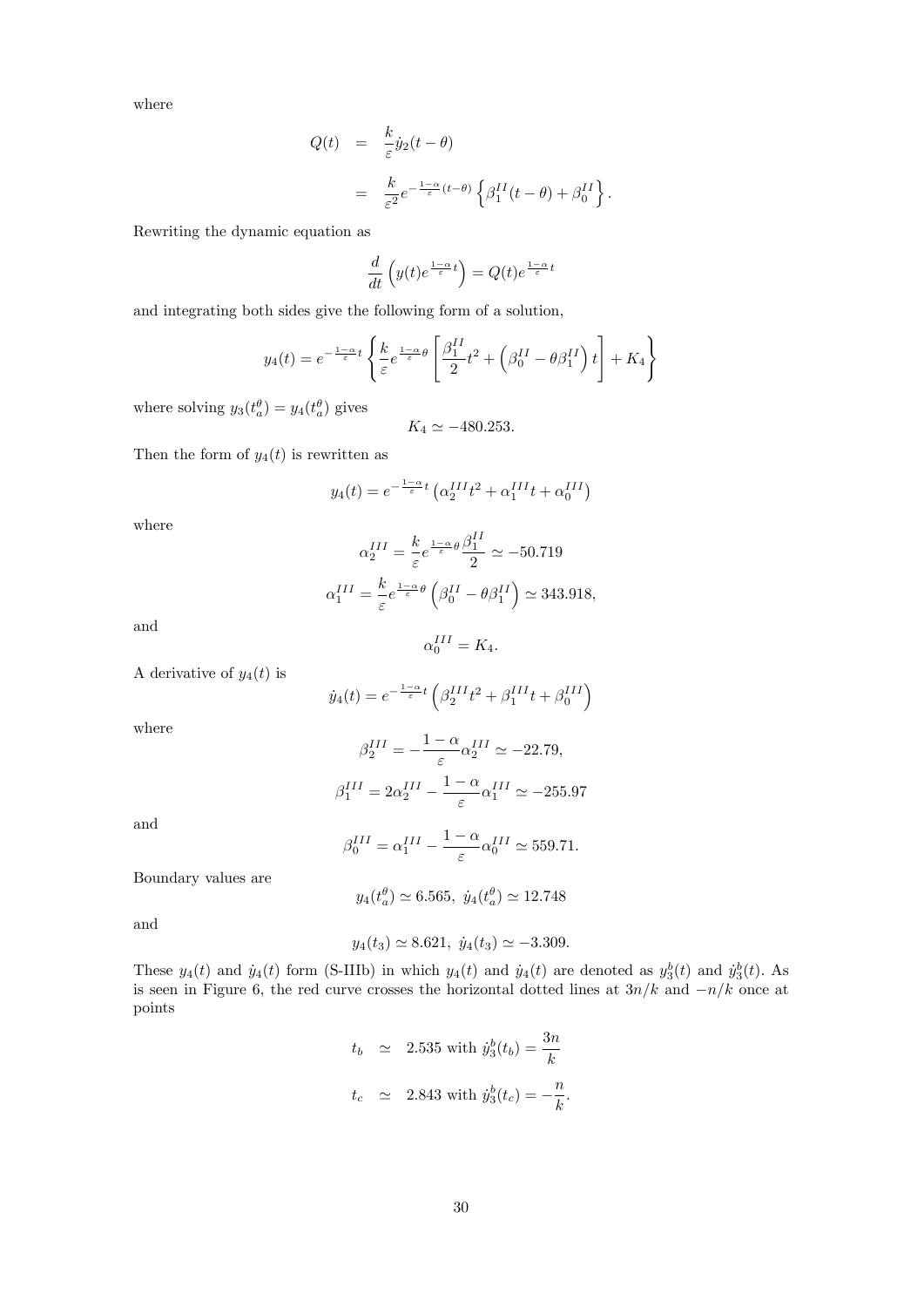where

$$
\begin{aligned}
Q(t) &= \frac{k}{\varepsilon}\dot{y}_2(t-\theta) \\
&= \frac{k}{\varepsilon^2}e^{-\frac{1-\alpha}{\varepsilon}(t-\theta)}\left\{\beta_1^{II}(t-\theta)+\beta_0^{II}\right\}.
\end{aligned}
$$

Rewriting the dynamic equation as

$$
\frac{d}{dt}\left(y(t)e^{\frac{1-\alpha}{\varepsilon}t}\right) = Q(t)e^{\frac{1-\alpha}{\varepsilon}t}
$$

and integrating both sides give the following form of a solution,

$$
y_4(t) = e^{-\frac{1-\alpha}{\varepsilon}t}\left\{\frac{k}{\varepsilon}e^{\frac{1-\alpha}{\varepsilon}\theta}\left[\frac{\beta_1^{II}}{2}t^2+\left(\beta_0^{II}-\theta\beta_1^{II}\right)t\right]+K_4\right\}
$$

where solving $y_3(t_a^\theta) = y_4(t_a^\theta)$ gives

$$
K_4 \simeq -480.253.
$$

Then the form of $y_4(t)$ is rewritten as

$$
y_4(t) = e^{-\frac{1-\alpha}{\varepsilon}t}\left(\alpha_2^{III}t^2+\alpha_1^{III}t+\alpha_0^{III}\right)
$$

where

$$
\alpha_2^{III} = \frac{k}{\varepsilon}e^{\frac{1-\alpha}{\varepsilon}\theta}\frac{\beta_1^{II}}{2} \simeq -50.719
$$

$$
\alpha_1^{III} = \frac{k}{\varepsilon}e^{\frac{1-\alpha}{\varepsilon}\theta}\left(\beta_0^{II}-\theta\beta_1^{II}\right) \simeq 343.918,
$$

and

$$
\alpha_0^{III} = K_4.
$$

A derivative of $y_4(t)$ is

$$
\dot{y}_4(t) = e^{-\frac{1-\alpha}{\varepsilon}t}\left(\beta_2^{III}t^2+\beta_1^{III}t+\beta_0^{III}\right)
$$

where

$$
\beta_2^{III} = -\frac{1-\alpha}{\varepsilon}\alpha_2^{III} \simeq -22.79,
$$

$$
\beta_1^{III} = 2\alpha_2^{III}-\frac{1-\alpha}{\varepsilon}\alpha_1^{III} \simeq -255.97
$$

and

$$
\beta_0^{III} = \alpha_1^{III}-\frac{1-\alpha}{\varepsilon}\alpha_0^{III} \simeq 559.71.
$$

Boundary values are

$$
y_4(t_a^\theta) \simeq 6.565,\ \dot{y}_4(t_a^\theta) \simeq 12.748
$$

and

$$
y_4(t_3) \simeq 8.621,\ \dot{y}_4(t_3) \simeq -3.309.
$$

These $y_4(t)$ and $\dot{y}_4(t)$ form (S-IIIb) in which $y_4(t)$ and $\dot{y}_4(t)$ are denoted as $y_3^b(t)$ and $\dot{y}_3^b(t)$. As is seen in Figure 6, the red curve crosses the horizontal dotted lines at $3n/k$ and $-n/k$ once at points

$$
\begin{aligned}
t_b &\simeq 2.535 \text{ with } \dot{y}_3^b(t_b) = \frac{3n}{k} \\
t_c &\simeq 2.843 \text{ with } \dot{y}_3^b(t_c) = -\frac{n}{k}.
\end{aligned}
$$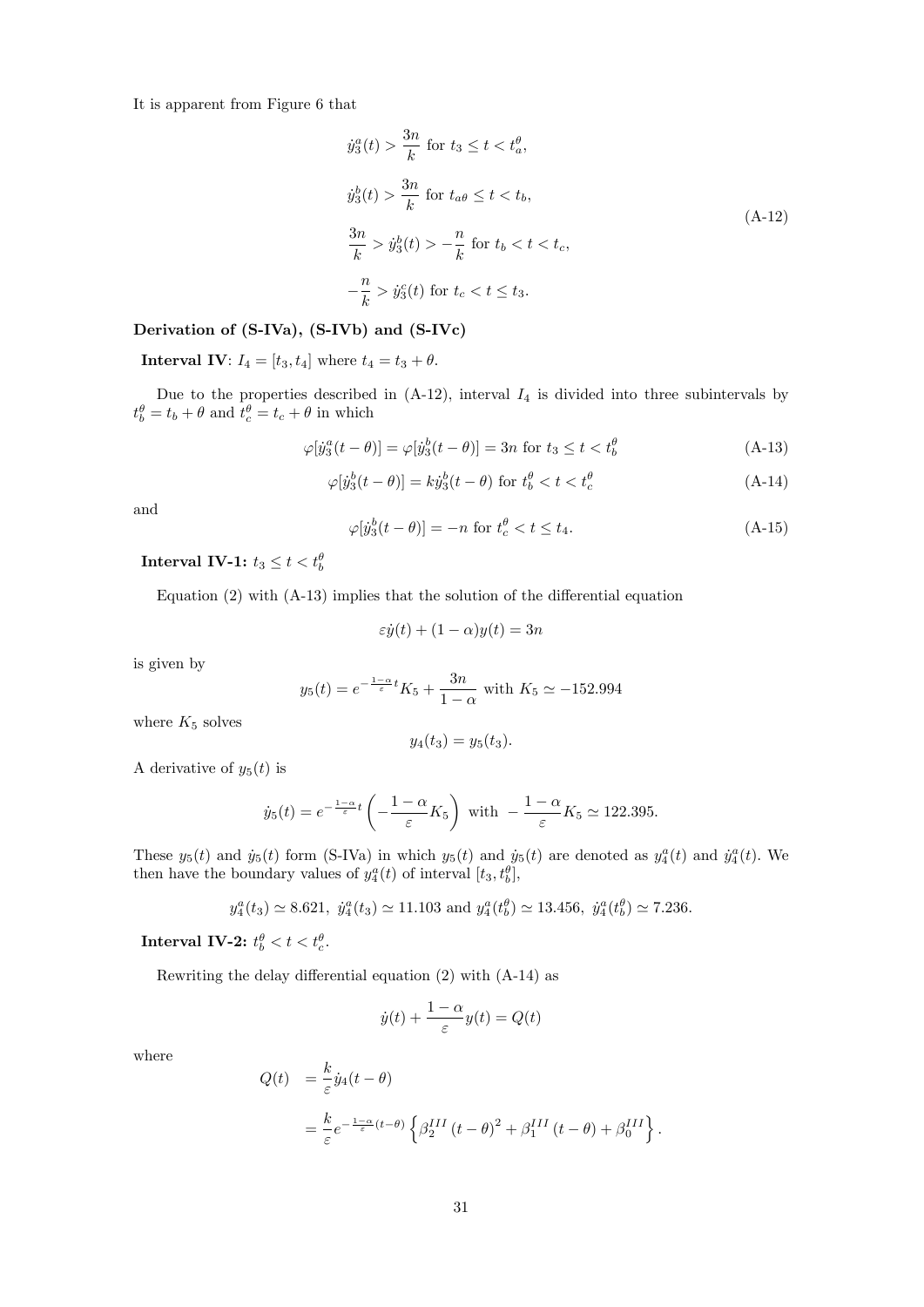It is apparent from Figure 6 that

$$
\begin{aligned}
&\dot{y}_3^a(t) > \frac{3n}{k} \text{ for } t_3 \le t < t_a^\theta, \\
&\dot{y}_3^b(t) > \frac{3n}{k} \text{ for } t_{a\theta} \le t < t_b, \\
&\frac{3n}{k} > \dot{y}_3^b(t) > -\frac{n}{k} \text{ for } t_b < t < t_c, \\
&-\frac{n}{k} > \dot{y}_3^c(t) \text{ for } t_c < t \le t_3.
\end{aligned}
\tag{A-12}
$$

**Derivation of (S-IVa), (S-IVb) and (S-IVc)**

**Interval IV**: $I_4 = [t_3, t_4]$ where $t_4 = t_3 + \theta$.

Due to the properties described in (A-12), interval $I_4$ is divided into three subintervals by $t_b^\theta = t_b + \theta$ and $t_c^\theta = t_c + \theta$ in which

$$
\varphi[\dot{y}_3^a(t-\theta)] = \varphi[\dot{y}_3^b(t-\theta)] = 3n \text{ for } t_3 \le t < t_b^\theta \tag{A-13}
$$

$$
\varphi[\dot{y}_3^b(t-\theta)] = k\dot{y}_3^b(t-\theta) \text{ for } t_b^\theta < t < t_c^\theta \tag{A-14}
$$

and

$$
\varphi[\dot{y}_3^b(t-\theta)] = -n \text{ for } t_c^\theta < t \le t_4. \tag{A-15}
$$

**Interval IV-1:** $t_3 \le t < t_b^\theta$

Equation (2) with (A-13) implies that the solution of the differential equation

$$
\varepsilon\dot{y}(t) + (1-\alpha)y(t) = 3n
$$

is given by

$$
y_5(t) = e^{-\frac{1-\alpha}{\varepsilon}t}K_5 + \frac{3n}{1-\alpha} \text{ with } K_5 \simeq -152.994
$$

where $K_5$ solves

$$
y_4(t_3) = y_5(t_3).
$$

A derivative of $y_5(t)$ is

$$
\dot{y}_5(t) = e^{-\frac{1-\alpha}{\varepsilon}t}\left(-\frac{1-\alpha}{\varepsilon}K_5\right) \text{ with } -\frac{1-\alpha}{\varepsilon}K_5 \simeq 122.395.
$$

These $y_5(t)$ and $\dot{y}_5(t)$ form (S-IVa) in which $y_5(t)$ and $\dot{y}_5(t)$ are denoted as $y_4^a(t)$ and $\dot{y}_4^a(t)$. We then have the boundary values of $y_4^a(t)$ of interval $[t_3, t_b^\theta]$,

$$
y_4^a(t_3) \simeq 8.621,\ \dot{y}_4^a(t_3) \simeq 11.103 \text{ and } y_4^a(t_b^\theta) \simeq 13.456,\ \dot{y}_4^a(t_b^\theta) \simeq 7.236.
$$

**Interval IV-2:** $t_b^\theta < t < t_c^\theta$.

Rewriting the delay differential equation (2) with (A-14) as

$$
\dot{y}(t) + \frac{1-\alpha}{\varepsilon}y(t) = Q(t)
$$

where

$$
\begin{aligned}
Q(t) &= \frac{k}{\varepsilon}\dot{y}_4(t-\theta) \\
&= \frac{k}{\varepsilon}e^{-\frac{1-\alpha}{\varepsilon}(t-\theta)}\left\{\beta_2^{III}(t-\theta)^2 + \beta_1^{III}(t-\theta) + \beta_0^{III}\right\}.
\end{aligned}
$$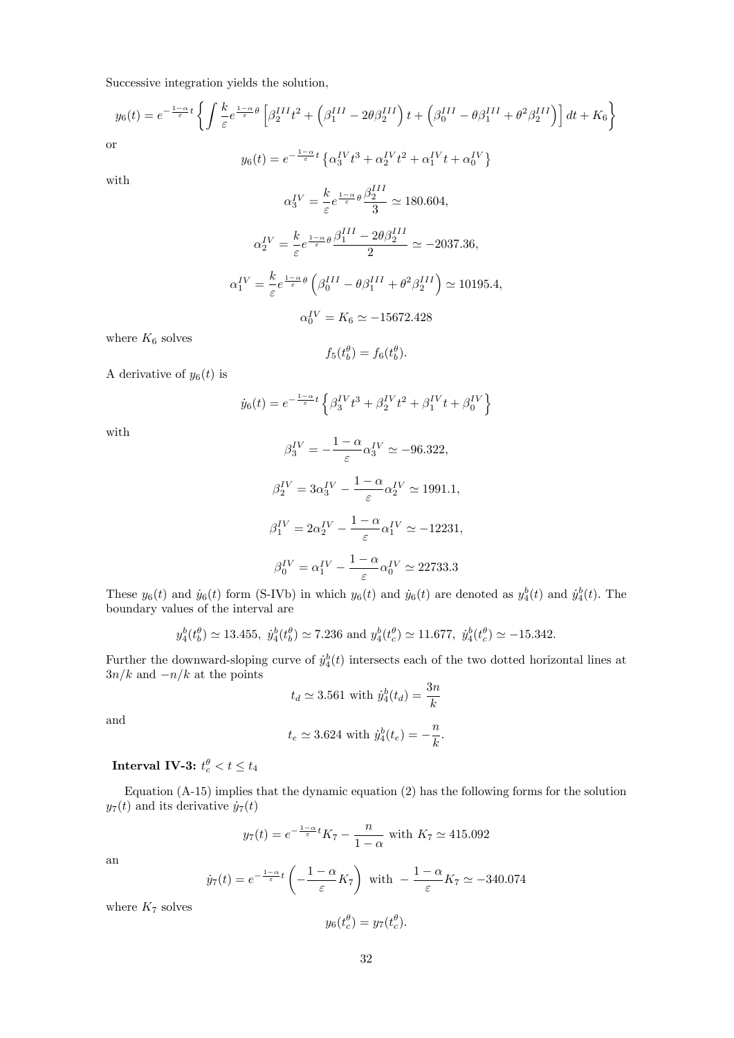Successive integration yields the solution,

$$y_6(t) = e^{-\frac{1-\alpha}{\varepsilon}t}\left\{\int \frac{k}{\varepsilon}e^{\frac{1-\alpha}{\varepsilon}\theta}\left[\beta_2^{III}t^2 + \left(\beta_1^{III} - 2\theta\beta_2^{III}\right)t + \left(\beta_0^{III} - \theta\beta_1^{III} + \theta^2\beta_2^{III}\right)\right]dt + K_6\right\}$$

or

$$y_6(t) = e^{-\frac{1-\alpha}{\varepsilon}t}\left\{\alpha_3^{IV}t^3 + \alpha_2^{IV}t^2 + \alpha_1^{IV}t + \alpha_0^{IV}\right\}$$

with

$$\alpha_3^{IV} = \frac{k}{\varepsilon}e^{\frac{1-\alpha}{\varepsilon}\theta}\frac{\beta_2^{III}}{3} \simeq 180.604,$$

$$\alpha_2^{IV} = \frac{k}{\varepsilon}e^{\frac{1-\alpha}{\varepsilon}\theta}\frac{\beta_1^{III} - 2\theta\beta_2^{III}}{2} \simeq -2037.36,$$

$$\alpha_1^{IV} = \frac{k}{\varepsilon}e^{\frac{1-\alpha}{\varepsilon}\theta}\left(\beta_0^{III} - \theta\beta_1^{III} + \theta^2\beta_2^{III}\right) \simeq 10195.4,$$

$$\alpha_0^{IV} = K_6 \simeq -15672.428$$

where $K_6$ solves

$$f_5(t_b^\theta) = f_6(t_b^\theta).$$

A derivative of $y_6(t)$ is

$$\dot{y}_6(t) = e^{-\frac{1-\alpha}{\varepsilon}t}\left\{\beta_3^{IV}t^3 + \beta_2^{IV}t^2 + \beta_1^{IV}t + \beta_0^{IV}\right\}$$

with

$$\beta_3^{IV} = -\frac{1-\alpha}{\varepsilon}\alpha_3^{IV} \simeq -96.322,$$

$$\beta_2^{IV} = 3\alpha_3^{IV} - \frac{1-\alpha}{\varepsilon}\alpha_2^{IV} \simeq 1991.1,$$

$$\beta_1^{IV} = 2\alpha_2^{IV} - \frac{1-\alpha}{\varepsilon}\alpha_1^{IV} \simeq -12231,$$

$$\beta_0^{IV} = \alpha_1^{IV} - \frac{1-\alpha}{\varepsilon}\alpha_0^{IV} \simeq 22733.3$$

These $y_6(t)$ and $\dot{y}_6(t)$ form (S-IVb) in which $y_6(t)$ and $\dot{y}_6(t)$ are denoted as $y_4^b(t)$ and $\dot{y}_4^b(t)$. The boundary values of the interval are

$$y_4^b(t_b^\theta) \simeq 13.455,\ \dot{y}_4^b(t_b^\theta) \simeq 7.236 \text{ and } y_4^b(t_c^\theta) \simeq 11.677,\ \dot{y}_4^b(t_c^\theta) \simeq -15.342.$$

Further the downward-sloping curve of $\dot{y}_4^b(t)$ intersects each of the two dotted horizontal lines at $3n/k$ and $-n/k$ at the points

$$t_d \simeq 3.561 \text{ with } \dot{y}_4^b(t_d) = \frac{3n}{k}$$

and

$$t_e \simeq 3.624 \text{ with } \dot{y}_4^b(t_e) = -\frac{n}{k}.$$

**Interval IV-3:** $t_c^\theta < t \leq t_4$

Equation (A-15) implies that the dynamic equation (2) has the following forms for the solution $y_7(t)$ and its derivative $\dot{y}_7(t)$

$$y_7(t) = e^{-\frac{1-\alpha}{\varepsilon}t}K_7 - \frac{n}{1-\alpha} \text{ with } K_7 \simeq 415.092$$

an

$$\dot{y}_7(t) = e^{-\frac{1-\alpha}{\varepsilon}t}\left(-\frac{1-\alpha}{\varepsilon}K_7\right) \text{ with } -\frac{1-\alpha}{\varepsilon}K_7 \simeq -340.074$$

where $K_7$ solves

$$y_6(t_c^\theta) = y_7(t_c^\theta).$$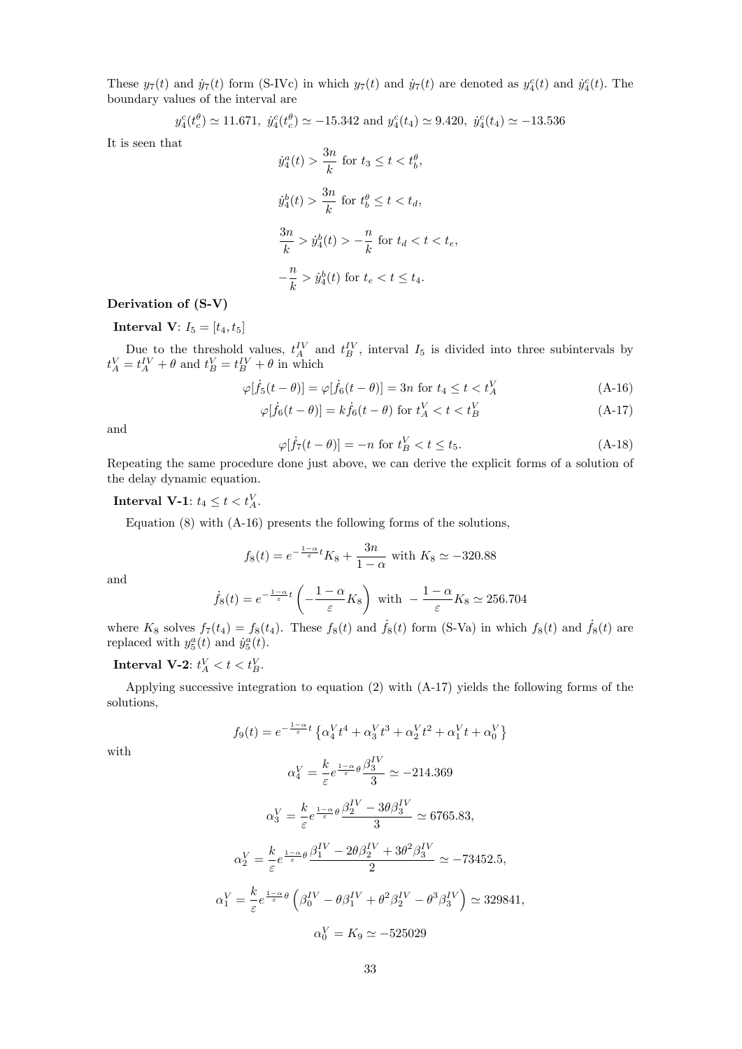These $y_7(t)$ and $\dot{y}_7(t)$ form (S-IVc) in which $y_7(t)$ and $\dot{y}_7(t)$ are denoted as $y_4^c(t)$ and $\dot{y}_4^c(t)$. The boundary values of the interval are

$$y_4^c(t_c^\theta) \simeq 11.671,\ \dot{y}_4^c(t_c^\theta) \simeq -15.342 \text{ and } y_4^c(t_4) \simeq 9.420,\ \dot{y}_4^c(t_4) \simeq -13.536$$

It is seen that

$$\dot{y}_4^a(t) > \frac{3n}{k} \text{ for } t_3 \leq t < t_b^\theta,$$

$$\dot{y}_4^b(t) > \frac{3n}{k} \text{ for } t_b^\theta \leq t < t_d,$$

$$\frac{3n}{k} > \dot{y}_4^b(t) > -\frac{n}{k} \text{ for } t_d < t < t_e,$$

$$-\frac{n}{k} > \dot{y}_4^b(t) \text{ for } t_e < t \leq t_4.$$

**Derivation of (S-V)**

**Interval V**: $I_5 = [t_4, t_5]$

Due to the threshold values, $t_A^{IV}$ and $t_B^{IV}$, interval $I_5$ is divided into three subintervals by $t_A^V = t_A^{IV} + \theta$ and $t_B^V = t_B^{IV} + \theta$ in which

$$\varphi[\dot{f}_5(t-\theta)] = \varphi[\dot{f}_6(t-\theta)] = 3n \text{ for } t_4 \leq t < t_A^V \tag{A-16}$$

$$\varphi[\dot{f}_6(t-\theta)] = k\dot{f}_6(t-\theta) \text{ for } t_A^V < t < t_B^V \tag{A-17}$$

and

$$\varphi[\dot{f}_7(t-\theta)] = -n \text{ for } t_B^V < t \leq t_5. \tag{A-18}$$

Repeating the same procedure done just above, we can derive the explicit forms of a solution of the delay dynamic equation.

**Interval V-1**: $t_4 \leq t < t_A^V$.

Equation (8) with (A-16) presents the following forms of the solutions,

$$f_8(t) = e^{-\frac{1-\alpha}{\varepsilon}t} K_8 + \frac{3n}{1-\alpha} \text{ with } K_8 \simeq -320.88$$

and

$$\dot{f}_8(t) = e^{-\frac{1-\alpha}{\varepsilon}t}\left(-\frac{1-\alpha}{\varepsilon}K_8\right) \text{ with } -\frac{1-\alpha}{\varepsilon}K_8 \simeq 256.704$$

where $K_8$ solves $f_7(t_4) = f_8(t_4)$. These $f_8(t)$ and $\dot{f}_8(t)$ form (S-Va) in which $f_8(t)$ and $\dot{f}_8(t)$ are replaced with $y_5^a(t)$ and $\dot{y}_5^a(t)$.

**Interval V-2**: $t_A^V < t < t_B^V$.

Applying successive integration to equation (2) with (A-17) yields the following forms of the solutions,

$$f_9(t) = e^{-\frac{1-\alpha}{\varepsilon}t}\left\{\alpha_4^V t^4 + \alpha_3^V t^3 + \alpha_2^V t^2 + \alpha_1^V t + \alpha_0^V\right\}$$

with

$$\alpha_4^V = \frac{k}{\varepsilon}e^{\frac{1-\alpha}{\varepsilon}\theta}\frac{\beta_3^{IV}}{3} \simeq -214.369$$

$$\alpha_3^V = \frac{k}{\varepsilon}e^{\frac{1-\alpha}{\varepsilon}\theta}\frac{\beta_2^{IV} - 3\theta\beta_3^{IV}}{3} \simeq 6765.83,$$

$$\alpha_2^V = \frac{k}{\varepsilon}e^{\frac{1-\alpha}{\varepsilon}\theta}\frac{\beta_1^{IV} - 2\theta\beta_2^{IV} + 3\theta^2\beta_3^{IV}}{2} \simeq -73452.5,$$

$$\alpha_1^V = \frac{k}{\varepsilon}e^{\frac{1-\alpha}{\varepsilon}\theta}\left(\beta_0^{IV} - \theta\beta_1^{IV} + \theta^2\beta_2^{IV} - \theta^3\beta_3^{IV}\right) \simeq 329841,$$

$$\alpha_0^V = K_9 \simeq -525029$$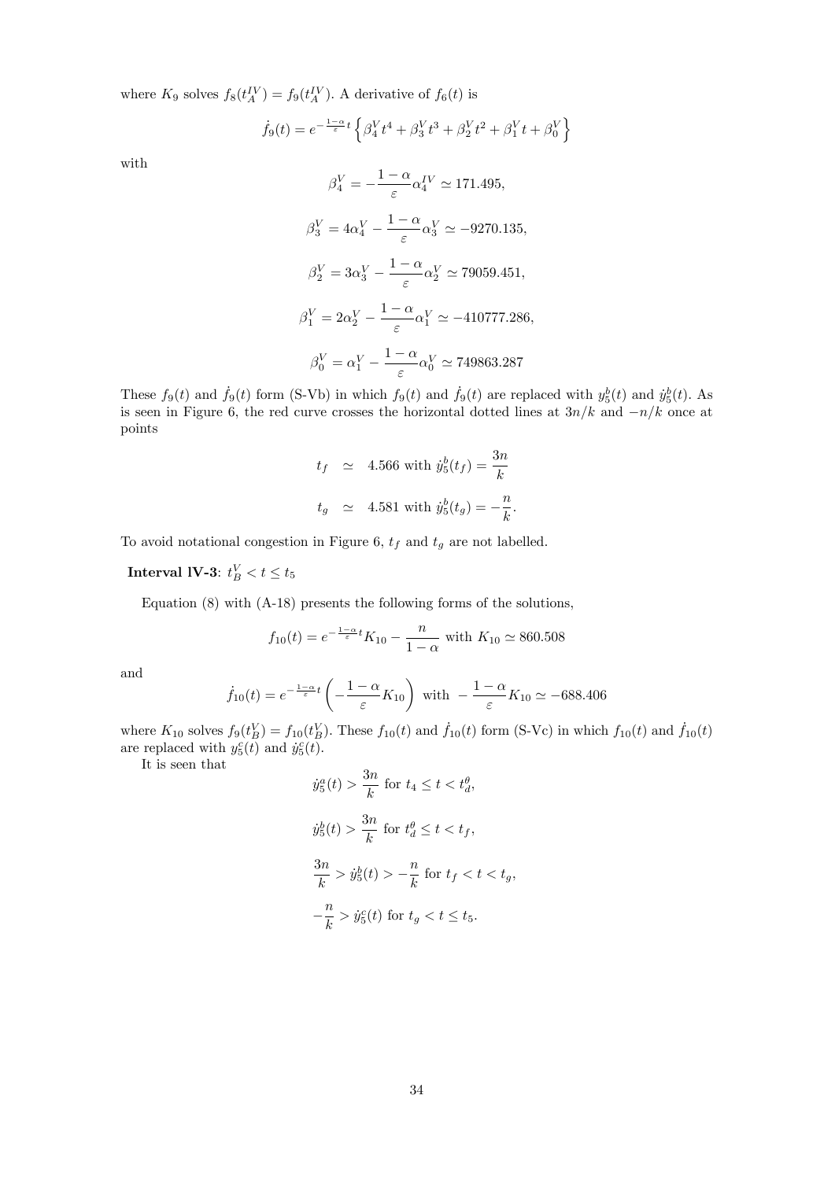where $K_9$ solves $f_8(t_A^{IV}) = f_9(t_A^{IV})$. A derivative of $f_6(t)$ is

$$\dot{f}_9(t) = e^{-\frac{1-\alpha}{\varepsilon}t}\left\{\beta_4^V t^4 + \beta_3^V t^3 + \beta_2^V t^2 + \beta_1^V t + \beta_0^V\right\}$$

with

$$\beta_4^V = -\frac{1-\alpha}{\varepsilon}\alpha_4^{IV} \simeq 171.495,$$

$$\beta_3^V = 4\alpha_4^V - \frac{1-\alpha}{\varepsilon}\alpha_3^V \simeq -9270.135,$$

$$\beta_2^V = 3\alpha_3^V - \frac{1-\alpha}{\varepsilon}\alpha_2^V \simeq 79059.451,$$

$$\beta_1^V = 2\alpha_2^V - \frac{1-\alpha}{\varepsilon}\alpha_1^V \simeq -410777.286,$$

$$\beta_0^V = \alpha_1^V - \frac{1-\alpha}{\varepsilon}\alpha_0^V \simeq 749863.287$$

These $f_9(t)$ and $\dot{f}_9(t)$ form (S-Vb) in which $f_9(t)$ and $\dot{f}_9(t)$ are replaced with $y_5^b(t)$ and $\dot{y}_5^b(t)$. As is seen in Figure 6, the red curve crosses the horizontal dotted lines at $3n/k$ and $-n/k$ once at points

$$t_f \simeq 4.566 \text{ with } \dot{y}_5^b(t_f) = \frac{3n}{k}$$

$$t_g \simeq 4.581 \text{ with } \dot{y}_5^b(t_g) = -\frac{n}{k}.$$

To avoid notational congestion in Figure 6, $t_f$ and $t_g$ are not labelled.

**Interval lV-3**: $t_B^V < t \leq t_5$

Equation (8) with (A-18) presents the following forms of the solutions,

$$f_{10}(t) = e^{-\frac{1-\alpha}{\varepsilon}t}K_{10} - \frac{n}{1-\alpha} \text{ with } K_{10} \simeq 860.508$$

and

$$\dot{f}_{10}(t) = e^{-\frac{1-\alpha}{\varepsilon}t}\left(-\frac{1-\alpha}{\varepsilon}K_{10}\right) \text{ with } -\frac{1-\alpha}{\varepsilon}K_{10} \simeq -688.406$$

where $K_{10}$ solves $f_9(t_B^V) = f_{10}(t_B^V)$. These $f_{10}(t)$ and $\dot{f}_{10}(t)$ form (S-Vc) in which $f_{10}(t)$ and $\dot{f}_{10}(t)$ are replaced with $y_5^c(t)$ and $\dot{y}_5^c(t)$.

It is seen that

$$\dot{y}_5^a(t) > \frac{3n}{k} \text{ for } t_4 \leq t < t_d^\theta,$$

$$\dot{y}_5^b(t) > \frac{3n}{k} \text{ for } t_d^\theta \leq t < t_f,$$

$$\frac{3n}{k} > \dot{y}_5^b(t) > -\frac{n}{k} \text{ for } t_f < t < t_g,$$

$$-\frac{n}{k} > \dot{y}_5^c(t) \text{ for } t_g < t \leq t_5.$$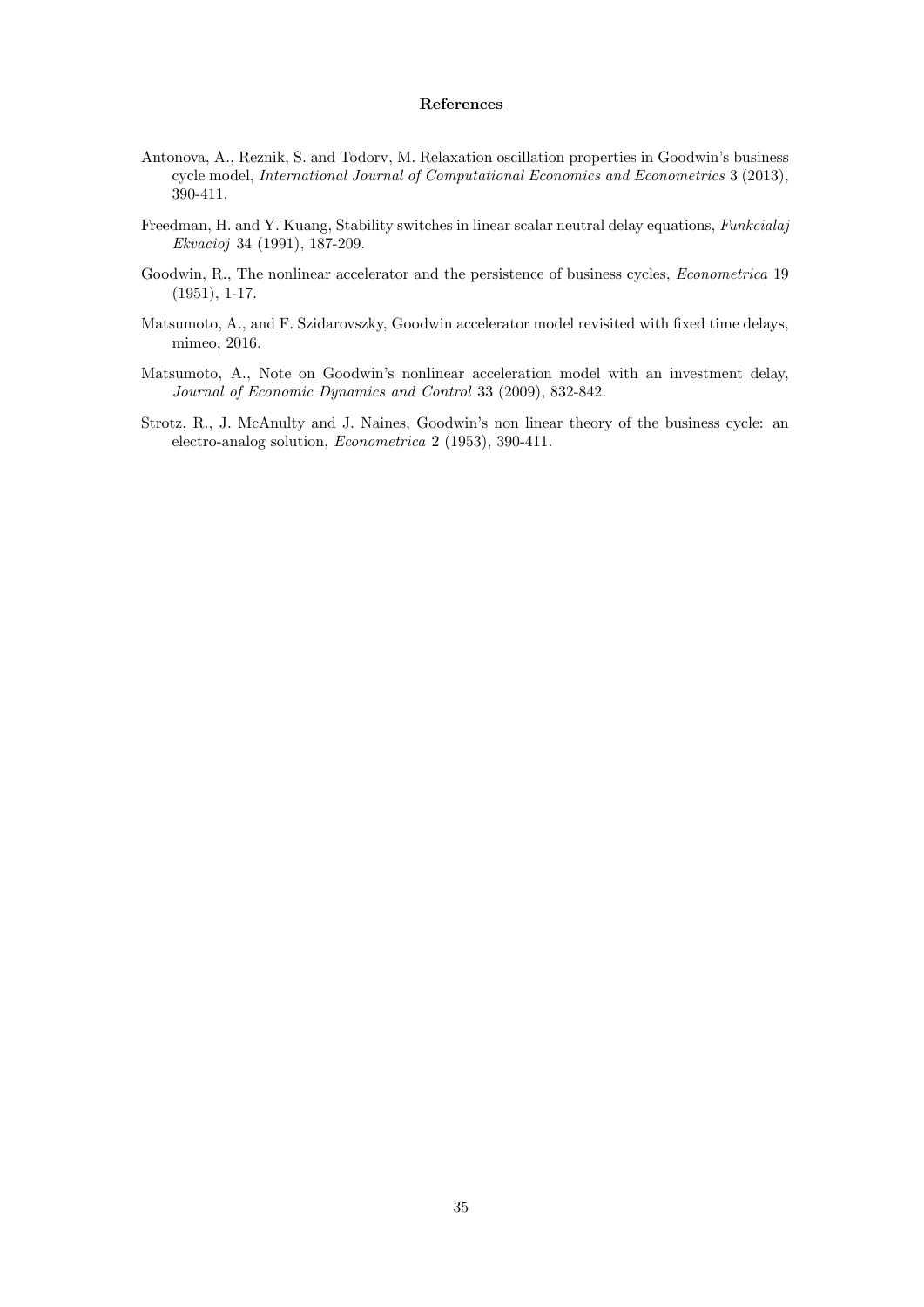# References

Antonova, A., Reznik, S. and Todorv, M. Relaxation oscillation properties in Goodwin's business cycle model, *International Journal of Computational Economics and Econometrics* 3 (2013), 390-411.

Freedman, H. and Y. Kuang, Stability switches in linear scalar neutral delay equations, *Funkcialaj Ekvacioj* 34 (1991), 187-209.

Goodwin, R., The nonlinear accelerator and the persistence of business cycles, *Econometrica* 19 (1951), 1-17.

Matsumoto, A., and F. Szidarovszky, Goodwin accelerator model revisited with fixed time delays, mimeo, 2016.

Matsumoto, A., Note on Goodwin's nonlinear acceleration model with an investment delay, *Journal of Economic Dynamics and Control* 33 (2009), 832-842.

Strotz, R., J. McAnulty and J. Naines, Goodwin's non linear theory of the business cycle: an electro-analog solution, *Econometrica* 2 (1953), 390-411.